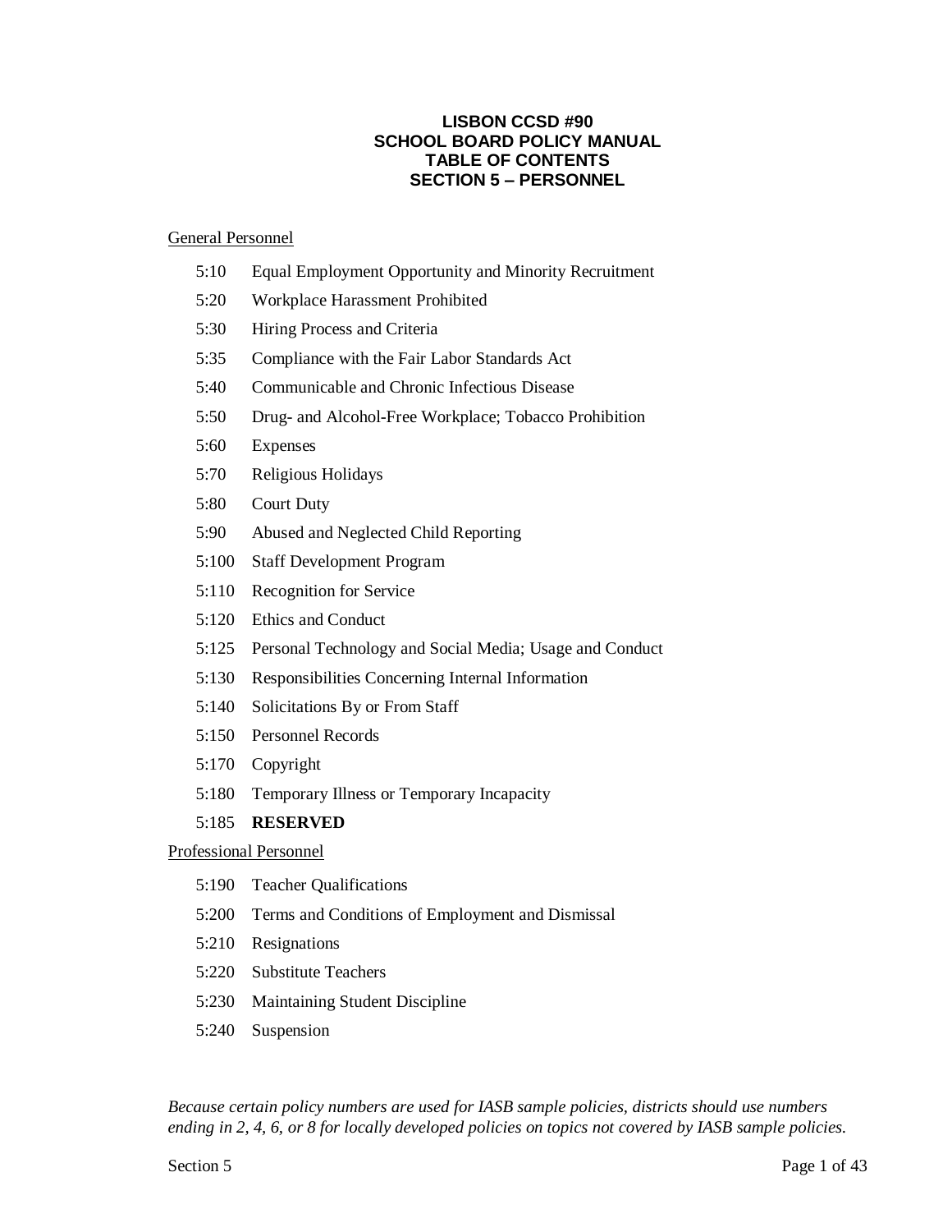# LISBON CCSD #90
# SCHOOL BOARD POLICY MANUAL
# TABLE OF CONTENTS
# SECTION 5 – PERSONNEL

General Personnel

- 5:10 Equal Employment Opportunity and Minority Recruitment
- 5:20 Workplace Harassment Prohibited
- 5:30 Hiring Process and Criteria
- 5:35 Compliance with the Fair Labor Standards Act
- 5:40 Communicable and Chronic Infectious Disease
- 5:50 Drug- and Alcohol-Free Workplace; Tobacco Prohibition
- 5:60 Expenses
- 5:70 Religious Holidays
- 5:80 Court Duty
- 5:90 Abused and Neglected Child Reporting
- 5:100 Staff Development Program
- 5:110 Recognition for Service
- 5:120 Ethics and Conduct
- 5:125 Personal Technology and Social Media; Usage and Conduct
- 5:130 Responsibilities Concerning Internal Information
- 5:140 Solicitations By or From Staff
- 5:150 Personnel Records
- 5:170 Copyright
- 5:180 Temporary Illness or Temporary Incapacity
- 5:185 **RESERVED**

Professional Personnel

- 5:190 Teacher Qualifications
- 5:200 Terms and Conditions of Employment and Dismissal
- 5:210 Resignations
- 5:220 Substitute Teachers
- 5:230 Maintaining Student Discipline
- 5:240 Suspension

*Because certain policy numbers are used for IASB sample policies, districts should use numbers ending in 2, 4, 6, or 8 for locally developed policies on topics not covered by IASB sample policies.*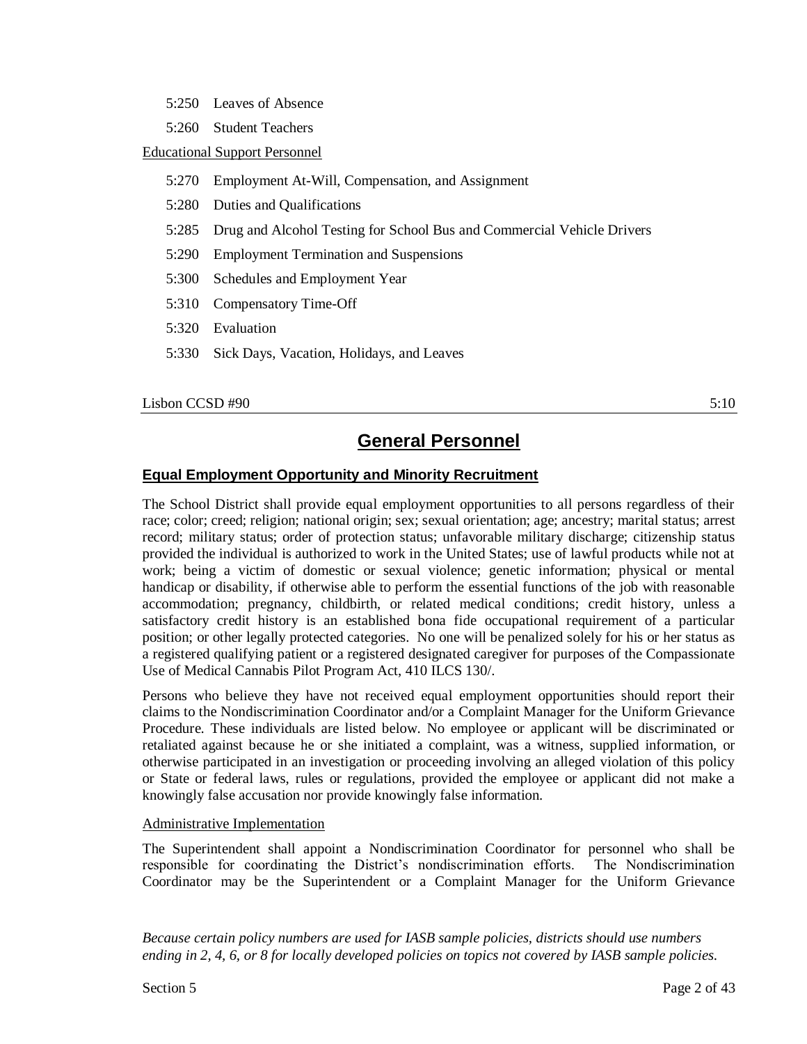5:250 Leaves of Absence

5:260 Student Teachers

Educational Support Personnel

5:270 Employment At-Will, Compensation, and Assignment

5:280 Duties and Qualifications

5:285 Drug and Alcohol Testing for School Bus and Commercial Vehicle Drivers

5:290 Employment Termination and Suspensions

5:300 Schedules and Employment Year

5:310 Compensatory Time-Off

5:320 Evaluation

5:330 Sick Days, Vacation, Holidays, and Leaves

Lisbon CCSD #90 5:10

# General Personnel

## Equal Employment Opportunity and Minority Recruitment

The School District shall provide equal employment opportunities to all persons regardless of their race; color; creed; religion; national origin; sex; sexual orientation; age; ancestry; marital status; arrest record; military status; order of protection status; unfavorable military discharge; citizenship status provided the individual is authorized to work in the United States; use of lawful products while not at work; being a victim of domestic or sexual violence; genetic information; physical or mental handicap or disability, if otherwise able to perform the essential functions of the job with reasonable accommodation; pregnancy, childbirth, or related medical conditions; credit history, unless a satisfactory credit history is an established bona fide occupational requirement of a particular position; or other legally protected categories. No one will be penalized solely for his or her status as a registered qualifying patient or a registered designated caregiver for purposes of the Compassionate Use of Medical Cannabis Pilot Program Act, 410 ILCS 130/.

Persons who believe they have not received equal employment opportunities should report their claims to the Nondiscrimination Coordinator and/or a Complaint Manager for the Uniform Grievance Procedure. These individuals are listed below. No employee or applicant will be discriminated or retaliated against because he or she initiated a complaint, was a witness, supplied information, or otherwise participated in an investigation or proceeding involving an alleged violation of this policy or State or federal laws, rules or regulations, provided the employee or applicant did not make a knowingly false accusation nor provide knowingly false information.

### Administrative Implementation

The Superintendent shall appoint a Nondiscrimination Coordinator for personnel who shall be responsible for coordinating the District's nondiscrimination efforts. The Nondiscrimination Coordinator may be the Superintendent or a Complaint Manager for the Uniform Grievance

*Because certain policy numbers are used for IASB sample policies, districts should use numbers ending in 2, 4, 6, or 8 for locally developed policies on topics not covered by IASB sample policies.*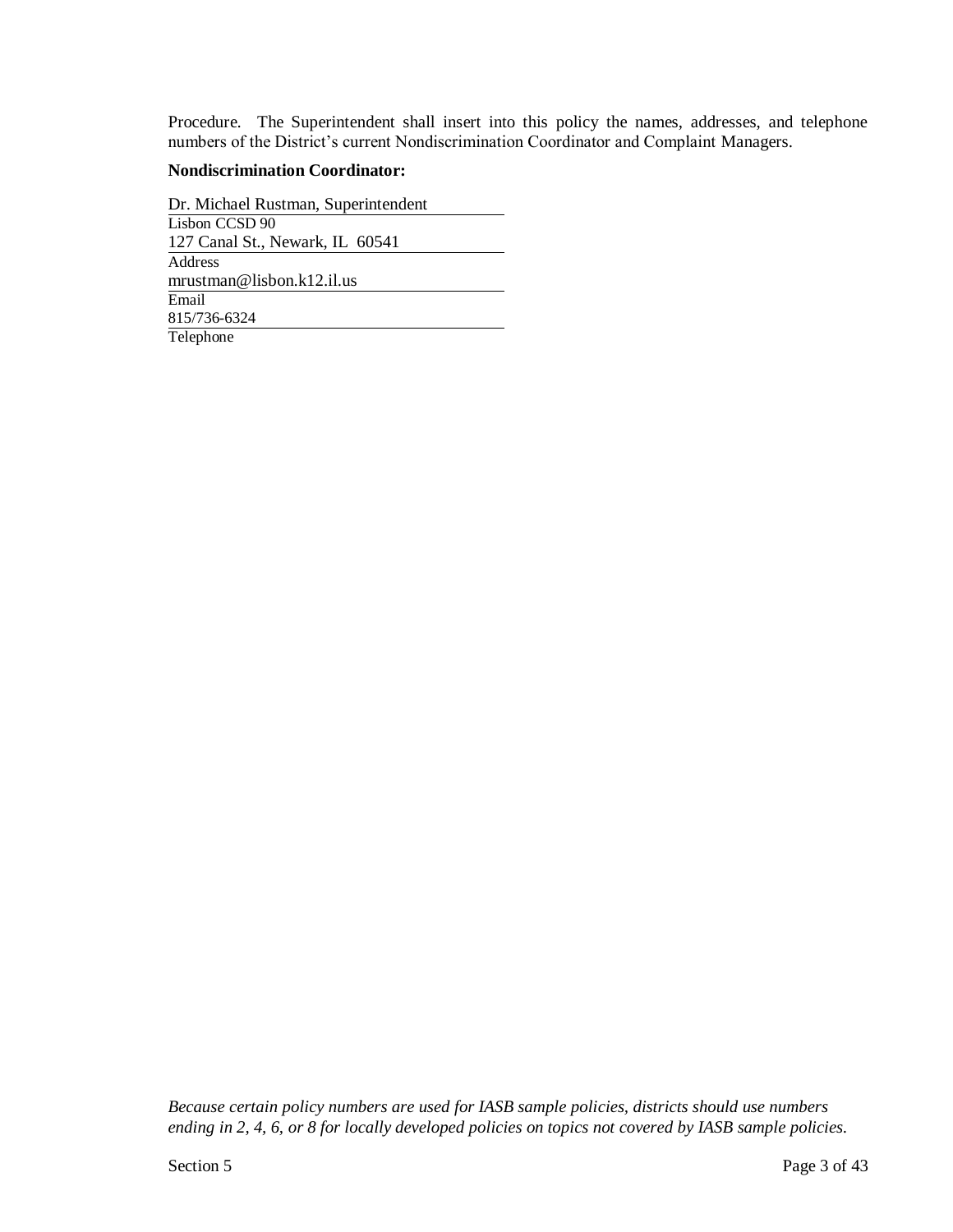Procedure. The Superintendent shall insert into this policy the names, addresses, and telephone numbers of the District's current Nondiscrimination Coordinator and Complaint Managers.

**Nondiscrimination Coordinator:**

Dr. Michael Rustman, Superintendent
Lisbon CCSD 90
127 Canal St., Newark, IL 60541
Address
mrustman@lisbon.k12.il.us
Email
815/736-6324
Telephone

*Because certain policy numbers are used for IASB sample policies, districts should use numbers ending in 2, 4, 6, or 8 for locally developed policies on topics not covered by IASB sample policies.*

Section 5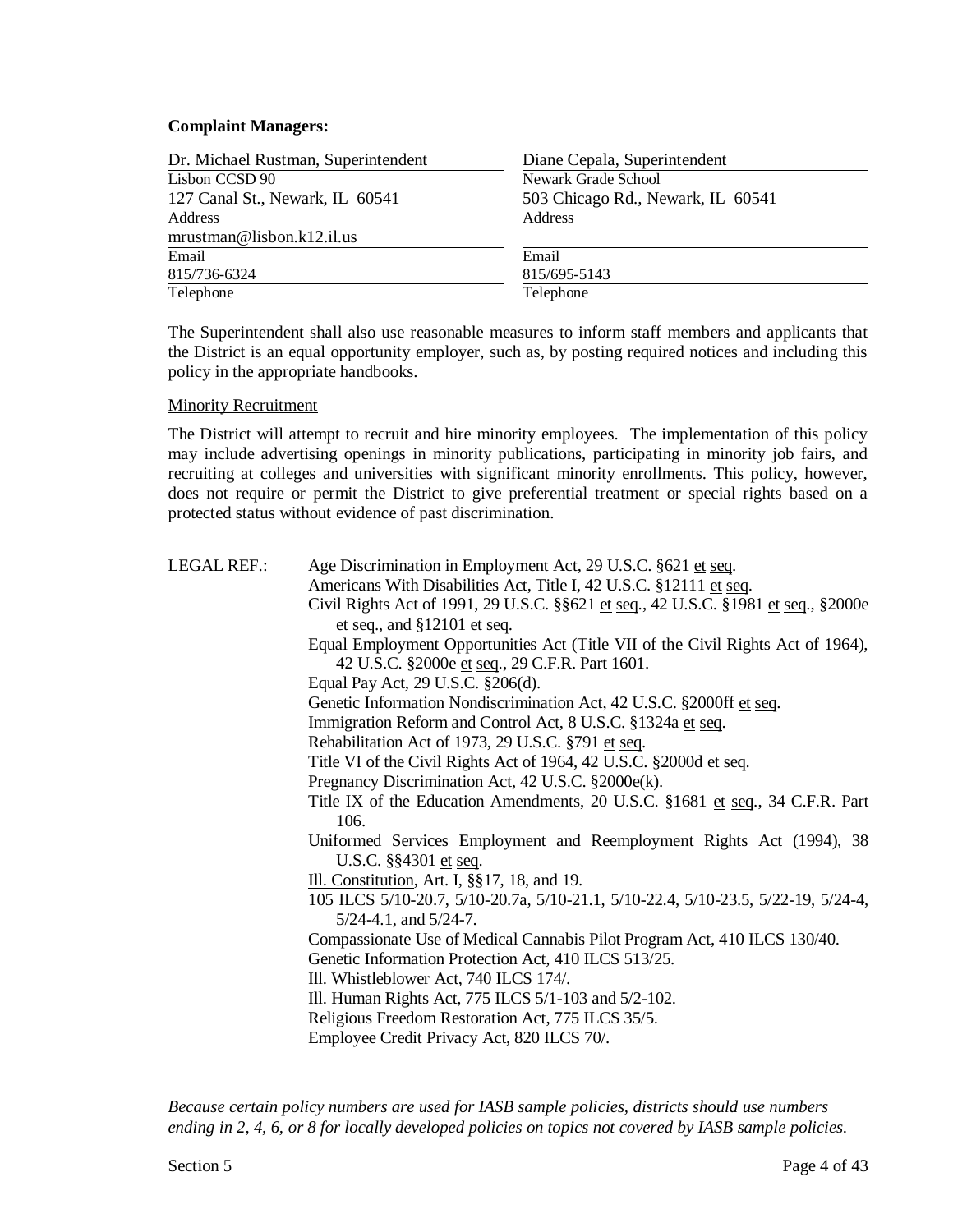**Complaint Managers:**

| | |
|---|---|
| Dr. Michael Rustman, Superintendent | Diane Cepala, Superintendent |
| Lisbon CCSD 90 | Newark Grade School |
| 127 Canal St., Newark, IL 60541 | 503 Chicago Rd., Newark, IL 60541 |
| Address | Address |
| mrustman@lisbon.k12.il.us | |
| Email | Email |
| 815/736-6324 | 815/695-5143 |
| Telephone | Telephone |

The Superintendent shall also use reasonable measures to inform staff members and applicants that the District is an equal opportunity employer, such as, by posting required notices and including this policy in the appropriate handbooks.

Minority Recruitment

The District will attempt to recruit and hire minority employees. The implementation of this policy may include advertising openings in minority publications, participating in minority job fairs, and recruiting at colleges and universities with significant minority enrollments. This policy, however, does not require or permit the District to give preferential treatment or special rights based on a protected status without evidence of past discrimination.

LEGAL REF.:

Age Discrimination in Employment Act, 29 U.S.C. §621 et seq.
Americans With Disabilities Act, Title I, 42 U.S.C. §12111 et seq.
Civil Rights Act of 1991, 29 U.S.C. §§621 et seq., 42 U.S.C. §1981 et seq., §2000e et seq., and §12101 et seq.
Equal Employment Opportunities Act (Title VII of the Civil Rights Act of 1964), 42 U.S.C. §2000e et seq., 29 C.F.R. Part 1601.
Equal Pay Act, 29 U.S.C. §206(d).
Genetic Information Nondiscrimination Act, 42 U.S.C. §2000ff et seq.
Immigration Reform and Control Act, 8 U.S.C. §1324a et seq.
Rehabilitation Act of 1973, 29 U.S.C. §791 et seq.
Title VI of the Civil Rights Act of 1964, 42 U.S.C. §2000d et seq.
Pregnancy Discrimination Act, 42 U.S.C. §2000e(k).
Title IX of the Education Amendments, 20 U.S.C. §1681 et seq., 34 C.F.R. Part 106.
Uniformed Services Employment and Reemployment Rights Act (1994), 38 U.S.C. §§4301 et seq.
Ill. Constitution, Art. I, §§17, 18, and 19.
105 ILCS 5/10-20.7, 5/10-20.7a, 5/10-21.1, 5/10-22.4, 5/10-23.5, 5/22-19, 5/24-4, 5/24-4.1, and 5/24-7.
Compassionate Use of Medical Cannabis Pilot Program Act, 410 ILCS 130/40.
Genetic Information Protection Act, 410 ILCS 513/25.
Ill. Whistleblower Act, 740 ILCS 174/.
Ill. Human Rights Act, 775 ILCS 5/1-103 and 5/2-102.
Religious Freedom Restoration Act, 775 ILCS 35/5.
Employee Credit Privacy Act, 820 ILCS 70/.

*Because certain policy numbers are used for IASB sample policies, districts should use numbers ending in 2, 4, 6, or 8 for locally developed policies on topics not covered by IASB sample policies.*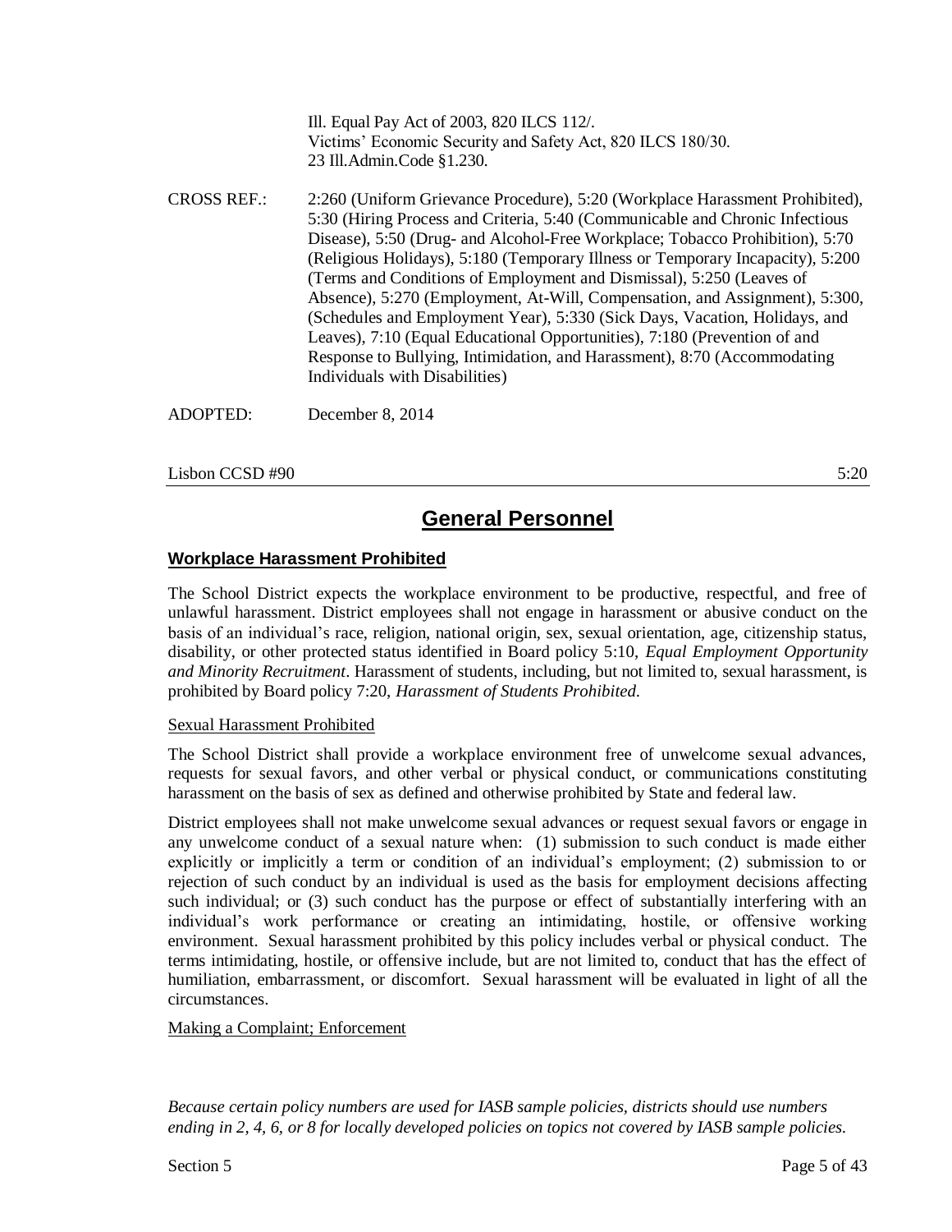Ill. Equal Pay Act of 2003, 820 ILCS 112/.
Victims' Economic Security and Safety Act, 820 ILCS 180/30.
23 Ill.Admin.Code §1.230.

CROSS REF.: 2:260 (Uniform Grievance Procedure), 5:20 (Workplace Harassment Prohibited), 5:30 (Hiring Process and Criteria, 5:40 (Communicable and Chronic Infectious Disease), 5:50 (Drug- and Alcohol-Free Workplace; Tobacco Prohibition), 5:70 (Religious Holidays), 5:180 (Temporary Illness or Temporary Incapacity), 5:200 (Terms and Conditions of Employment and Dismissal), 5:250 (Leaves of Absence), 5:270 (Employment, At-Will, Compensation, and Assignment), 5:300, (Schedules and Employment Year), 5:330 (Sick Days, Vacation, Holidays, and Leaves), 7:10 (Equal Educational Opportunities), 7:180 (Prevention of and Response to Bullying, Intimidation, and Harassment), 8:70 (Accommodating Individuals with Disabilities)

ADOPTED: December 8, 2014

Lisbon CCSD #90 5:20

# General Personnel

## Workplace Harassment Prohibited

The School District expects the workplace environment to be productive, respectful, and free of unlawful harassment. District employees shall not engage in harassment or abusive conduct on the basis of an individual's race, religion, national origin, sex, sexual orientation, age, citizenship status, disability, or other protected status identified in Board policy 5:10, *Equal Employment Opportunity and Minority Recruitment*. Harassment of students, including, but not limited to, sexual harassment, is prohibited by Board policy 7:20, *Harassment of Students Prohibited*.

### Sexual Harassment Prohibited

The School District shall provide a workplace environment free of unwelcome sexual advances, requests for sexual favors, and other verbal or physical conduct, or communications constituting harassment on the basis of sex as defined and otherwise prohibited by State and federal law.

District employees shall not make unwelcome sexual advances or request sexual favors or engage in any unwelcome conduct of a sexual nature when: (1) submission to such conduct is made either explicitly or implicitly a term or condition of an individual's employment; (2) submission to or rejection of such conduct by an individual is used as the basis for employment decisions affecting such individual; or (3) such conduct has the purpose or effect of substantially interfering with an individual's work performance or creating an intimidating, hostile, or offensive working environment. Sexual harassment prohibited by this policy includes verbal or physical conduct. The terms intimidating, hostile, or offensive include, but are not limited to, conduct that has the effect of humiliation, embarrassment, or discomfort. Sexual harassment will be evaluated in light of all the circumstances.

### Making a Complaint; Enforcement

*Because certain policy numbers are used for IASB sample policies, districts should use numbers ending in 2, 4, 6, or 8 for locally developed policies on topics not covered by IASB sample policies.*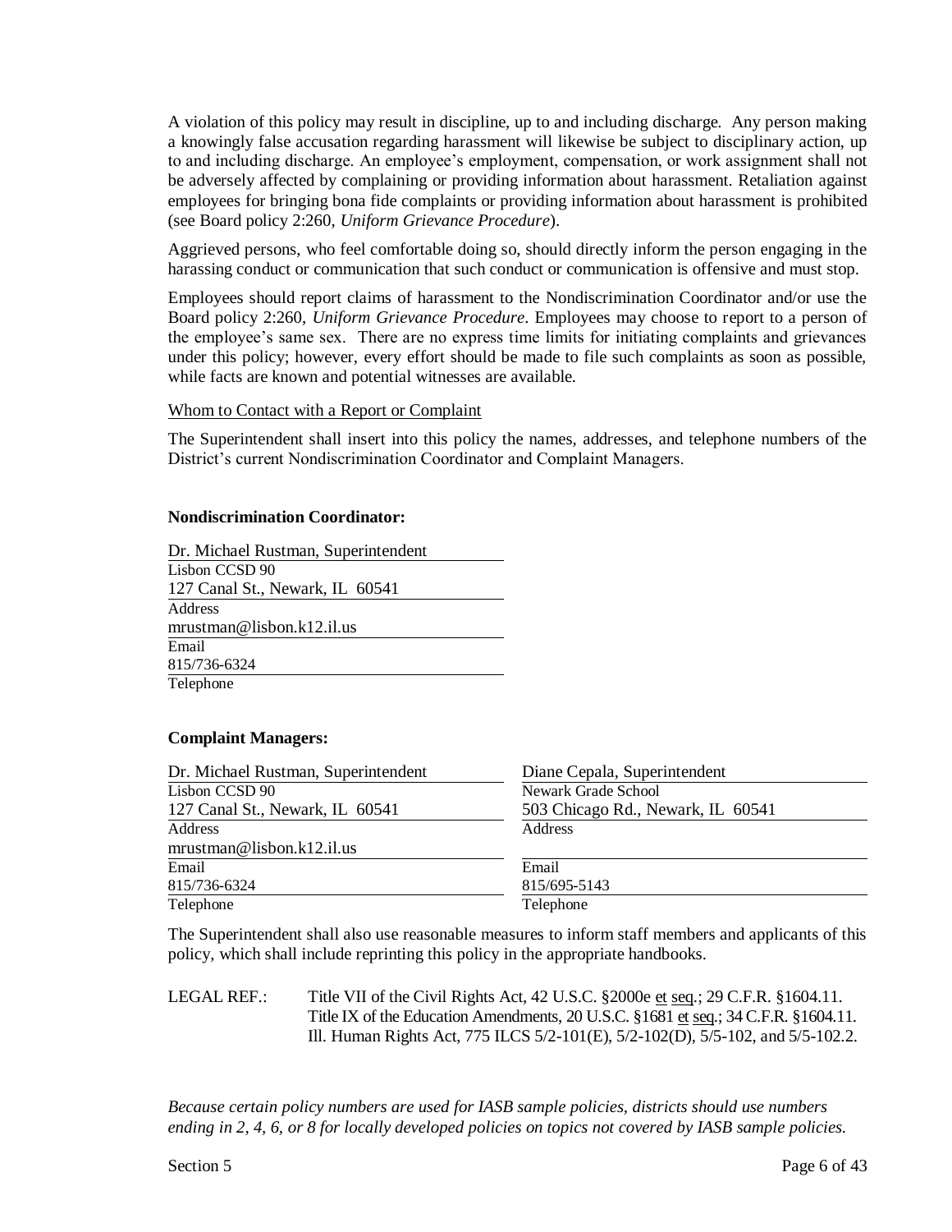A violation of this policy may result in discipline, up to and including discharge. Any person making a knowingly false accusation regarding harassment will likewise be subject to disciplinary action, up to and including discharge. An employee's employment, compensation, or work assignment shall not be adversely affected by complaining or providing information about harassment. Retaliation against employees for bringing bona fide complaints or providing information about harassment is prohibited (see Board policy 2:260, *Uniform Grievance Procedure*).

Aggrieved persons, who feel comfortable doing so, should directly inform the person engaging in the harassing conduct or communication that such conduct or communication is offensive and must stop.

Employees should report claims of harassment to the Nondiscrimination Coordinator and/or use the Board policy 2:260, *Uniform Grievance Procedure*. Employees may choose to report to a person of the employee's same sex. There are no express time limits for initiating complaints and grievances under this policy; however, every effort should be made to file such complaints as soon as possible, while facts are known and potential witnesses are available.

Whom to Contact with a Report or Complaint

The Superintendent shall insert into this policy the names, addresses, and telephone numbers of the District's current Nondiscrimination Coordinator and Complaint Managers.

**Nondiscrimination Coordinator:**

Dr. Michael Rustman, Superintendent
Lisbon CCSD 90
127 Canal St., Newark, IL 60541
Address
mrustman@lisbon.k12.il.us
Email
815/736-6324
Telephone

**Complaint Managers:**

Dr. Michael Rustman, Superintendent
Lisbon CCSD 90
127 Canal St., Newark, IL 60541
Address
mrustman@lisbon.k12.il.us
Email
815/736-6324
Telephone

Diane Cepala, Superintendent
Newark Grade School
503 Chicago Rd., Newark, IL 60541
Address

Email
815/695-5143
Telephone

The Superintendent shall also use reasonable measures to inform staff members and applicants of this policy, which shall include reprinting this policy in the appropriate handbooks.

LEGAL REF.: Title VII of the Civil Rights Act, 42 U.S.C. §2000e et seq.; 29 C.F.R. §1604.11.
Title IX of the Education Amendments, 20 U.S.C. §1681 et seq.; 34 C.F.R. §1604.11.
Ill. Human Rights Act, 775 ILCS 5/2-101(E), 5/2-102(D), 5/5-102, and 5/5-102.2.

*Because certain policy numbers are used for IASB sample policies, districts should use numbers ending in 2, 4, 6, or 8 for locally developed policies on topics not covered by IASB sample policies.*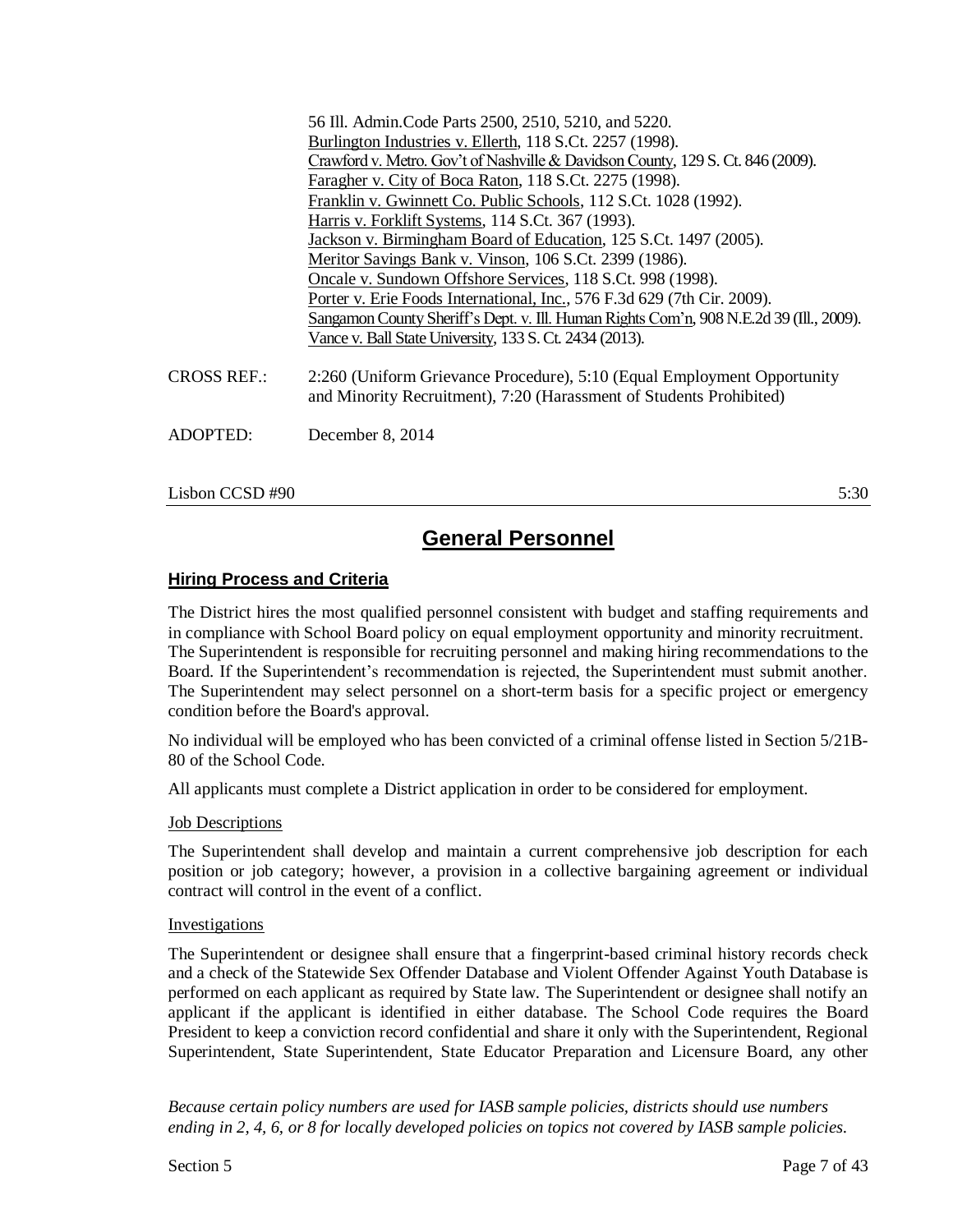56 Ill. Admin.Code Parts 2500, 2510, 5210, and 5220.
Burlington Industries v. Ellerth, 118 S.Ct. 2257 (1998).
Crawford v. Metro. Gov't of Nashville & Davidson County, 129 S. Ct. 846 (2009).
Faragher v. City of Boca Raton, 118 S.Ct. 2275 (1998).
Franklin v. Gwinnett Co. Public Schools, 112 S.Ct. 1028 (1992).
Harris v. Forklift Systems, 114 S.Ct. 367 (1993).
Jackson v. Birmingham Board of Education, 125 S.Ct. 1497 (2005).
Meritor Savings Bank v. Vinson, 106 S.Ct. 2399 (1986).
Oncale v. Sundown Offshore Services, 118 S.Ct. 998 (1998).
Porter v. Erie Foods International, Inc., 576 F.3d 629 (7th Cir. 2009).
Sangamon County Sheriff's Dept. v. Ill. Human Rights Com'n, 908 N.E.2d 39 (Ill., 2009).
Vance v. Ball State University, 133 S. Ct. 2434 (2013).

CROSS REF.: 2:260 (Uniform Grievance Procedure), 5:10 (Equal Employment Opportunity and Minority Recruitment), 7:20 (Harassment of Students Prohibited)

ADOPTED: December 8, 2014

Lisbon CCSD #90 5:30

# General Personnel

## Hiring Process and Criteria

The District hires the most qualified personnel consistent with budget and staffing requirements and in compliance with School Board policy on equal employment opportunity and minority recruitment. The Superintendent is responsible for recruiting personnel and making hiring recommendations to the Board. If the Superintendent's recommendation is rejected, the Superintendent must submit another. The Superintendent may select personnel on a short-term basis for a specific project or emergency condition before the Board's approval.

No individual will be employed who has been convicted of a criminal offense listed in Section 5/21B-80 of the School Code.

All applicants must complete a District application in order to be considered for employment.

### Job Descriptions

The Superintendent shall develop and maintain a current comprehensive job description for each position or job category; however, a provision in a collective bargaining agreement or individual contract will control in the event of a conflict.

### Investigations

The Superintendent or designee shall ensure that a fingerprint-based criminal history records check and a check of the Statewide Sex Offender Database and Violent Offender Against Youth Database is performed on each applicant as required by State law. The Superintendent or designee shall notify an applicant if the applicant is identified in either database. The School Code requires the Board President to keep a conviction record confidential and share it only with the Superintendent, Regional Superintendent, State Superintendent, State Educator Preparation and Licensure Board, any other

*Because certain policy numbers are used for IASB sample policies, districts should use numbers ending in 2, 4, 6, or 8 for locally developed policies on topics not covered by IASB sample policies.*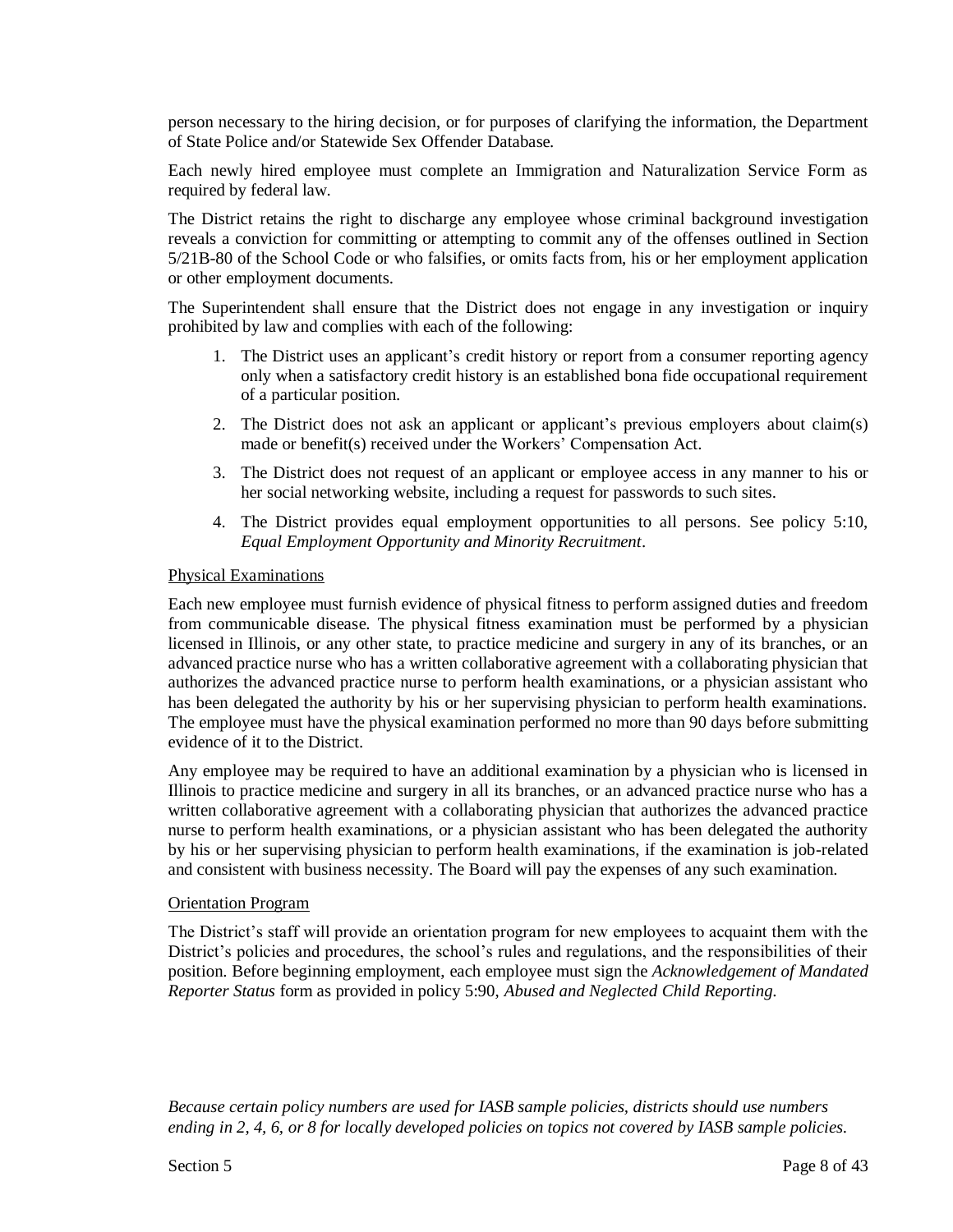person necessary to the hiring decision, or for purposes of clarifying the information, the Department of State Police and/or Statewide Sex Offender Database.

Each newly hired employee must complete an Immigration and Naturalization Service Form as required by federal law.

The District retains the right to discharge any employee whose criminal background investigation reveals a conviction for committing or attempting to commit any of the offenses outlined in Section 5/21B-80 of the School Code or who falsifies, or omits facts from, his or her employment application or other employment documents.

The Superintendent shall ensure that the District does not engage in any investigation or inquiry prohibited by law and complies with each of the following:

1. The District uses an applicant's credit history or report from a consumer reporting agency only when a satisfactory credit history is an established bona fide occupational requirement of a particular position.
2. The District does not ask an applicant or applicant's previous employers about claim(s) made or benefit(s) received under the Workers' Compensation Act.
3. The District does not request of an applicant or employee access in any manner to his or her social networking website, including a request for passwords to such sites.
4. The District provides equal employment opportunities to all persons. See policy 5:10, *Equal Employment Opportunity and Minority Recruitment*.

Physical Examinations

Each new employee must furnish evidence of physical fitness to perform assigned duties and freedom from communicable disease. The physical fitness examination must be performed by a physician licensed in Illinois, or any other state, to practice medicine and surgery in any of its branches, or an advanced practice nurse who has a written collaborative agreement with a collaborating physician that authorizes the advanced practice nurse to perform health examinations, or a physician assistant who has been delegated the authority by his or her supervising physician to perform health examinations. The employee must have the physical examination performed no more than 90 days before submitting evidence of it to the District.

Any employee may be required to have an additional examination by a physician who is licensed in Illinois to practice medicine and surgery in all its branches, or an advanced practice nurse who has a written collaborative agreement with a collaborating physician that authorizes the advanced practice nurse to perform health examinations, or a physician assistant who has been delegated the authority by his or her supervising physician to perform health examinations, if the examination is job-related and consistent with business necessity. The Board will pay the expenses of any such examination.

Orientation Program

The District's staff will provide an orientation program for new employees to acquaint them with the District's policies and procedures, the school's rules and regulations, and the responsibilities of their position. Before beginning employment, each employee must sign the *Acknowledgement of Mandated Reporter Status* form as provided in policy 5:90, *Abused and Neglected Child Reporting.*

*Because certain policy numbers are used for IASB sample policies, districts should use numbers ending in 2, 4, 6, or 8 for locally developed policies on topics not covered by IASB sample policies.*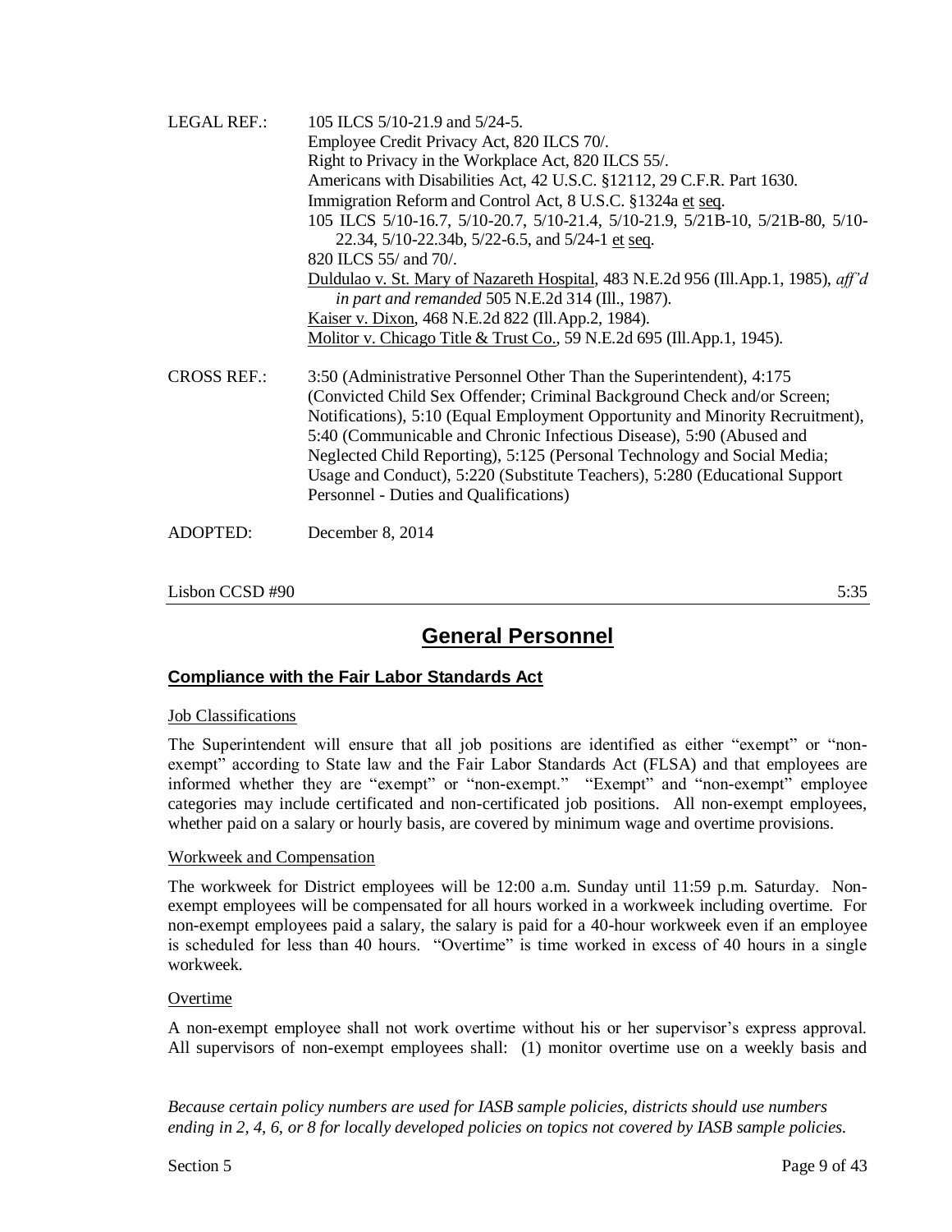LEGAL REF.: 105 ILCS 5/10-21.9 and 5/24-5.
Employee Credit Privacy Act, 820 ILCS 70/.
Right to Privacy in the Workplace Act, 820 ILCS 55/.
Americans with Disabilities Act, 42 U.S.C. §12112, 29 C.F.R. Part 1630.
Immigration Reform and Control Act, 8 U.S.C. §1324a et seq.
105 ILCS 5/10-16.7, 5/10-20.7, 5/10-21.4, 5/10-21.9, 5/21B-10, 5/21B-80, 5/10-22.34, 5/10-22.34b, 5/22-6.5, and 5/24-1 et seq.
820 ILCS 55/ and 70/.
Duldulao v. St. Mary of Nazareth Hospital, 483 N.E.2d 956 (Ill.App.1, 1985), *aff'd in part and remanded* 505 N.E.2d 314 (Ill., 1987).
Kaiser v. Dixon, 468 N.E.2d 822 (Ill.App.2, 1984).
Molitor v. Chicago Title & Trust Co., 59 N.E.2d 695 (Ill.App.1, 1945).

CROSS REF.: 3:50 (Administrative Personnel Other Than the Superintendent), 4:175 (Convicted Child Sex Offender; Criminal Background Check and/or Screen; Notifications), 5:10 (Equal Employment Opportunity and Minority Recruitment), 5:40 (Communicable and Chronic Infectious Disease), 5:90 (Abused and Neglected Child Reporting), 5:125 (Personal Technology and Social Media; Usage and Conduct), 5:220 (Substitute Teachers), 5:280 (Educational Support Personnel - Duties and Qualifications)

ADOPTED: December 8, 2014

Lisbon CCSD #90 5:35

# General Personnel

## Compliance with the Fair Labor Standards Act

### Job Classifications

The Superintendent will ensure that all job positions are identified as either "exempt" or "non-exempt" according to State law and the Fair Labor Standards Act (FLSA) and that employees are informed whether they are "exempt" or "non-exempt." "Exempt" and "non-exempt" employee categories may include certificated and non-certificated job positions. All non-exempt employees, whether paid on a salary or hourly basis, are covered by minimum wage and overtime provisions.

### Workweek and Compensation

The workweek for District employees will be 12:00 a.m. Sunday until 11:59 p.m. Saturday. Non-exempt employees will be compensated for all hours worked in a workweek including overtime. For non-exempt employees paid a salary, the salary is paid for a 40-hour workweek even if an employee is scheduled for less than 40 hours. "Overtime" is time worked in excess of 40 hours in a single workweek.

### Overtime

A non-exempt employee shall not work overtime without his or her supervisor's express approval. All supervisors of non-exempt employees shall: (1) monitor overtime use on a weekly basis and

*Because certain policy numbers are used for IASB sample policies, districts should use numbers ending in 2, 4, 6, or 8 for locally developed policies on topics not covered by IASB sample policies.*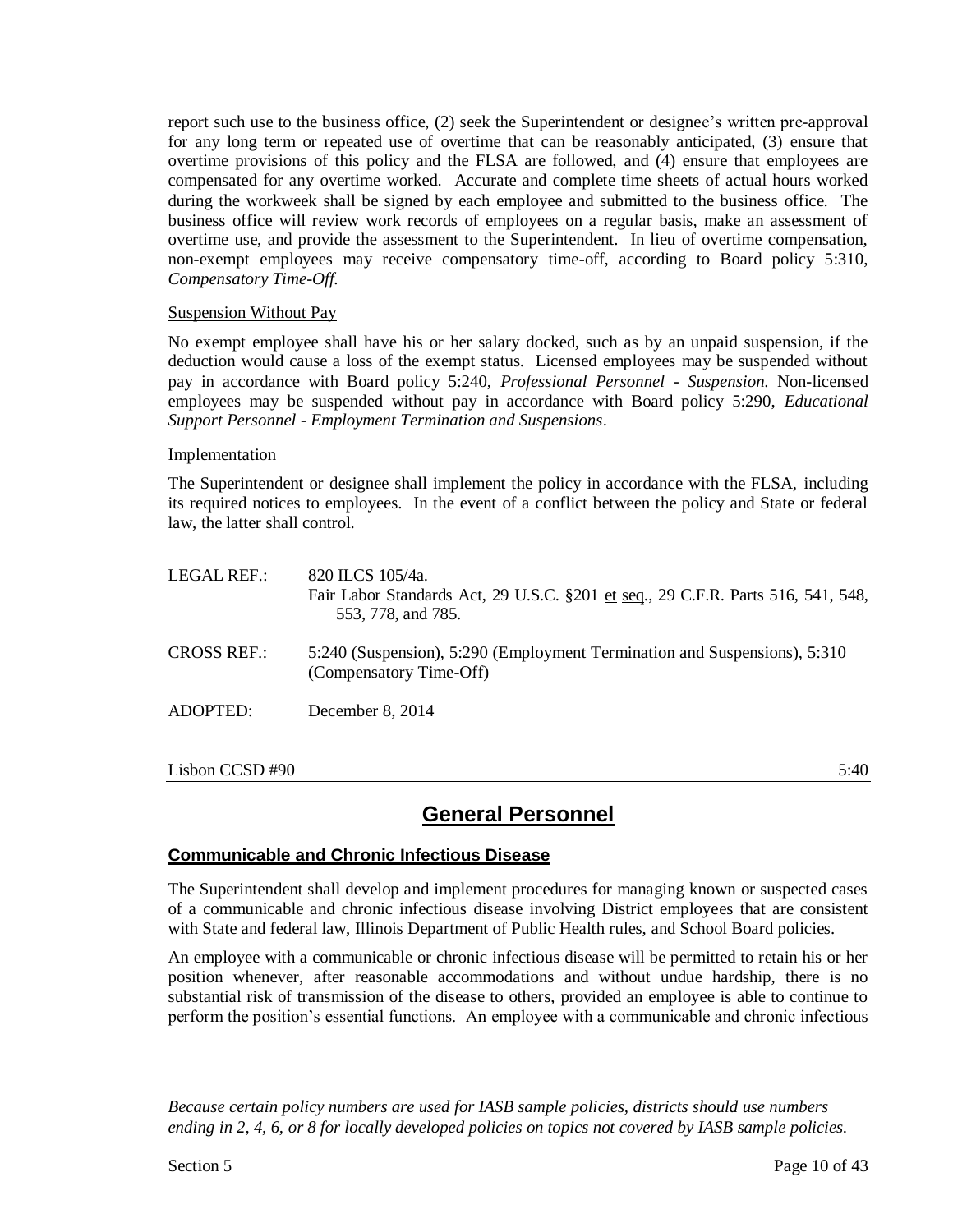report such use to the business office, (2) seek the Superintendent or designee's written pre-approval for any long term or repeated use of overtime that can be reasonably anticipated, (3) ensure that overtime provisions of this policy and the FLSA are followed, and (4) ensure that employees are compensated for any overtime worked. Accurate and complete time sheets of actual hours worked during the workweek shall be signed by each employee and submitted to the business office. The business office will review work records of employees on a regular basis, make an assessment of overtime use, and provide the assessment to the Superintendent. In lieu of overtime compensation, non-exempt employees may receive compensatory time-off, according to Board policy 5:310, *Compensatory Time-Off.*

Suspension Without Pay

No exempt employee shall have his or her salary docked, such as by an unpaid suspension, if the deduction would cause a loss of the exempt status. Licensed employees may be suspended without pay in accordance with Board policy 5:240, *Professional Personnel - Suspension.* Non-licensed employees may be suspended without pay in accordance with Board policy 5:290, *Educational Support Personnel - Employment Termination and Suspensions*.

Implementation

The Superintendent or designee shall implement the policy in accordance with the FLSA, including its required notices to employees. In the event of a conflict between the policy and State or federal law, the latter shall control.

LEGAL REF.: 820 ILCS 105/4a.
Fair Labor Standards Act, 29 U.S.C. §201 et seq., 29 C.F.R. Parts 516, 541, 548, 553, 778, and 785.

CROSS REF.: 5:240 (Suspension), 5:290 (Employment Termination and Suspensions), 5:310 (Compensatory Time-Off)

ADOPTED: December 8, 2014

Lisbon CCSD #90 5:40

# General Personnel

## Communicable and Chronic Infectious Disease

The Superintendent shall develop and implement procedures for managing known or suspected cases of a communicable and chronic infectious disease involving District employees that are consistent with State and federal law, Illinois Department of Public Health rules, and School Board policies.

An employee with a communicable or chronic infectious disease will be permitted to retain his or her position whenever, after reasonable accommodations and without undue hardship, there is no substantial risk of transmission of the disease to others, provided an employee is able to continue to perform the position's essential functions. An employee with a communicable and chronic infectious

*Because certain policy numbers are used for IASB sample policies, districts should use numbers ending in 2, 4, 6, or 8 for locally developed policies on topics not covered by IASB sample policies.*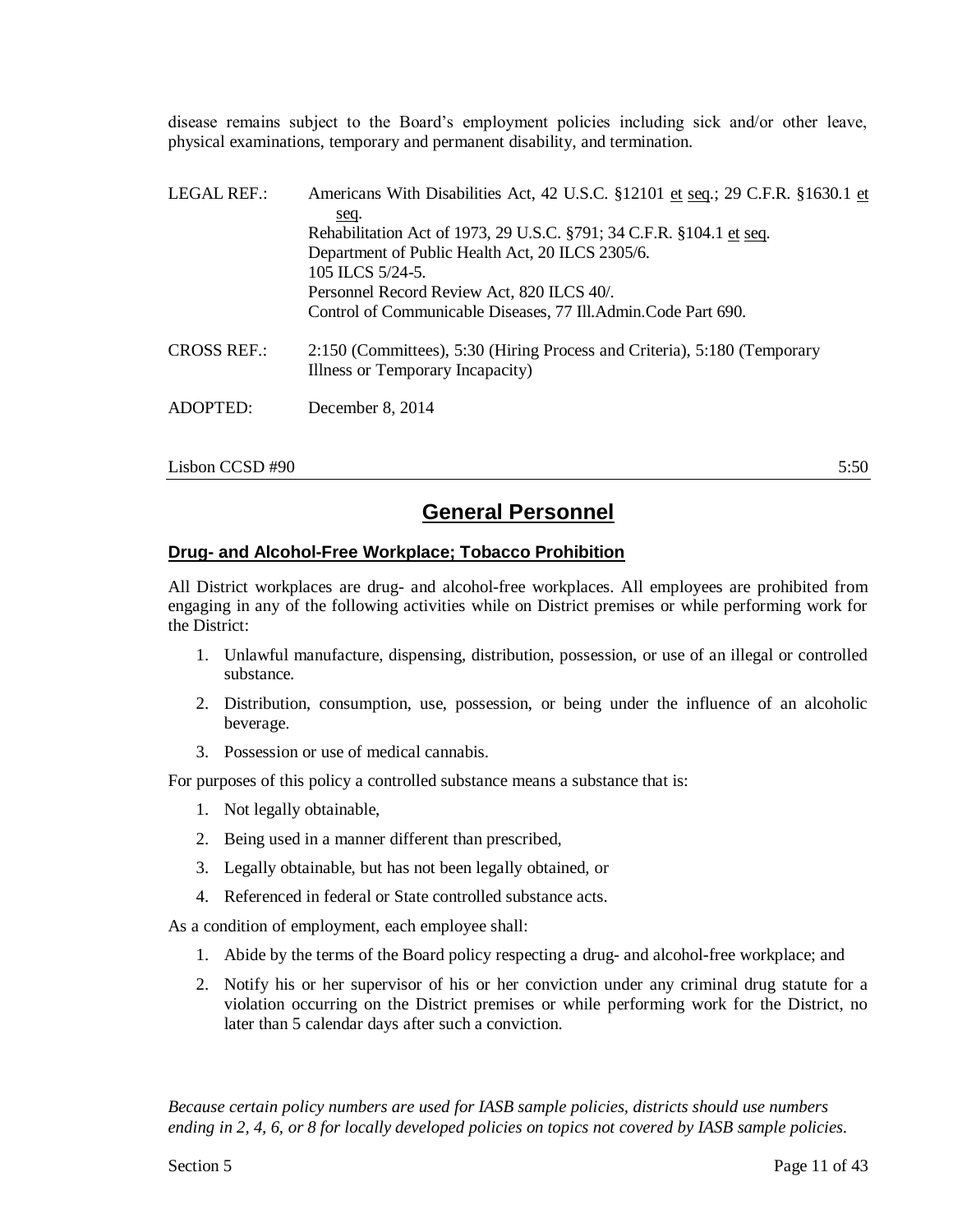disease remains subject to the Board's employment policies including sick and/or other leave, physical examinations, temporary and permanent disability, and termination.

LEGAL REF.: Americans With Disabilities Act, 42 U.S.C. §12101 et seq.; 29 C.F.R. §1630.1 et seq.
Rehabilitation Act of 1973, 29 U.S.C. §791; 34 C.F.R. §104.1 et seq.
Department of Public Health Act, 20 ILCS 2305/6.
105 ILCS 5/24-5.
Personnel Record Review Act, 820 ILCS 40/.
Control of Communicable Diseases, 77 Ill.Admin.Code Part 690.

CROSS REF.: 2:150 (Committees), 5:30 (Hiring Process and Criteria), 5:180 (Temporary Illness or Temporary Incapacity)

ADOPTED: December 8, 2014

Lisbon CCSD #90 5:50

# General Personnel

## Drug- and Alcohol-Free Workplace; Tobacco Prohibition

All District workplaces are drug- and alcohol-free workplaces. All employees are prohibited from engaging in any of the following activities while on District premises or while performing work for the District:

1. Unlawful manufacture, dispensing, distribution, possession, or use of an illegal or controlled substance.
2. Distribution, consumption, use, possession, or being under the influence of an alcoholic beverage.
3. Possession or use of medical cannabis.

For purposes of this policy a controlled substance means a substance that is:

1. Not legally obtainable,
2. Being used in a manner different than prescribed,
3. Legally obtainable, but has not been legally obtained, or
4. Referenced in federal or State controlled substance acts.

As a condition of employment, each employee shall:

1. Abide by the terms of the Board policy respecting a drug- and alcohol-free workplace; and
2. Notify his or her supervisor of his or her conviction under any criminal drug statute for a violation occurring on the District premises or while performing work for the District, no later than 5 calendar days after such a conviction.

*Because certain policy numbers are used for IASB sample policies, districts should use numbers ending in 2, 4, 6, or 8 for locally developed policies on topics not covered by IASB sample policies.*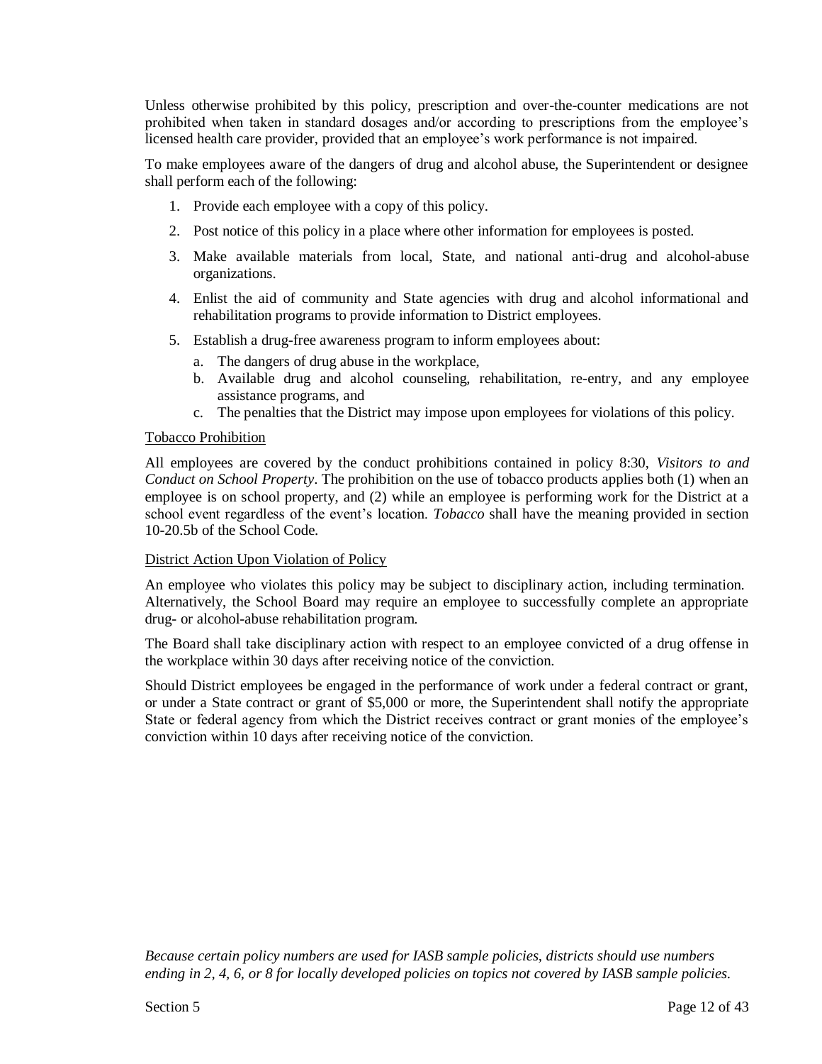Unless otherwise prohibited by this policy, prescription and over-the-counter medications are not prohibited when taken in standard dosages and/or according to prescriptions from the employee's licensed health care provider, provided that an employee's work performance is not impaired.

To make employees aware of the dangers of drug and alcohol abuse, the Superintendent or designee shall perform each of the following:

1. Provide each employee with a copy of this policy.
2. Post notice of this policy in a place where other information for employees is posted.
3. Make available materials from local, State, and national anti-drug and alcohol-abuse organizations.
4. Enlist the aid of community and State agencies with drug and alcohol informational and rehabilitation programs to provide information to District employees.
5. Establish a drug-free awareness program to inform employees about:
   a. The dangers of drug abuse in the workplace,
   b. Available drug and alcohol counseling, rehabilitation, re-entry, and any employee assistance programs, and
   c. The penalties that the District may impose upon employees for violations of this policy.

<u>Tobacco Prohibition</u>

All employees are covered by the conduct prohibitions contained in policy 8:30, *Visitors to and Conduct on School Property*. The prohibition on the use of tobacco products applies both (1) when an employee is on school property, and (2) while an employee is performing work for the District at a school event regardless of the event's location. *Tobacco* shall have the meaning provided in section 10-20.5b of the School Code.

<u>District Action Upon Violation of Policy</u>

An employee who violates this policy may be subject to disciplinary action, including termination. Alternatively, the School Board may require an employee to successfully complete an appropriate drug- or alcohol-abuse rehabilitation program.

The Board shall take disciplinary action with respect to an employee convicted of a drug offense in the workplace within 30 days after receiving notice of the conviction.

Should District employees be engaged in the performance of work under a federal contract or grant, or under a State contract or grant of $5,000 or more, the Superintendent shall notify the appropriate State or federal agency from which the District receives contract or grant monies of the employee's conviction within 10 days after receiving notice of the conviction.

*Because certain policy numbers are used for IASB sample policies, districts should use numbers ending in 2, 4, 6, or 8 for locally developed policies on topics not covered by IASB sample policies.*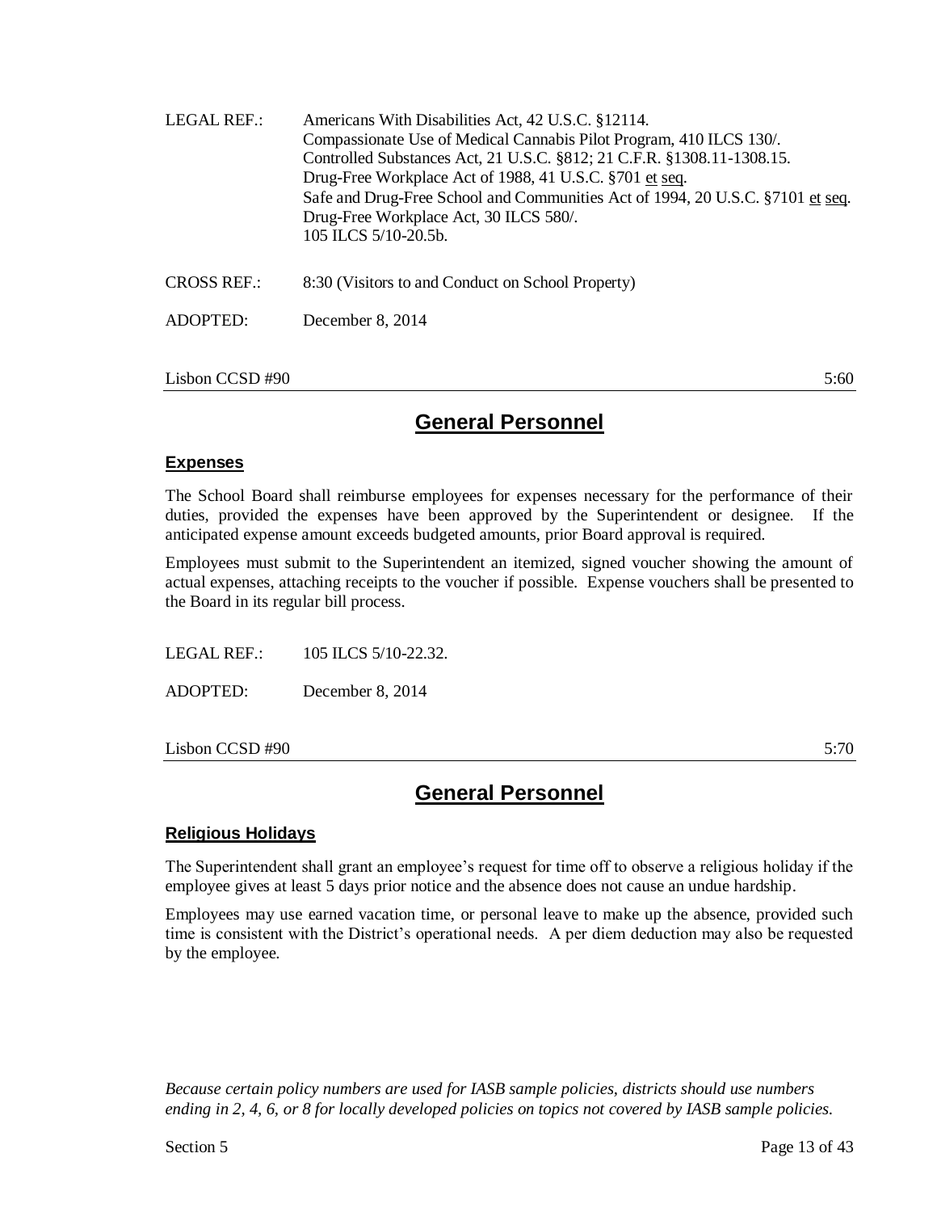LEGAL REF.: Americans With Disabilities Act, 42 U.S.C. §12114.
Compassionate Use of Medical Cannabis Pilot Program, 410 ILCS 130/.
Controlled Substances Act, 21 U.S.C. §812; 21 C.F.R. §1308.11-1308.15.
Drug-Free Workplace Act of 1988, 41 U.S.C. §701 et seq.
Safe and Drug-Free School and Communities Act of 1994, 20 U.S.C. §7101 et seq.
Drug-Free Workplace Act, 30 ILCS 580/.
105 ILCS 5/10-20.5b.

CROSS REF.: 8:30 (Visitors to and Conduct on School Property)

ADOPTED: December 8, 2014

Lisbon CCSD #90 5:60

# General Personnel

## Expenses

The School Board shall reimburse employees for expenses necessary for the performance of their duties, provided the expenses have been approved by the Superintendent or designee. If the anticipated expense amount exceeds budgeted amounts, prior Board approval is required.

Employees must submit to the Superintendent an itemized, signed voucher showing the amount of actual expenses, attaching receipts to the voucher if possible. Expense vouchers shall be presented to the Board in its regular bill process.

LEGAL REF.: 105 ILCS 5/10-22.32.

ADOPTED: December 8, 2014

Lisbon CCSD #90 5:70

# General Personnel

## Religious Holidays

The Superintendent shall grant an employee's request for time off to observe a religious holiday if the employee gives at least 5 days prior notice and the absence does not cause an undue hardship.

Employees may use earned vacation time, or personal leave to make up the absence, provided such time is consistent with the District's operational needs. A per diem deduction may also be requested by the employee.

*Because certain policy numbers are used for IASB sample policies, districts should use numbers ending in 2, 4, 6, or 8 for locally developed policies on topics not covered by IASB sample policies.*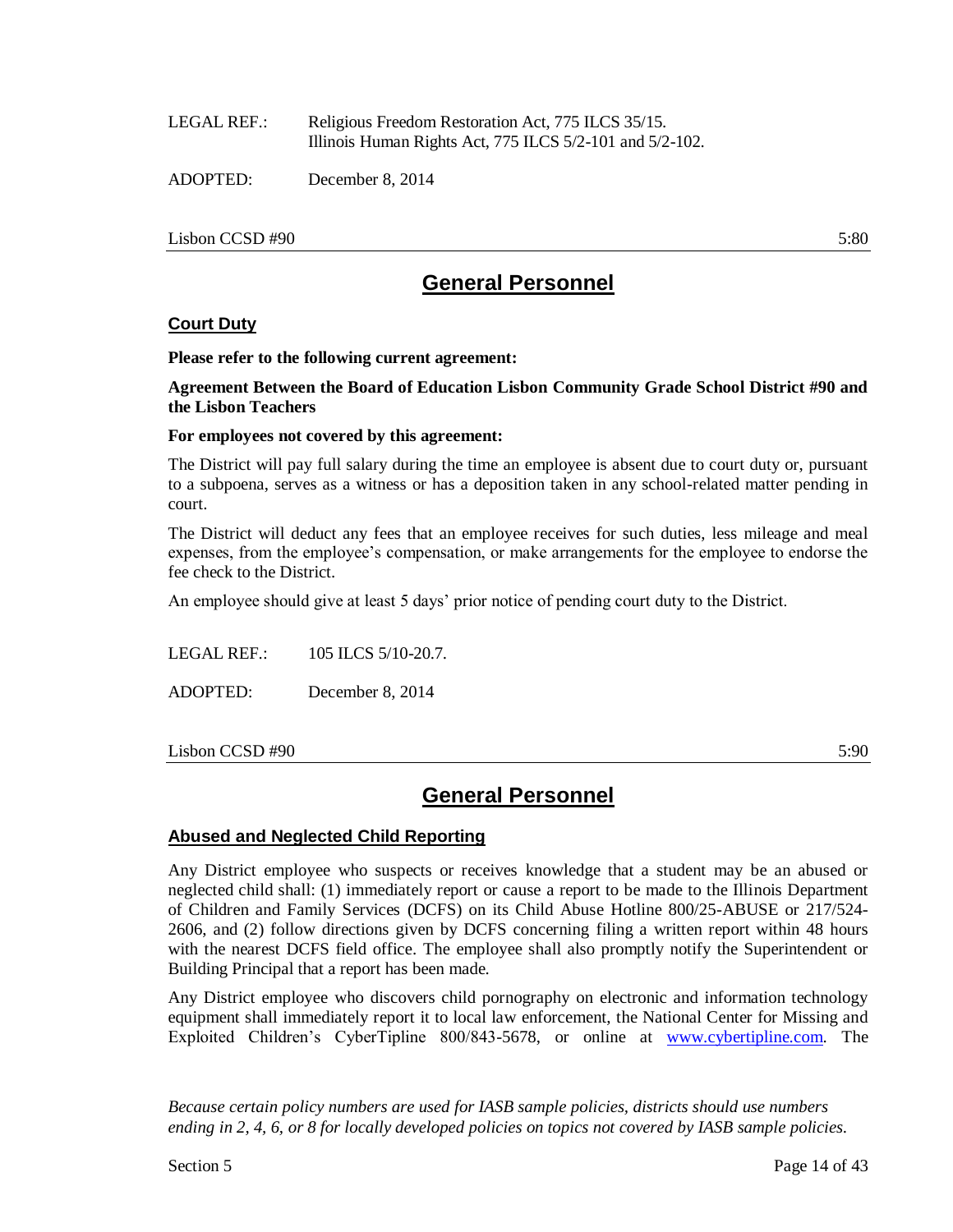LEGAL REF.: Religious Freedom Restoration Act, 775 ILCS 35/15.
Illinois Human Rights Act, 775 ILCS 5/2-101 and 5/2-102.

ADOPTED: December 8, 2014

Lisbon CCSD #90 5:80

# General Personnel

## Court Duty

**Please refer to the following current agreement:**

**Agreement Between the Board of Education Lisbon Community Grade School District #90 and the Lisbon Teachers**

**For employees not covered by this agreement:**

The District will pay full salary during the time an employee is absent due to court duty or, pursuant to a subpoena, serves as a witness or has a deposition taken in any school-related matter pending in court.

The District will deduct any fees that an employee receives for such duties, less mileage and meal expenses, from the employee's compensation, or make arrangements for the employee to endorse the fee check to the District.

An employee should give at least 5 days' prior notice of pending court duty to the District.

LEGAL REF.: 105 ILCS 5/10-20.7.

ADOPTED: December 8, 2014

Lisbon CCSD #90 5:90

# General Personnel

## Abused and Neglected Child Reporting

Any District employee who suspects or receives knowledge that a student may be an abused or neglected child shall: (1) immediately report or cause a report to be made to the Illinois Department of Children and Family Services (DCFS) on its Child Abuse Hotline 800/25-ABUSE or 217/524-2606, and (2) follow directions given by DCFS concerning filing a written report within 48 hours with the nearest DCFS field office. The employee shall also promptly notify the Superintendent or Building Principal that a report has been made.

Any District employee who discovers child pornography on electronic and information technology equipment shall immediately report it to local law enforcement, the National Center for Missing and Exploited Children's CyberTipline 800/843-5678, or online at www.cybertipline.com. The

*Because certain policy numbers are used for IASB sample policies, districts should use numbers ending in 2, 4, 6, or 8 for locally developed policies on topics not covered by IASB sample policies.*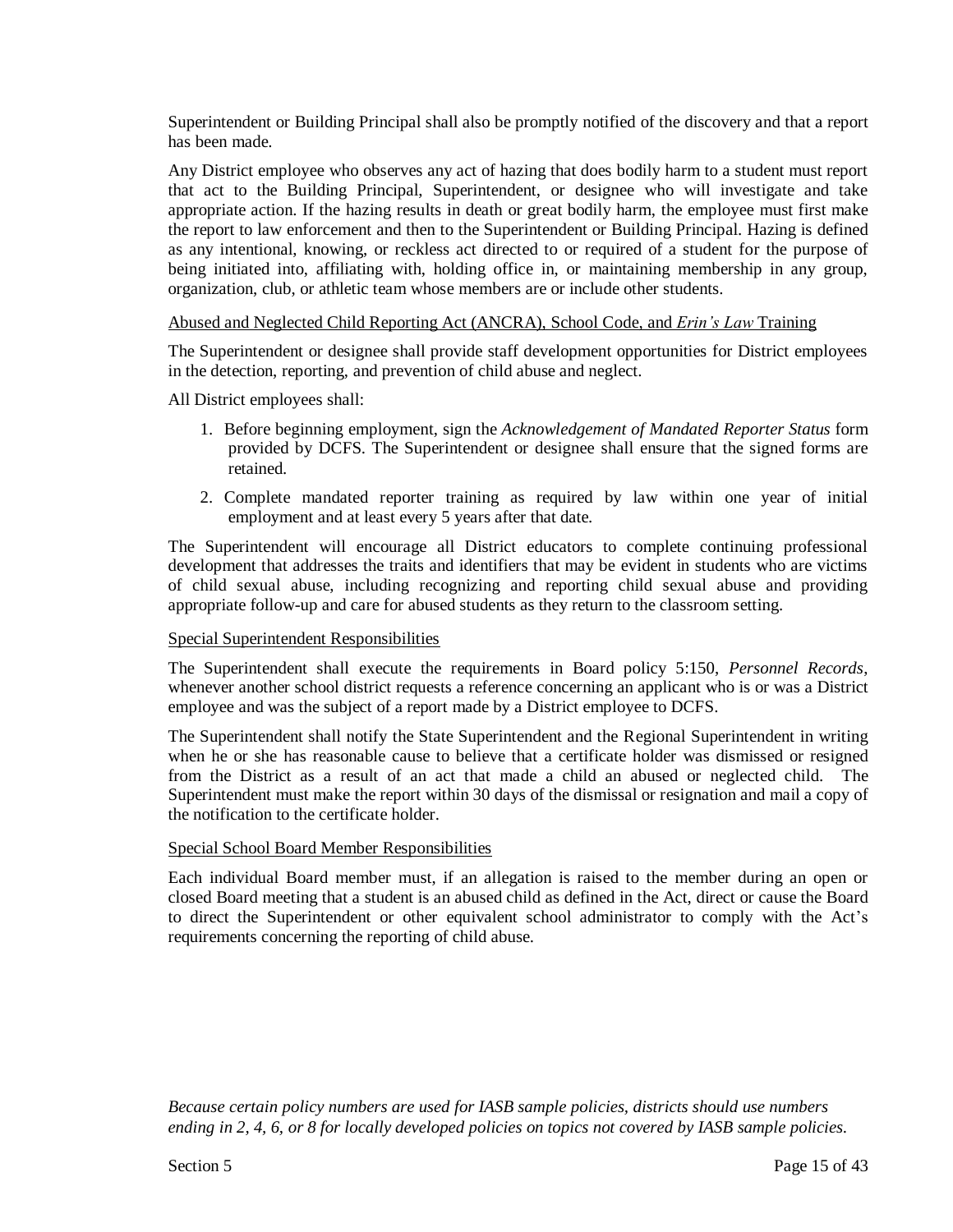Superintendent or Building Principal shall also be promptly notified of the discovery and that a report has been made.

Any District employee who observes any act of hazing that does bodily harm to a student must report that act to the Building Principal, Superintendent, or designee who will investigate and take appropriate action. If the hazing results in death or great bodily harm, the employee must first make the report to law enforcement and then to the Superintendent or Building Principal. Hazing is defined as any intentional, knowing, or reckless act directed to or required of a student for the purpose of being initiated into, affiliating with, holding office in, or maintaining membership in any group, organization, club, or athletic team whose members are or include other students.

<u>Abused and Neglected Child Reporting Act (ANCRA), School Code, and *Erin's Law* Training</u>

The Superintendent or designee shall provide staff development opportunities for District employees in the detection, reporting, and prevention of child abuse and neglect.

All District employees shall:

1. Before beginning employment, sign the *Acknowledgement of Mandated Reporter Status* form provided by DCFS. The Superintendent or designee shall ensure that the signed forms are retained.
2. Complete mandated reporter training as required by law within one year of initial employment and at least every 5 years after that date.

The Superintendent will encourage all District educators to complete continuing professional development that addresses the traits and identifiers that may be evident in students who are victims of child sexual abuse, including recognizing and reporting child sexual abuse and providing appropriate follow-up and care for abused students as they return to the classroom setting.

<u>Special Superintendent Responsibilities</u>

The Superintendent shall execute the requirements in Board policy 5:150, *Personnel Records*, whenever another school district requests a reference concerning an applicant who is or was a District employee and was the subject of a report made by a District employee to DCFS.

The Superintendent shall notify the State Superintendent and the Regional Superintendent in writing when he or she has reasonable cause to believe that a certificate holder was dismissed or resigned from the District as a result of an act that made a child an abused or neglected child. The Superintendent must make the report within 30 days of the dismissal or resignation and mail a copy of the notification to the certificate holder.

<u>Special School Board Member Responsibilities</u>

Each individual Board member must, if an allegation is raised to the member during an open or closed Board meeting that a student is an abused child as defined in the Act, direct or cause the Board to direct the Superintendent or other equivalent school administrator to comply with the Act's requirements concerning the reporting of child abuse.

*Because certain policy numbers are used for IASB sample policies, districts should use numbers ending in 2, 4, 6, or 8 for locally developed policies on topics not covered by IASB sample policies.*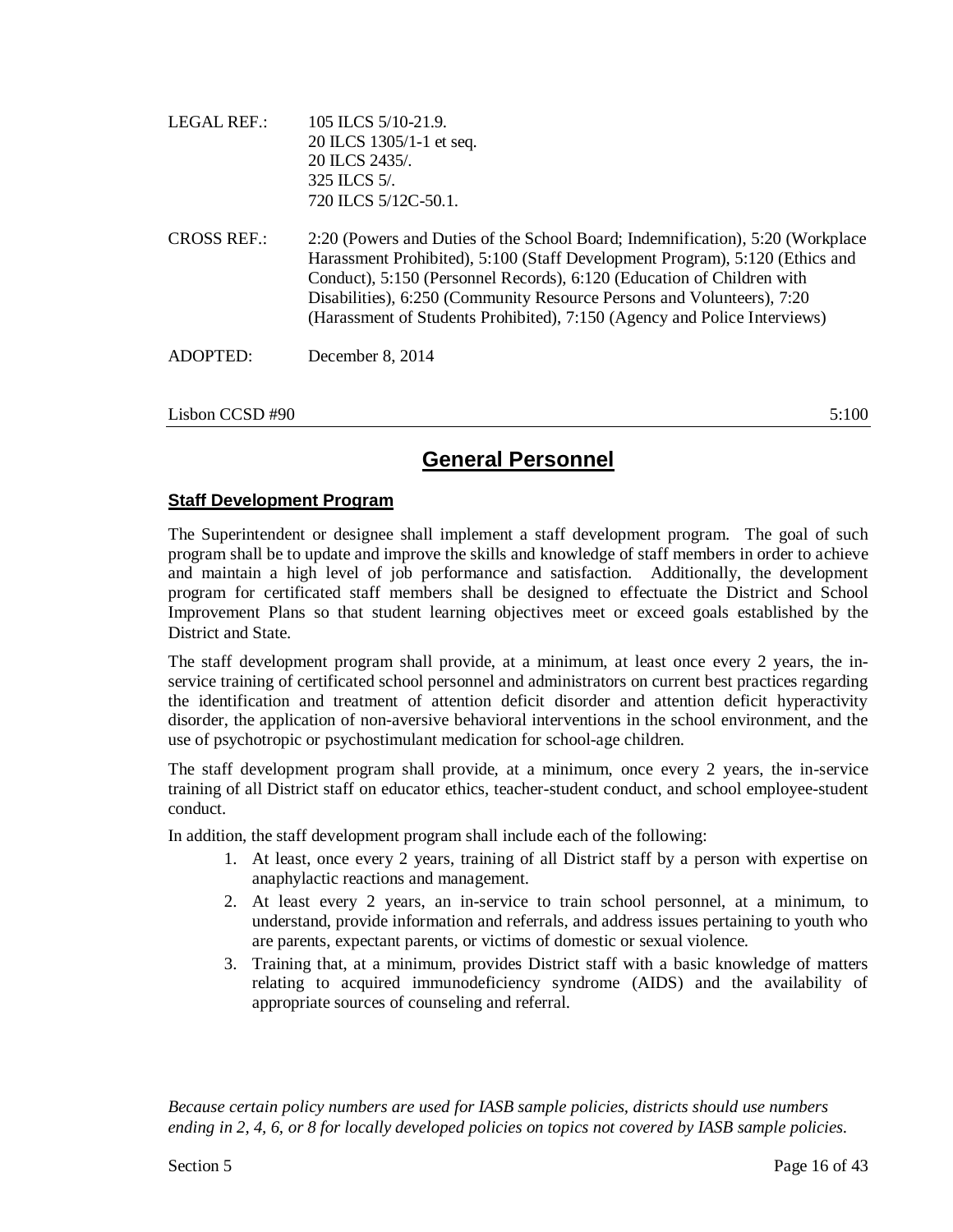LEGAL REF.: 105 ILCS 5/10-21.9.
20 ILCS 1305/1-1 et seq.
20 ILCS 2435/.
325 ILCS 5/.
720 ILCS 5/12C-50.1.

CROSS REF.: 2:20 (Powers and Duties of the School Board; Indemnification), 5:20 (Workplace Harassment Prohibited), 5:100 (Staff Development Program), 5:120 (Ethics and Conduct), 5:150 (Personnel Records), 6:120 (Education of Children with Disabilities), 6:250 (Community Resource Persons and Volunteers), 7:20 (Harassment of Students Prohibited), 7:150 (Agency and Police Interviews)

ADOPTED: December 8, 2014

Lisbon CCSD #90 5:100

# General Personnel

## Staff Development Program

The Superintendent or designee shall implement a staff development program. The goal of such program shall be to update and improve the skills and knowledge of staff members in order to achieve and maintain a high level of job performance and satisfaction. Additionally, the development program for certificated staff members shall be designed to effectuate the District and School Improvement Plans so that student learning objectives meet or exceed goals established by the District and State.

The staff development program shall provide, at a minimum, at least once every 2 years, the in-service training of certificated school personnel and administrators on current best practices regarding the identification and treatment of attention deficit disorder and attention deficit hyperactivity disorder, the application of non-aversive behavioral interventions in the school environment, and the use of psychotropic or psychostimulant medication for school-age children.

The staff development program shall provide, at a minimum, once every 2 years, the in-service training of all District staff on educator ethics, teacher-student conduct, and school employee-student conduct.

In addition, the staff development program shall include each of the following:

1. At least, once every 2 years, training of all District staff by a person with expertise on anaphylactic reactions and management.
2. At least every 2 years, an in-service to train school personnel, at a minimum, to understand, provide information and referrals, and address issues pertaining to youth who are parents, expectant parents, or victims of domestic or sexual violence.
3. Training that, at a minimum, provides District staff with a basic knowledge of matters relating to acquired immunodeficiency syndrome (AIDS) and the availability of appropriate sources of counseling and referral.

*Because certain policy numbers are used for IASB sample policies, districts should use numbers ending in 2, 4, 6, or 8 for locally developed policies on topics not covered by IASB sample policies.*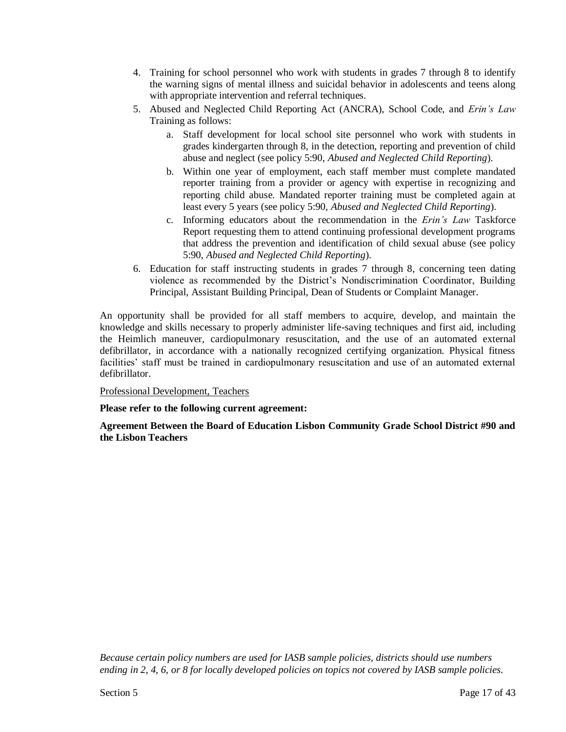4. Training for school personnel who work with students in grades 7 through 8 to identify the warning signs of mental illness and suicidal behavior in adolescents and teens along with appropriate intervention and referral techniques.
5. Abused and Neglected Child Reporting Act (ANCRA), School Code, and *Erin's Law* Training as follows:
   a. Staff development for local school site personnel who work with students in grades kindergarten through 8, in the detection, reporting and prevention of child abuse and neglect (see policy 5:90, *Abused and Neglected Child Reporting*).
   b. Within one year of employment, each staff member must complete mandated reporter training from a provider or agency with expertise in recognizing and reporting child abuse. Mandated reporter training must be completed again at least every 5 years (see policy 5:90, *Abused and Neglected Child Reporting*).
   c. Informing educators about the recommendation in the *Erin's Law* Taskforce Report requesting them to attend continuing professional development programs that address the prevention and identification of child sexual abuse (see policy 5:90, *Abused and Neglected Child Reporting*).
6. Education for staff instructing students in grades 7 through 8, concerning teen dating violence as recommended by the District's Nondiscrimination Coordinator, Building Principal, Assistant Building Principal, Dean of Students or Complaint Manager.

An opportunity shall be provided for all staff members to acquire, develop, and maintain the knowledge and skills necessary to properly administer life-saving techniques and first aid, including the Heimlich maneuver, cardiopulmonary resuscitation, and the use of an automated external defibrillator, in accordance with a nationally recognized certifying organization. Physical fitness facilities' staff must be trained in cardiopulmonary resuscitation and use of an automated external defibrillator.

Professional Development, Teachers

**Please refer to the following current agreement:**

**Agreement Between the Board of Education Lisbon Community Grade School District #90 and the Lisbon Teachers**

*Because certain policy numbers are used for IASB sample policies, districts should use numbers ending in 2, 4, 6, or 8 for locally developed policies on topics not covered by IASB sample policies.*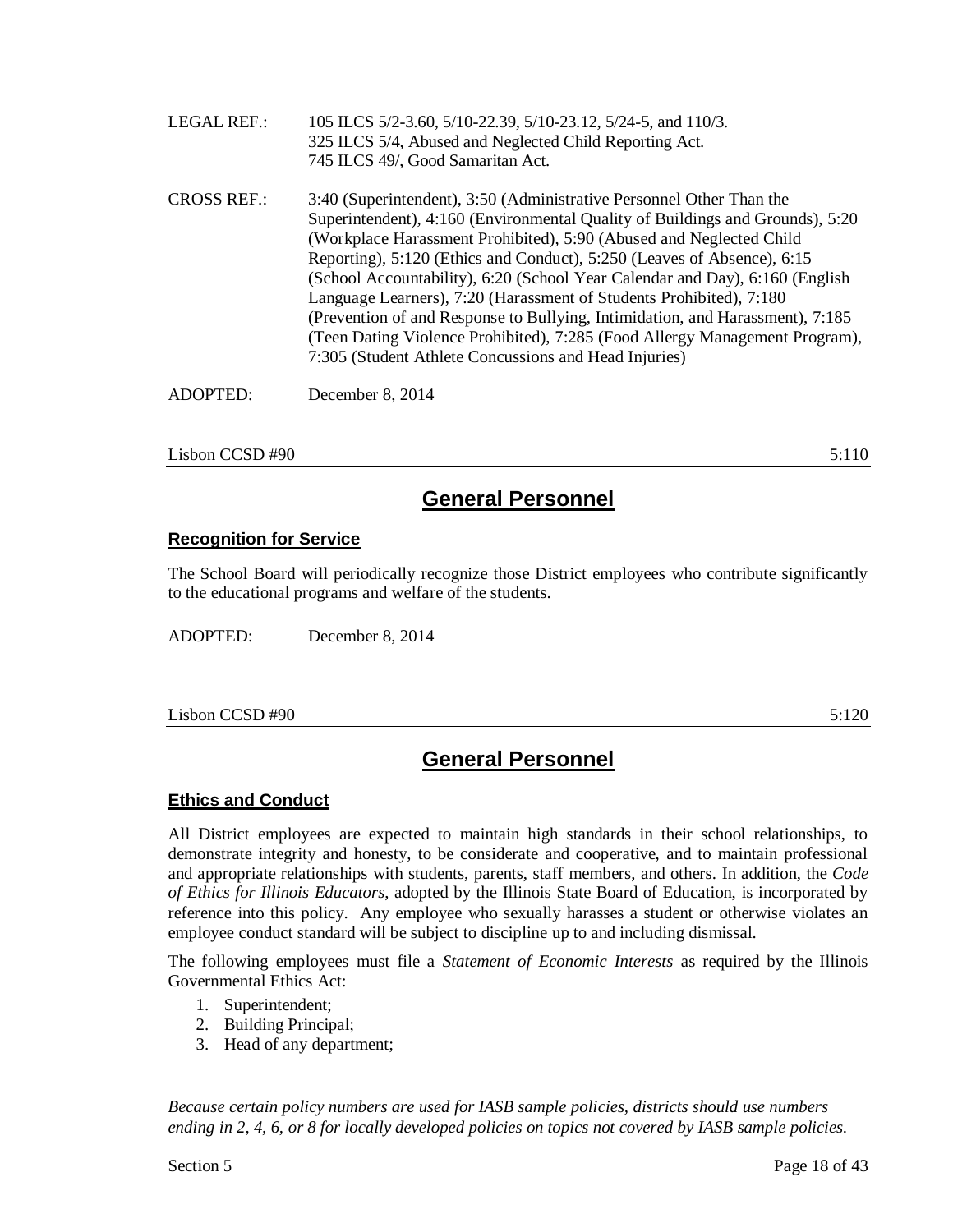LEGAL REF.: 105 ILCS 5/2-3.60, 5/10-22.39, 5/10-23.12, 5/24-5, and 110/3.
325 ILCS 5/4, Abused and Neglected Child Reporting Act.
745 ILCS 49/, Good Samaritan Act.

CROSS REF.: 3:40 (Superintendent), 3:50 (Administrative Personnel Other Than the Superintendent), 4:160 (Environmental Quality of Buildings and Grounds), 5:20 (Workplace Harassment Prohibited), 5:90 (Abused and Neglected Child Reporting), 5:120 (Ethics and Conduct), 5:250 (Leaves of Absence), 6:15 (School Accountability), 6:20 (School Year Calendar and Day), 6:160 (English Language Learners), 7:20 (Harassment of Students Prohibited), 7:180 (Prevention of and Response to Bullying, Intimidation, and Harassment), 7:185 (Teen Dating Violence Prohibited), 7:285 (Food Allergy Management Program), 7:305 (Student Athlete Concussions and Head Injuries)

ADOPTED: December 8, 2014

Lisbon CCSD #90 5:110

# General Personnel

## Recognition for Service

The School Board will periodically recognize those District employees who contribute significantly to the educational programs and welfare of the students.

ADOPTED: December 8, 2014

Lisbon CCSD #90 5:120

# General Personnel

## Ethics and Conduct

All District employees are expected to maintain high standards in their school relationships, to demonstrate integrity and honesty, to be considerate and cooperative, and to maintain professional and appropriate relationships with students, parents, staff members, and others. In addition, the *Code of Ethics for Illinois Educators*, adopted by the Illinois State Board of Education, is incorporated by reference into this policy. Any employee who sexually harasses a student or otherwise violates an employee conduct standard will be subject to discipline up to and including dismissal.

The following employees must file a *Statement of Economic Interests* as required by the Illinois Governmental Ethics Act:

1. Superintendent;
2. Building Principal;
3. Head of any department;

*Because certain policy numbers are used for IASB sample policies, districts should use numbers ending in 2, 4, 6, or 8 for locally developed policies on topics not covered by IASB sample policies.*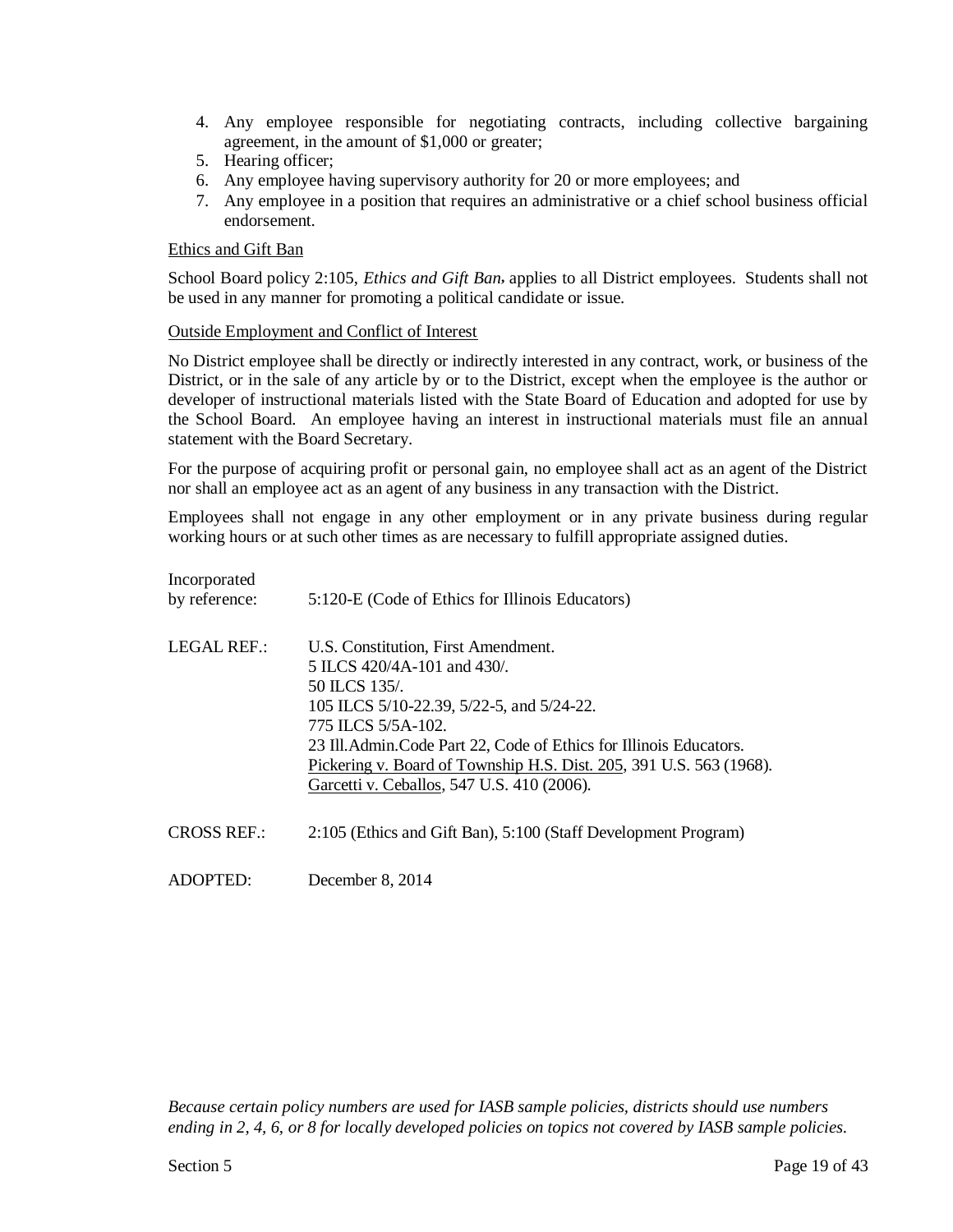4. Any employee responsible for negotiating contracts, including collective bargaining agreement, in the amount of $1,000 or greater;
5. Hearing officer;
6. Any employee having supervisory authority for 20 or more employees; and
7. Any employee in a position that requires an administrative or a chief school business official endorsement.

Ethics and Gift Ban

School Board policy 2:105, *Ethics and Gift Ban*, applies to all District employees. Students shall not be used in any manner for promoting a political candidate or issue.

Outside Employment and Conflict of Interest

No District employee shall be directly or indirectly interested in any contract, work, or business of the District, or in the sale of any article by or to the District, except when the employee is the author or developer of instructional materials listed with the State Board of Education and adopted for use by the School Board. An employee having an interest in instructional materials must file an annual statement with the Board Secretary.

For the purpose of acquiring profit or personal gain, no employee shall act as an agent of the District nor shall an employee act as an agent of any business in any transaction with the District.

Employees shall not engage in any other employment or in any private business during regular working hours or at such other times as are necessary to fulfill appropriate assigned duties.

Incorporated by reference: 5:120-E (Code of Ethics for Illinois Educators)

LEGAL REF.:
U.S. Constitution, First Amendment.
5 ILCS 420/4A-101 and 430/.
50 ILCS 135/.
105 ILCS 5/10-22.39, 5/22-5, and 5/24-22.
775 ILCS 5/5A-102.
23 Ill.Admin.Code Part 22, Code of Ethics for Illinois Educators.
Pickering v. Board of Township H.S. Dist. 205, 391 U.S. 563 (1968).
Garcetti v. Ceballos, 547 U.S. 410 (2006).

CROSS REF.: 2:105 (Ethics and Gift Ban), 5:100 (Staff Development Program)

ADOPTED: December 8, 2014

*Because certain policy numbers are used for IASB sample policies, districts should use numbers ending in 2, 4, 6, or 8 for locally developed policies on topics not covered by IASB sample policies.*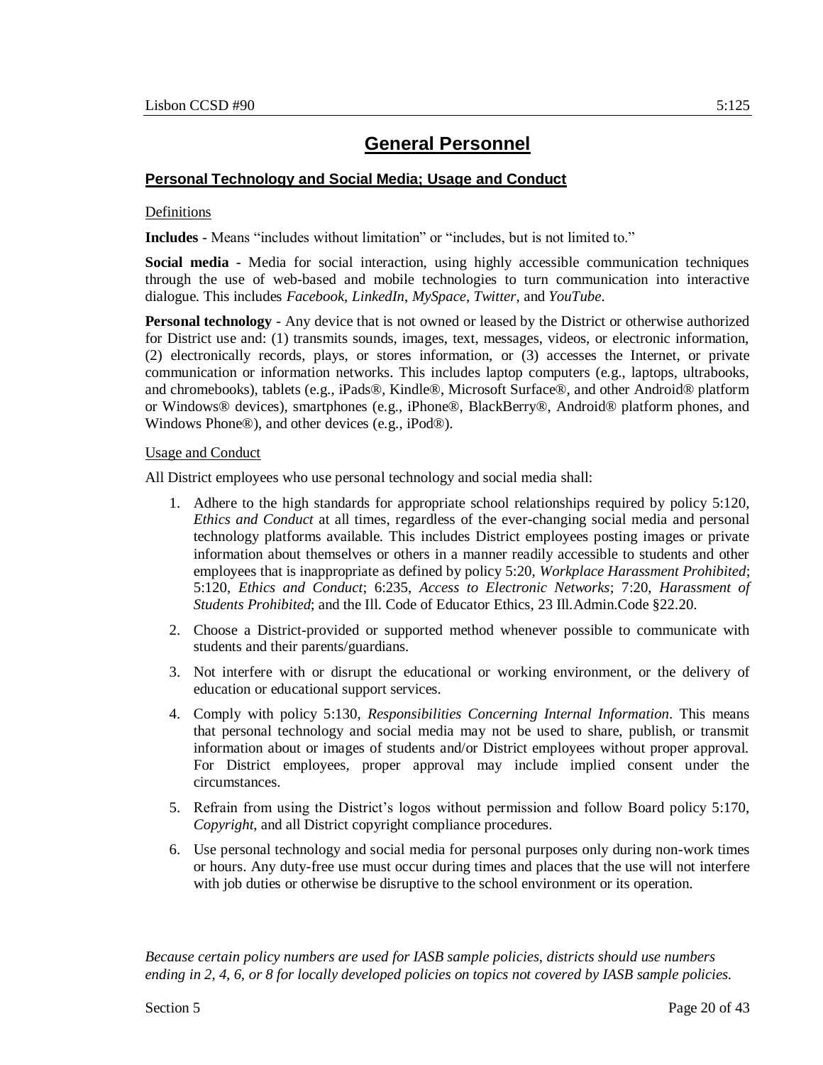# General Personnel

## Personal Technology and Social Media; Usage and Conduct

### Definitions

**Includes** - Means "includes without limitation" or "includes, but is not limited to."

**Social media** - Media for social interaction, using highly accessible communication techniques through the use of web-based and mobile technologies to turn communication into interactive dialogue. This includes *Facebook*, *LinkedIn*, *MySpace*, *Twitter*, and *YouTube*.

**Personal technology** - Any device that is not owned or leased by the District or otherwise authorized for District use and: (1) transmits sounds, images, text, messages, videos, or electronic information, (2) electronically records, plays, or stores information, or (3) accesses the Internet, or private communication or information networks. This includes laptop computers (e.g., laptops, ultrabooks, and chromebooks), tablets (e.g., iPads®, Kindle®, Microsoft Surface®, and other Android® platform or Windows® devices), smartphones (e.g., iPhone®, BlackBerry®, Android® platform phones, and Windows Phone®), and other devices (e.g., iPod®).

### Usage and Conduct

All District employees who use personal technology and social media shall:

1. Adhere to the high standards for appropriate school relationships required by policy 5:120, *Ethics and Conduct* at all times, regardless of the ever-changing social media and personal technology platforms available. This includes District employees posting images or private information about themselves or others in a manner readily accessible to students and other employees that is inappropriate as defined by policy 5:20, *Workplace Harassment Prohibited*; 5:120, *Ethics and Conduct*; 6:235, *Access to Electronic Networks*; 7:20, *Harassment of Students Prohibited*; and the Ill. Code of Educator Ethics, 23 Ill.Admin.Code §22.20.
2. Choose a District-provided or supported method whenever possible to communicate with students and their parents/guardians.
3. Not interfere with or disrupt the educational or working environment, or the delivery of education or educational support services.
4. Comply with policy 5:130, *Responsibilities Concerning Internal Information*. This means that personal technology and social media may not be used to share, publish, or transmit information about or images of students and/or District employees without proper approval. For District employees, proper approval may include implied consent under the circumstances.
5. Refrain from using the District's logos without permission and follow Board policy 5:170, *Copyright*, and all District copyright compliance procedures.
6. Use personal technology and social media for personal purposes only during non-work times or hours. Any duty-free use must occur during times and places that the use will not interfere with job duties or otherwise be disruptive to the school environment or its operation.

*Because certain policy numbers are used for IASB sample policies, districts should use numbers ending in 2, 4, 6, or 8 for locally developed policies on topics not covered by IASB sample policies.*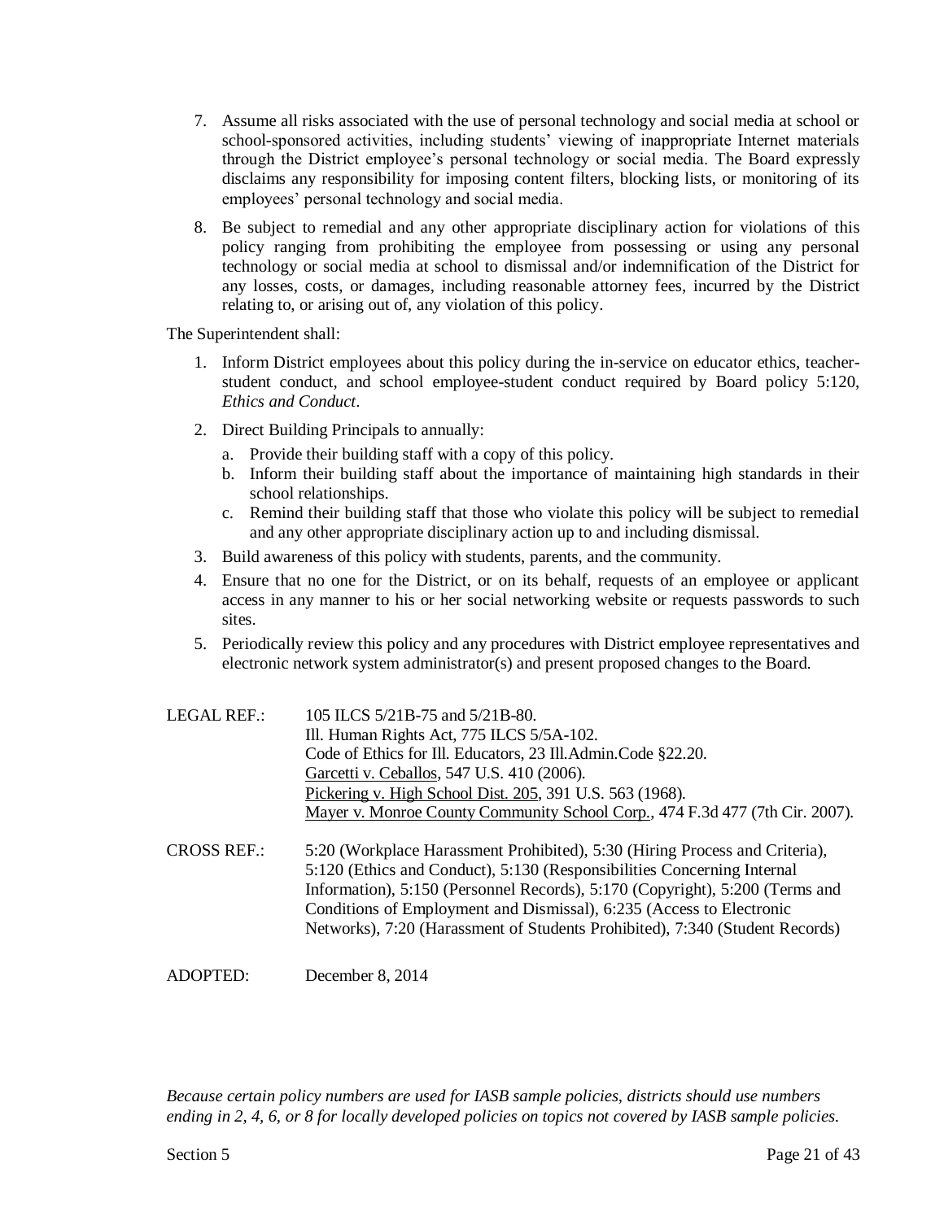7. Assume all risks associated with the use of personal technology and social media at school or school-sponsored activities, including students' viewing of inappropriate Internet materials through the District employee's personal technology or social media. The Board expressly disclaims any responsibility for imposing content filters, blocking lists, or monitoring of its employees' personal technology and social media.
8. Be subject to remedial and any other appropriate disciplinary action for violations of this policy ranging from prohibiting the employee from possessing or using any personal technology or social media at school to dismissal and/or indemnification of the District for any losses, costs, or damages, including reasonable attorney fees, incurred by the District relating to, or arising out of, any violation of this policy.

The Superintendent shall:

1. Inform District employees about this policy during the in-service on educator ethics, teacher-student conduct, and school employee-student conduct required by Board policy 5:120, *Ethics and Conduct*.
2. Direct Building Principals to annually:
   a. Provide their building staff with a copy of this policy.
   b. Inform their building staff about the importance of maintaining high standards in their school relationships.
   c. Remind their building staff that those who violate this policy will be subject to remedial and any other appropriate disciplinary action up to and including dismissal.
3. Build awareness of this policy with students, parents, and the community.
4. Ensure that no one for the District, or on its behalf, requests of an employee or applicant access in any manner to his or her social networking website or requests passwords to such sites.
5. Periodically review this policy and any procedures with District employee representatives and electronic network system administrator(s) and present proposed changes to the Board.

LEGAL REF.: 105 ILCS 5/21B-75 and 5/21B-80.
Ill. Human Rights Act, 775 ILCS 5/5A-102.
Code of Ethics for Ill. Educators, 23 Ill.Admin.Code §22.20.
Garcetti v. Ceballos, 547 U.S. 410 (2006).
Pickering v. High School Dist. 205, 391 U.S. 563 (1968).
Mayer v. Monroe County Community School Corp., 474 F.3d 477 (7th Cir. 2007).

CROSS REF.: 5:20 (Workplace Harassment Prohibited), 5:30 (Hiring Process and Criteria), 5:120 (Ethics and Conduct), 5:130 (Responsibilities Concerning Internal Information), 5:150 (Personnel Records), 5:170 (Copyright), 5:200 (Terms and Conditions of Employment and Dismissal), 6:235 (Access to Electronic Networks), 7:20 (Harassment of Students Prohibited), 7:340 (Student Records)

ADOPTED: December 8, 2014

*Because certain policy numbers are used for IASB sample policies, districts should use numbers ending in 2, 4, 6, or 8 for locally developed policies on topics not covered by IASB sample policies.*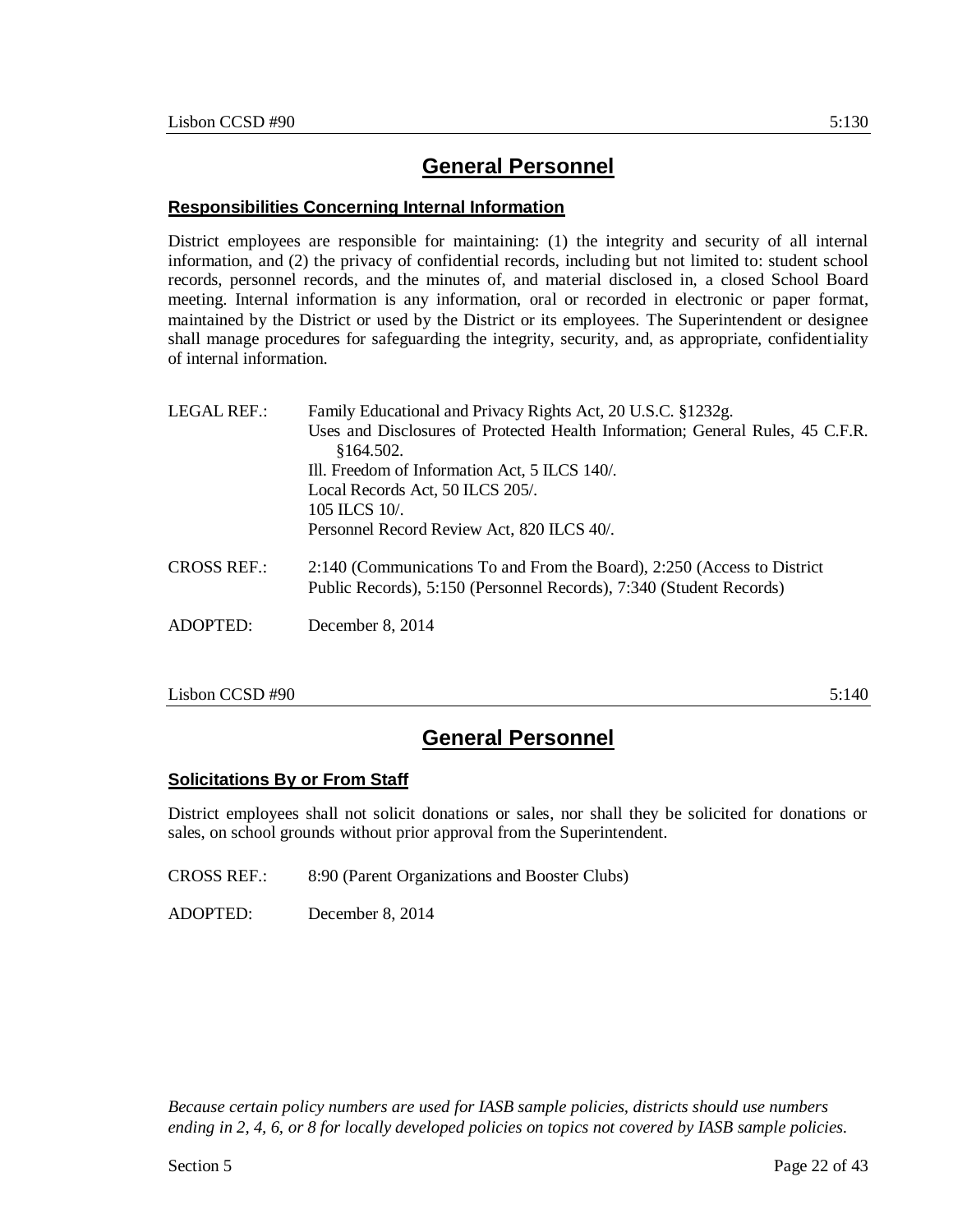# General Personnel

## Responsibilities Concerning Internal Information

District employees are responsible for maintaining: (1) the integrity and security of all internal information, and (2) the privacy of confidential records, including but not limited to: student school records, personnel records, and the minutes of, and material disclosed in, a closed School Board meeting. Internal information is any information, oral or recorded in electronic or paper format, maintained by the District or used by the District or its employees. The Superintendent or designee shall manage procedures for safeguarding the integrity, security, and, as appropriate, confidentiality of internal information.

LEGAL REF.: Family Educational and Privacy Rights Act, 20 U.S.C. §1232g.
Uses and Disclosures of Protected Health Information; General Rules, 45 C.F.R. §164.502.
Ill. Freedom of Information Act, 5 ILCS 140/.
Local Records Act, 50 ILCS 205/.
105 ILCS 10/.
Personnel Record Review Act, 820 ILCS 40/.

CROSS REF.: 2:140 (Communications To and From the Board), 2:250 (Access to District Public Records), 5:150 (Personnel Records), 7:340 (Student Records)

ADOPTED: December 8, 2014

# General Personnel

## Solicitations By or From Staff

District employees shall not solicit donations or sales, nor shall they be solicited for donations or sales, on school grounds without prior approval from the Superintendent.

CROSS REF.: 8:90 (Parent Organizations and Booster Clubs)

ADOPTED: December 8, 2014

*Because certain policy numbers are used for IASB sample policies, districts should use numbers ending in 2, 4, 6, or 8 for locally developed policies on topics not covered by IASB sample policies.*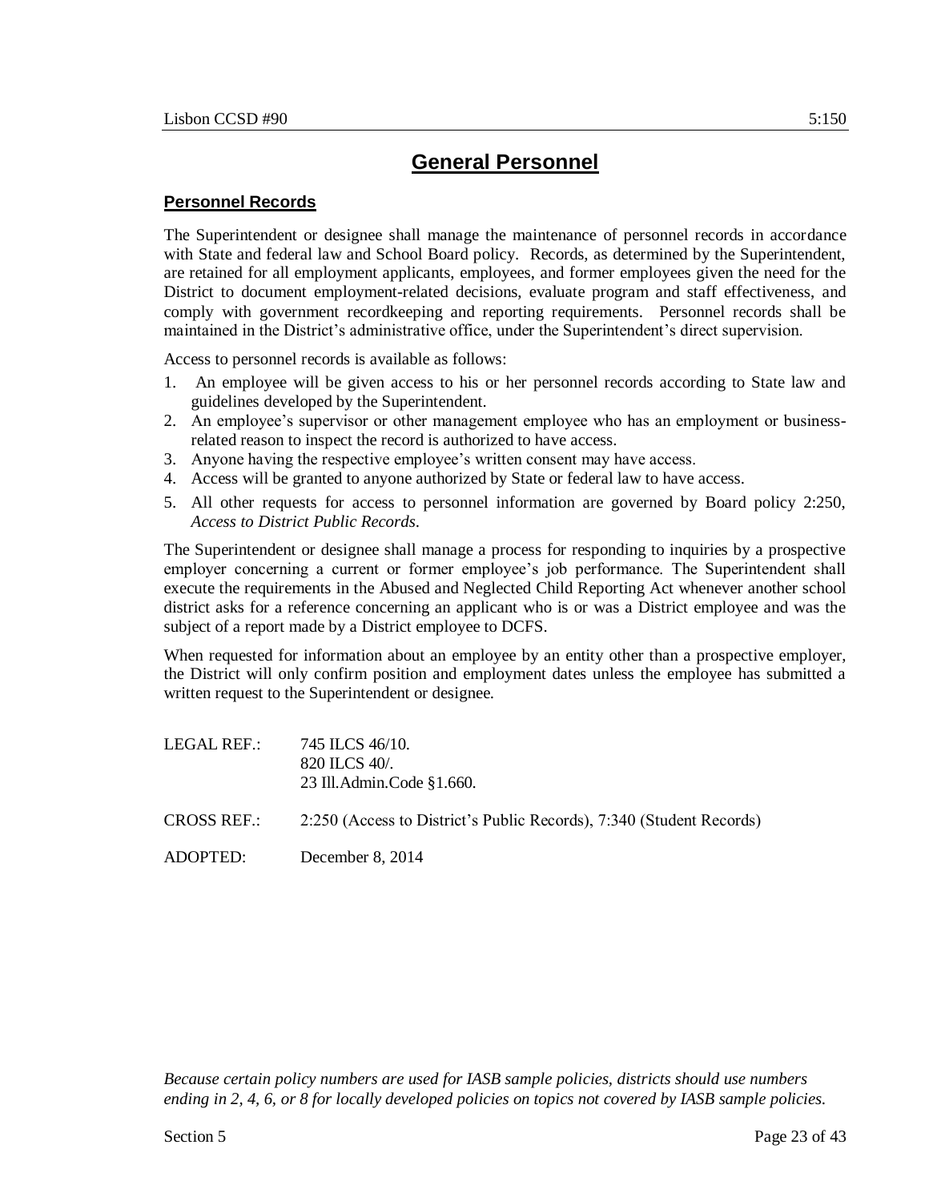# General Personnel

## Personnel Records

The Superintendent or designee shall manage the maintenance of personnel records in accordance with State and federal law and School Board policy. Records, as determined by the Superintendent, are retained for all employment applicants, employees, and former employees given the need for the District to document employment-related decisions, evaluate program and staff effectiveness, and comply with government recordkeeping and reporting requirements. Personnel records shall be maintained in the District's administrative office, under the Superintendent's direct supervision.

Access to personnel records is available as follows:

1. An employee will be given access to his or her personnel records according to State law and guidelines developed by the Superintendent.
2. An employee's supervisor or other management employee who has an employment or business-related reason to inspect the record is authorized to have access.
3. Anyone having the respective employee's written consent may have access.
4. Access will be granted to anyone authorized by State or federal law to have access.
5. All other requests for access to personnel information are governed by Board policy 2:250, *Access to District Public Records*.

The Superintendent or designee shall manage a process for responding to inquiries by a prospective employer concerning a current or former employee's job performance. The Superintendent shall execute the requirements in the Abused and Neglected Child Reporting Act whenever another school district asks for a reference concerning an applicant who is or was a District employee and was the subject of a report made by a District employee to DCFS.

When requested for information about an employee by an entity other than a prospective employer, the District will only confirm position and employment dates unless the employee has submitted a written request to the Superintendent or designee.

| | |
|---|---|
| LEGAL REF.: | 745 ILCS 46/10.<br>820 ILCS 40/.<br>23 Ill.Admin.Code §1.660. |
| CROSS REF.: | 2:250 (Access to District's Public Records), 7:340 (Student Records) |
| ADOPTED: | December 8, 2014 |

*Because certain policy numbers are used for IASB sample policies, districts should use numbers ending in 2, 4, 6, or 8 for locally developed policies on topics not covered by IASB sample policies.*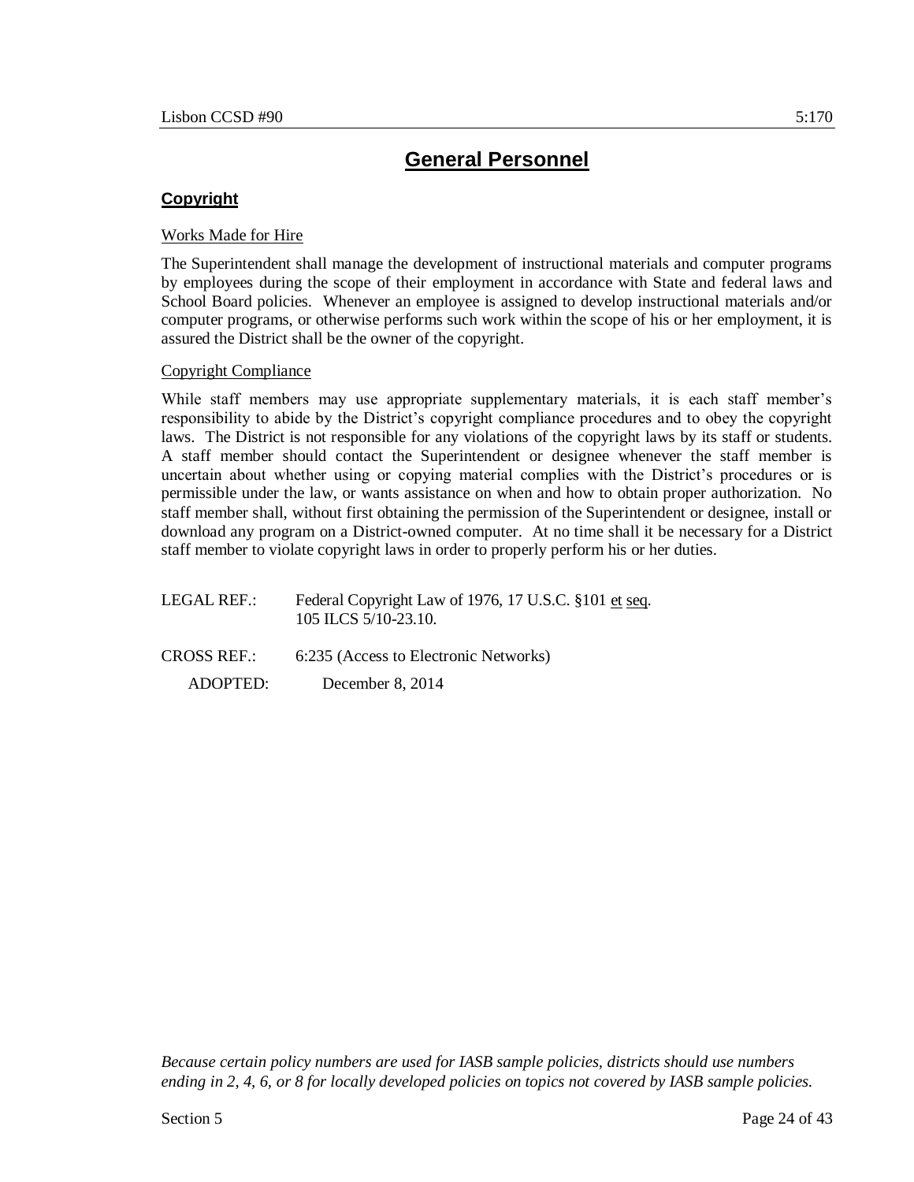# General Personnel

## Copyright

Works Made for Hire

The Superintendent shall manage the development of instructional materials and computer programs by employees during the scope of their employment in accordance with State and federal laws and School Board policies. Whenever an employee is assigned to develop instructional materials and/or computer programs, or otherwise performs such work within the scope of his or her employment, it is assured the District shall be the owner of the copyright.

Copyright Compliance

While staff members may use appropriate supplementary materials, it is each staff member's responsibility to abide by the District's copyright compliance procedures and to obey the copyright laws. The District is not responsible for any violations of the copyright laws by its staff or students. A staff member should contact the Superintendent or designee whenever the staff member is uncertain about whether using or copying material complies with the District's procedures or is permissible under the law, or wants assistance on when and how to obtain proper authorization. No staff member shall, without first obtaining the permission of the Superintendent or designee, install or download any program on a District-owned computer. At no time shall it be necessary for a District staff member to violate copyright laws in order to properly perform his or her duties.

LEGAL REF.: Federal Copyright Law of 1976, 17 U.S.C. §101 et seq.
105 ILCS 5/10-23.10.

CROSS REF.: 6:235 (Access to Electronic Networks)

ADOPTED: December 8, 2014

*Because certain policy numbers are used for IASB sample policies, districts should use numbers ending in 2, 4, 6, or 8 for locally developed policies on topics not covered by IASB sample policies.*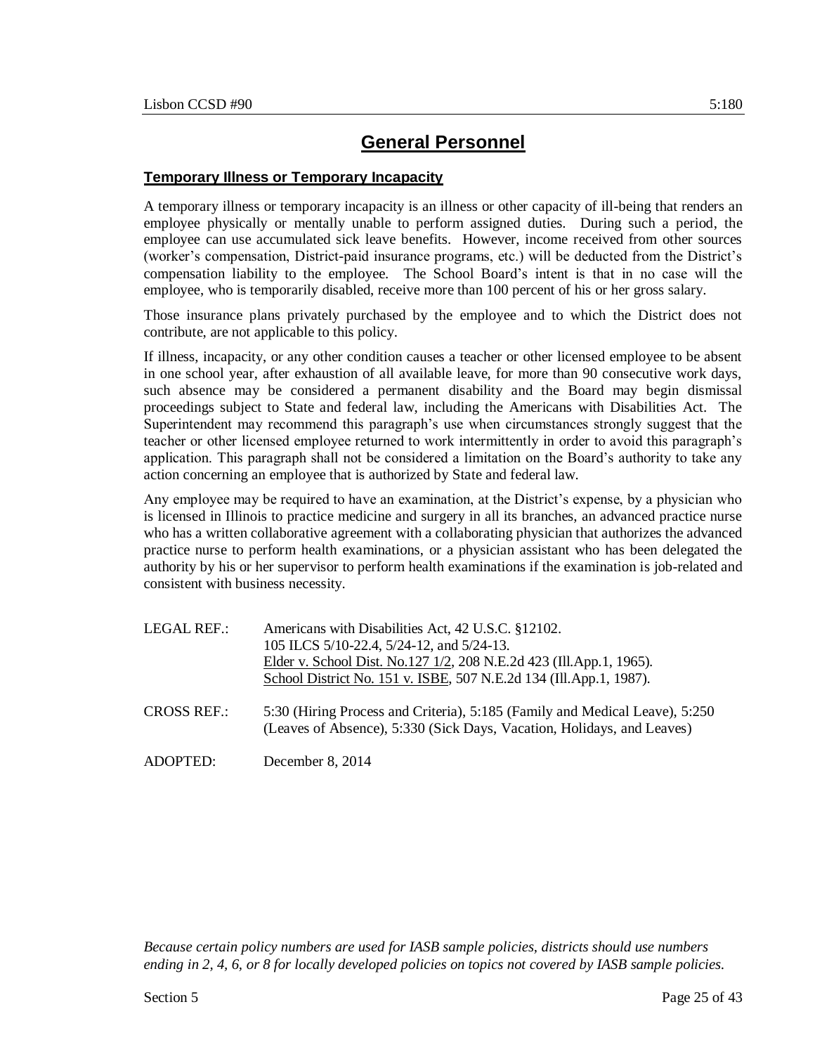# General Personnel

## Temporary Illness or Temporary Incapacity

A temporary illness or temporary incapacity is an illness or other capacity of ill-being that renders an employee physically or mentally unable to perform assigned duties. During such a period, the employee can use accumulated sick leave benefits. However, income received from other sources (worker's compensation, District-paid insurance programs, etc.) will be deducted from the District's compensation liability to the employee. The School Board's intent is that in no case will the employee, who is temporarily disabled, receive more than 100 percent of his or her gross salary.

Those insurance plans privately purchased by the employee and to which the District does not contribute, are not applicable to this policy.

If illness, incapacity, or any other condition causes a teacher or other licensed employee to be absent in one school year, after exhaustion of all available leave, for more than 90 consecutive work days, such absence may be considered a permanent disability and the Board may begin dismissal proceedings subject to State and federal law, including the Americans with Disabilities Act. The Superintendent may recommend this paragraph's use when circumstances strongly suggest that the teacher or other licensed employee returned to work intermittently in order to avoid this paragraph's application. This paragraph shall not be considered a limitation on the Board's authority to take any action concerning an employee that is authorized by State and federal law.

Any employee may be required to have an examination, at the District's expense, by a physician who is licensed in Illinois to practice medicine and surgery in all its branches, an advanced practice nurse who has a written collaborative agreement with a collaborating physician that authorizes the advanced practice nurse to perform health examinations, or a physician assistant who has been delegated the authority by his or her supervisor to perform health examinations if the examination is job-related and consistent with business necessity.

| | |
|---|---|
| LEGAL REF.: | Americans with Disabilities Act, 42 U.S.C. §12102.<br>105 ILCS 5/10-22.4, 5/24-12, and 5/24-13.<br>Elder v. School Dist. No.127 1/2, 208 N.E.2d 423 (Ill.App.1, 1965).<br>School District No. 151 v. ISBE, 507 N.E.2d 134 (Ill.App.1, 1987). |
| CROSS REF.: | 5:30 (Hiring Process and Criteria), 5:185 (Family and Medical Leave), 5:250 (Leaves of Absence), 5:330 (Sick Days, Vacation, Holidays, and Leaves) |
| ADOPTED: | December 8, 2014 |

*Because certain policy numbers are used for IASB sample policies, districts should use numbers ending in 2, 4, 6, or 8 for locally developed policies on topics not covered by IASB sample policies.*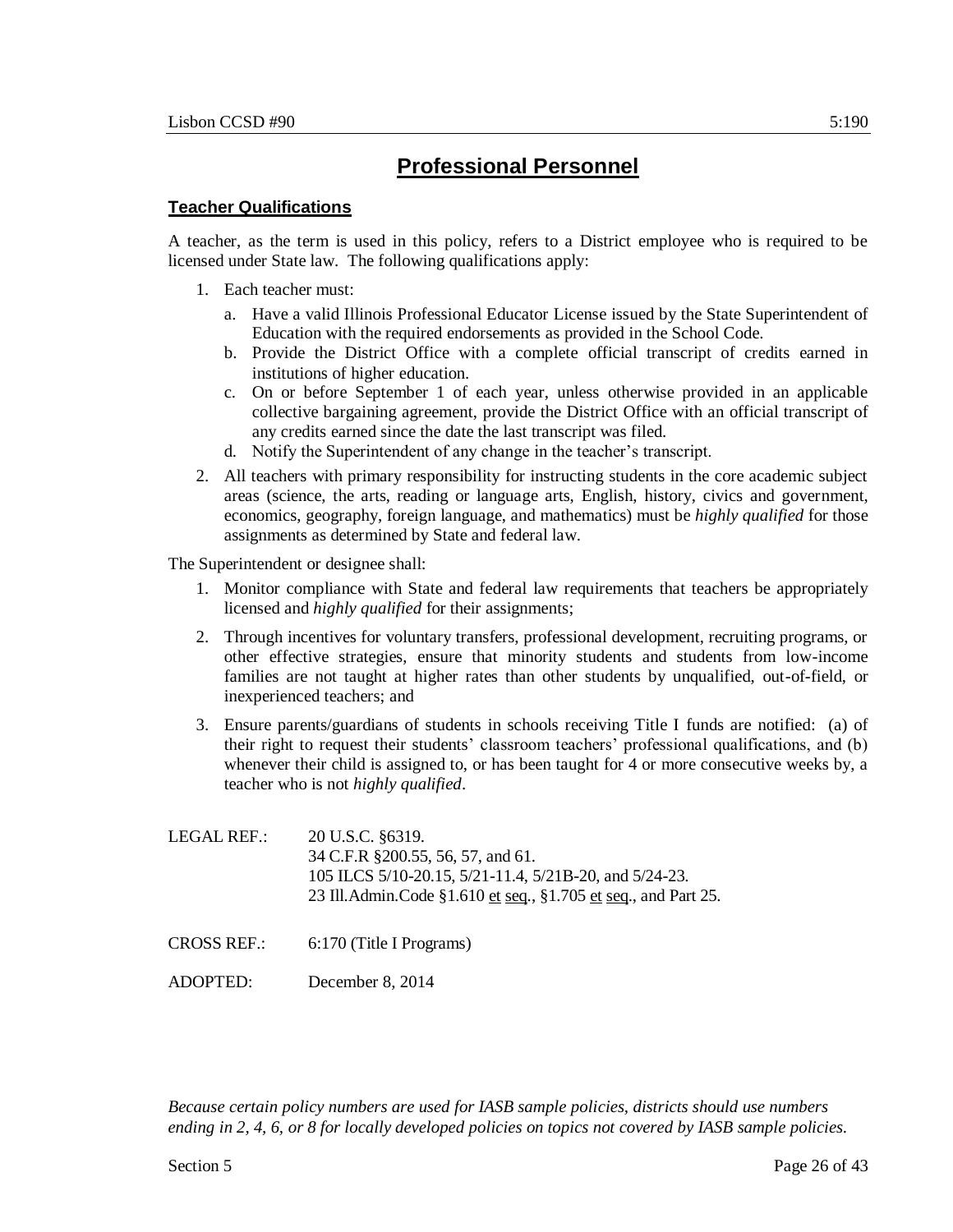# Professional Personnel

## Teacher Qualifications

A teacher, as the term is used in this policy, refers to a District employee who is required to be licensed under State law. The following qualifications apply:

1. Each teacher must:
   a. Have a valid Illinois Professional Educator License issued by the State Superintendent of Education with the required endorsements as provided in the School Code.
   b. Provide the District Office with a complete official transcript of credits earned in institutions of higher education.
   c. On or before September 1 of each year, unless otherwise provided in an applicable collective bargaining agreement, provide the District Office with an official transcript of any credits earned since the date the last transcript was filed.
   d. Notify the Superintendent of any change in the teacher's transcript.
2. All teachers with primary responsibility for instructing students in the core academic subject areas (science, the arts, reading or language arts, English, history, civics and government, economics, geography, foreign language, and mathematics) must be *highly qualified* for those assignments as determined by State and federal law.

The Superintendent or designee shall:

1. Monitor compliance with State and federal law requirements that teachers be appropriately licensed and *highly qualified* for their assignments;
2. Through incentives for voluntary transfers, professional development, recruiting programs, or other effective strategies, ensure that minority students and students from low-income families are not taught at higher rates than other students by unqualified, out-of-field, or inexperienced teachers; and
3. Ensure parents/guardians of students in schools receiving Title I funds are notified: (a) of their right to request their students' classroom teachers' professional qualifications, and (b) whenever their child is assigned to, or has been taught for 4 or more consecutive weeks by, a teacher who is not *highly qualified*.

LEGAL REF.: 20 U.S.C. §6319.
34 C.F.R §200.55, 56, 57, and 61.
105 ILCS 5/10-20.15, 5/21-11.4, 5/21B-20, and 5/24-23.
23 Ill.Admin.Code §1.610 et seq., §1.705 et seq., and Part 25.

CROSS REF.: 6:170 (Title I Programs)

ADOPTED: December 8, 2014

*Because certain policy numbers are used for IASB sample policies, districts should use numbers ending in 2, 4, 6, or 8 for locally developed policies on topics not covered by IASB sample policies.*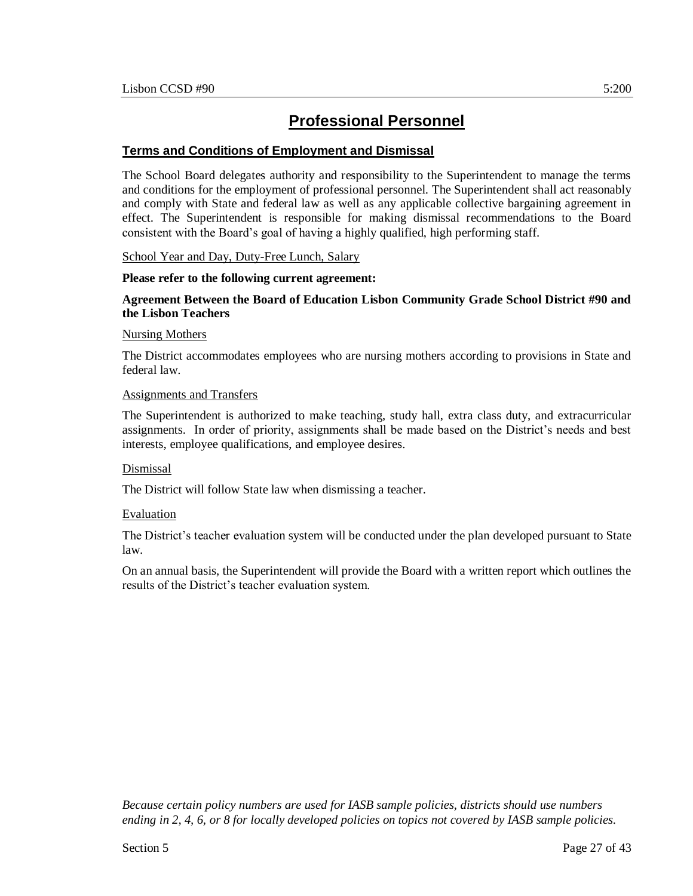# Professional Personnel

## Terms and Conditions of Employment and Dismissal

The School Board delegates authority and responsibility to the Superintendent to manage the terms and conditions for the employment of professional personnel. The Superintendent shall act reasonably and comply with State and federal law as well as any applicable collective bargaining agreement in effect. The Superintendent is responsible for making dismissal recommendations to the Board consistent with the Board's goal of having a highly qualified, high performing staff.

School Year and Day, Duty-Free Lunch, Salary

**Please refer to the following current agreement:**

**Agreement Between the Board of Education Lisbon Community Grade School District #90 and the Lisbon Teachers**

Nursing Mothers

The District accommodates employees who are nursing mothers according to provisions in State and federal law.

Assignments and Transfers

The Superintendent is authorized to make teaching, study hall, extra class duty, and extracurricular assignments. In order of priority, assignments shall be made based on the District's needs and best interests, employee qualifications, and employee desires.

Dismissal

The District will follow State law when dismissing a teacher.

Evaluation

The District's teacher evaluation system will be conducted under the plan developed pursuant to State law.

On an annual basis, the Superintendent will provide the Board with a written report which outlines the results of the District's teacher evaluation system.

*Because certain policy numbers are used for IASB sample policies, districts should use numbers ending in 2, 4, 6, or 8 for locally developed policies on topics not covered by IASB sample policies.*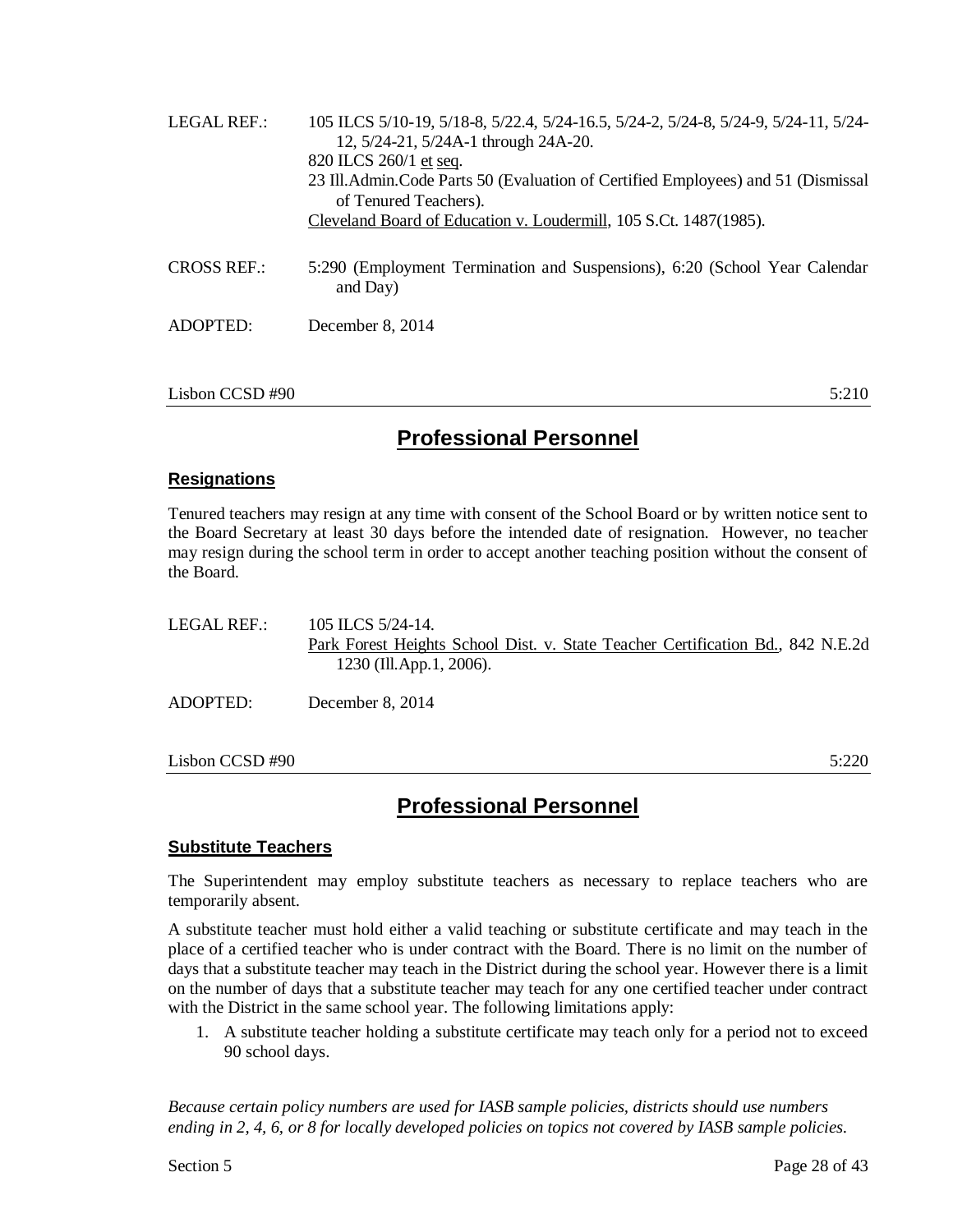LEGAL REF.: 105 ILCS 5/10-19, 5/18-8, 5/22.4, 5/24-16.5, 5/24-2, 5/24-8, 5/24-9, 5/24-11, 5/24-12, 5/24-21, 5/24A-1 through 24A-20.
820 ILCS 260/1 et seq.
23 Ill.Admin.Code Parts 50 (Evaluation of Certified Employees) and 51 (Dismissal of Tenured Teachers).
Cleveland Board of Education v. Loudermill, 105 S.Ct. 1487(1985).

CROSS REF.: 5:290 (Employment Termination and Suspensions), 6:20 (School Year Calendar and Day)

ADOPTED: December 8, 2014

Lisbon CCSD #90 5:210

# Professional Personnel

## Resignations

Tenured teachers may resign at any time with consent of the School Board or by written notice sent to the Board Secretary at least 30 days before the intended date of resignation. However, no teacher may resign during the school term in order to accept another teaching position without the consent of the Board.

LEGAL REF.: 105 ILCS 5/24-14.
Park Forest Heights School Dist. v. State Teacher Certification Bd., 842 N.E.2d 1230 (Ill.App.1, 2006).

ADOPTED: December 8, 2014

Lisbon CCSD #90 5:220

# Professional Personnel

## Substitute Teachers

The Superintendent may employ substitute teachers as necessary to replace teachers who are temporarily absent.

A substitute teacher must hold either a valid teaching or substitute certificate and may teach in the place of a certified teacher who is under contract with the Board. There is no limit on the number of days that a substitute teacher may teach in the District during the school year. However there is a limit on the number of days that a substitute teacher may teach for any one certified teacher under contract with the District in the same school year. The following limitations apply:

1. A substitute teacher holding a substitute certificate may teach only for a period not to exceed 90 school days.

*Because certain policy numbers are used for IASB sample policies, districts should use numbers ending in 2, 4, 6, or 8 for locally developed policies on topics not covered by IASB sample policies.*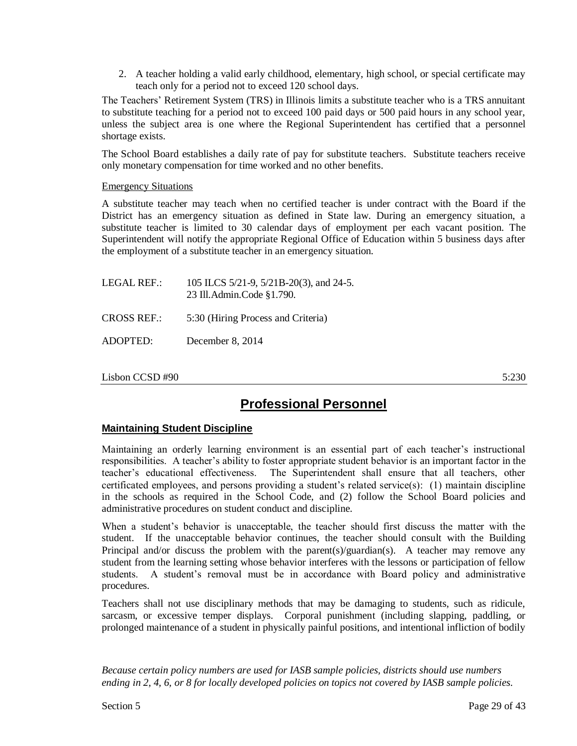2. A teacher holding a valid early childhood, elementary, high school, or special certificate may teach only for a period not to exceed 120 school days.

The Teachers' Retirement System (TRS) in Illinois limits a substitute teacher who is a TRS annuitant to substitute teaching for a period not to exceed 100 paid days or 500 paid hours in any school year, unless the subject area is one where the Regional Superintendent has certified that a personnel shortage exists.

The School Board establishes a daily rate of pay for substitute teachers. Substitute teachers receive only monetary compensation for time worked and no other benefits.

Emergency Situations

A substitute teacher may teach when no certified teacher is under contract with the Board if the District has an emergency situation as defined in State law. During an emergency situation, a substitute teacher is limited to 30 calendar days of employment per each vacant position. The Superintendent will notify the appropriate Regional Office of Education within 5 business days after the employment of a substitute teacher in an emergency situation.

| | |
|---|---|
| LEGAL REF.: | 105 ILCS 5/21-9, 5/21B-20(3), and 24-5.<br>23 Ill.Admin.Code §1.790. |
| CROSS REF.: | 5:30 (Hiring Process and Criteria) |
| ADOPTED: | December 8, 2014 |

Lisbon CCSD #90 5:230

# Professional Personnel

## Maintaining Student Discipline

Maintaining an orderly learning environment is an essential part of each teacher's instructional responsibilities. A teacher's ability to foster appropriate student behavior is an important factor in the teacher's educational effectiveness. The Superintendent shall ensure that all teachers, other certificated employees, and persons providing a student's related service(s): (1) maintain discipline in the schools as required in the School Code, and (2) follow the School Board policies and administrative procedures on student conduct and discipline.

When a student's behavior is unacceptable, the teacher should first discuss the matter with the student. If the unacceptable behavior continues, the teacher should consult with the Building Principal and/or discuss the problem with the parent(s)/guardian(s). A teacher may remove any student from the learning setting whose behavior interferes with the lessons or participation of fellow students. A student's removal must be in accordance with Board policy and administrative procedures.

Teachers shall not use disciplinary methods that may be damaging to students, such as ridicule, sarcasm, or excessive temper displays. Corporal punishment (including slapping, paddling, or prolonged maintenance of a student in physically painful positions, and intentional infliction of bodily

*Because certain policy numbers are used for IASB sample policies, districts should use numbers ending in 2, 4, 6, or 8 for locally developed policies on topics not covered by IASB sample policies.*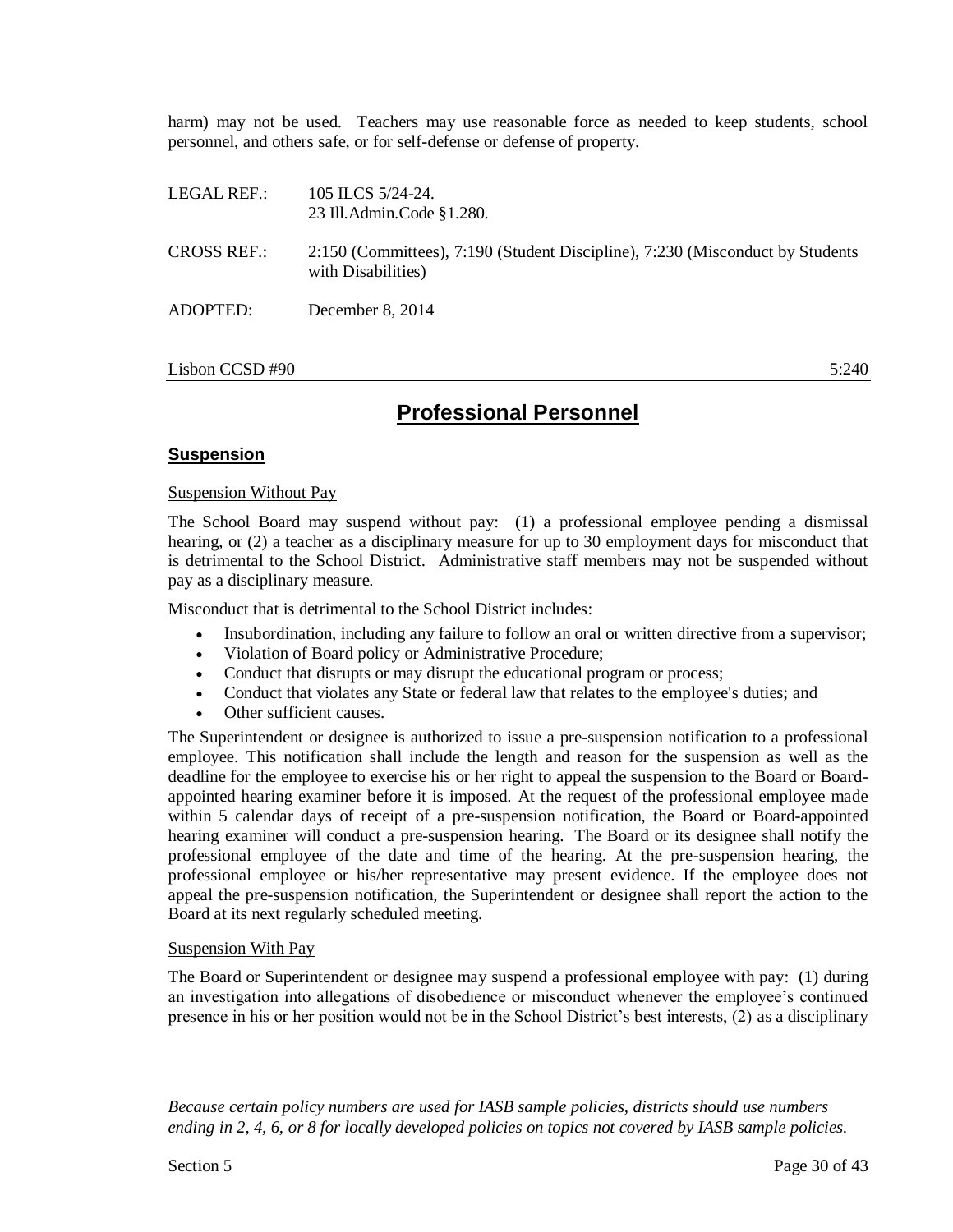harm) may not be used. Teachers may use reasonable force as needed to keep students, school personnel, and others safe, or for self-defense or defense of property.

| | |
|---|---|
| LEGAL REF.: | 105 ILCS 5/24-24.<br>23 Ill.Admin.Code §1.280. |
| CROSS REF.: | 2:150 (Committees), 7:190 (Student Discipline), 7:230 (Misconduct by Students with Disabilities) |
| ADOPTED: | December 8, 2014 |

Lisbon CCSD #90 5:240

# Professional Personnel

## Suspension

### Suspension Without Pay

The School Board may suspend without pay: (1) a professional employee pending a dismissal hearing, or (2) a teacher as a disciplinary measure for up to 30 employment days for misconduct that is detrimental to the School District. Administrative staff members may not be suspended without pay as a disciplinary measure.

Misconduct that is detrimental to the School District includes:

- Insubordination, including any failure to follow an oral or written directive from a supervisor;
- Violation of Board policy or Administrative Procedure;
- Conduct that disrupts or may disrupt the educational program or process;
- Conduct that violates any State or federal law that relates to the employee's duties; and
- Other sufficient causes.

The Superintendent or designee is authorized to issue a pre-suspension notification to a professional employee. This notification shall include the length and reason for the suspension as well as the deadline for the employee to exercise his or her right to appeal the suspension to the Board or Board-appointed hearing examiner before it is imposed. At the request of the professional employee made within 5 calendar days of receipt of a pre-suspension notification, the Board or Board-appointed hearing examiner will conduct a pre-suspension hearing. The Board or its designee shall notify the professional employee of the date and time of the hearing. At the pre-suspension hearing, the professional employee or his/her representative may present evidence. If the employee does not appeal the pre-suspension notification, the Superintendent or designee shall report the action to the Board at its next regularly scheduled meeting.

### Suspension With Pay

The Board or Superintendent or designee may suspend a professional employee with pay: (1) during an investigation into allegations of disobedience or misconduct whenever the employee's continued presence in his or her position would not be in the School District's best interests, (2) as a disciplinary

*Because certain policy numbers are used for IASB sample policies, districts should use numbers ending in 2, 4, 6, or 8 for locally developed policies on topics not covered by IASB sample policies.*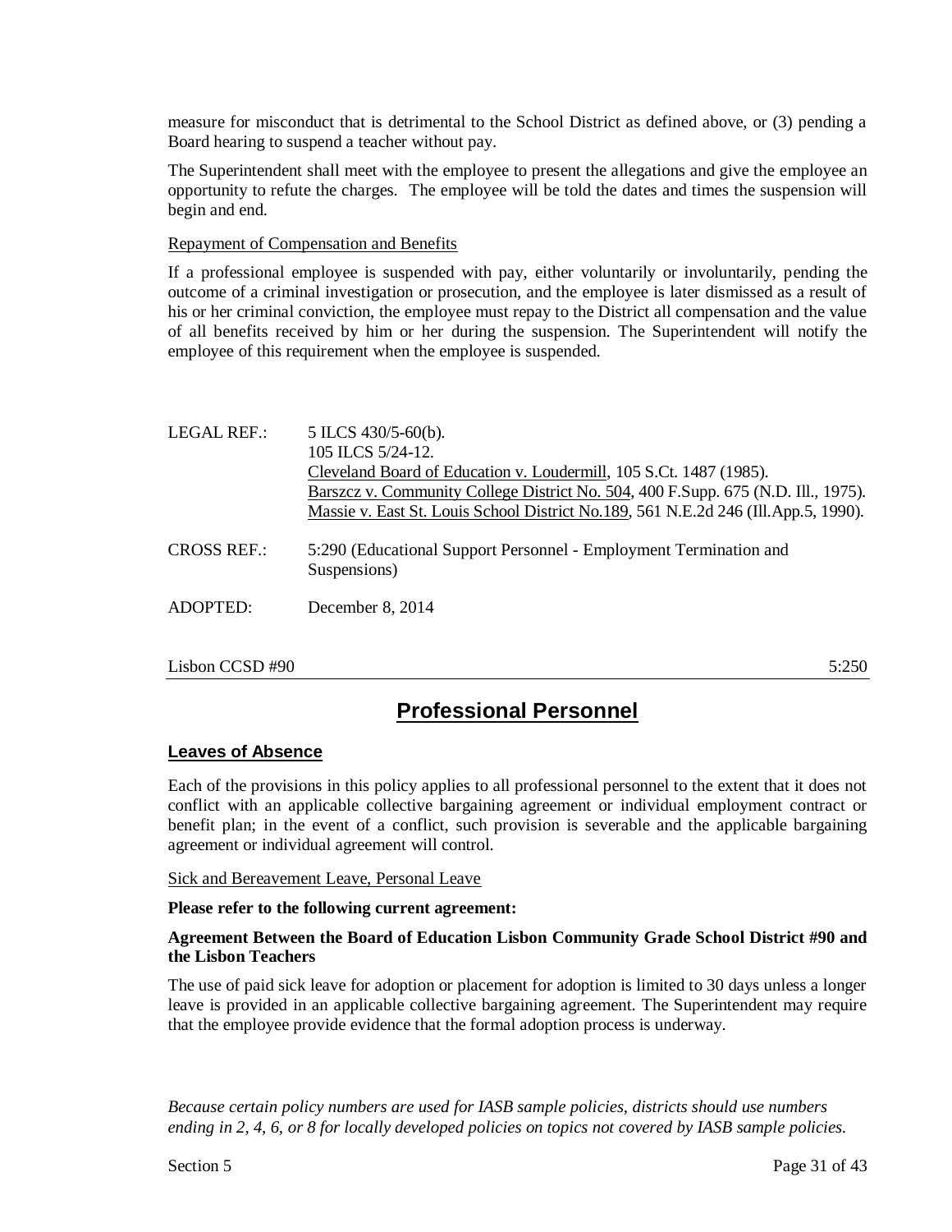measure for misconduct that is detrimental to the School District as defined above, or (3) pending a Board hearing to suspend a teacher without pay.

The Superintendent shall meet with the employee to present the allegations and give the employee an opportunity to refute the charges. The employee will be told the dates and times the suspension will begin and end.

Repayment of Compensation and Benefits

If a professional employee is suspended with pay, either voluntarily or involuntarily, pending the outcome of a criminal investigation or prosecution, and the employee is later dismissed as a result of his or her criminal conviction, the employee must repay to the District all compensation and the value of all benefits received by him or her during the suspension. The Superintendent will notify the employee of this requirement when the employee is suspended.

LEGAL REF.: 5 ILCS 430/5-60(b).
105 ILCS 5/24-12.
Cleveland Board of Education v. Loudermill, 105 S.Ct. 1487 (1985).
Barszcz v. Community College District No. 504, 400 F.Supp. 675 (N.D. Ill., 1975).
Massie v. East St. Louis School District No.189, 561 N.E.2d 246 (Ill.App.5, 1990).

CROSS REF.: 5:290 (Educational Support Personnel - Employment Termination and Suspensions)

ADOPTED: December 8, 2014

Lisbon CCSD #90 5:250

# Professional Personnel

## Leaves of Absence

Each of the provisions in this policy applies to all professional personnel to the extent that it does not conflict with an applicable collective bargaining agreement or individual employment contract or benefit plan; in the event of a conflict, such provision is severable and the applicable bargaining agreement or individual agreement will control.

Sick and Bereavement Leave, Personal Leave

**Please refer to the following current agreement:**

**Agreement Between the Board of Education Lisbon Community Grade School District #90 and the Lisbon Teachers**

The use of paid sick leave for adoption or placement for adoption is limited to 30 days unless a longer leave is provided in an applicable collective bargaining agreement. The Superintendent may require that the employee provide evidence that the formal adoption process is underway.

*Because certain policy numbers are used for IASB sample policies, districts should use numbers ending in 2, 4, 6, or 8 for locally developed policies on topics not covered by IASB sample policies.*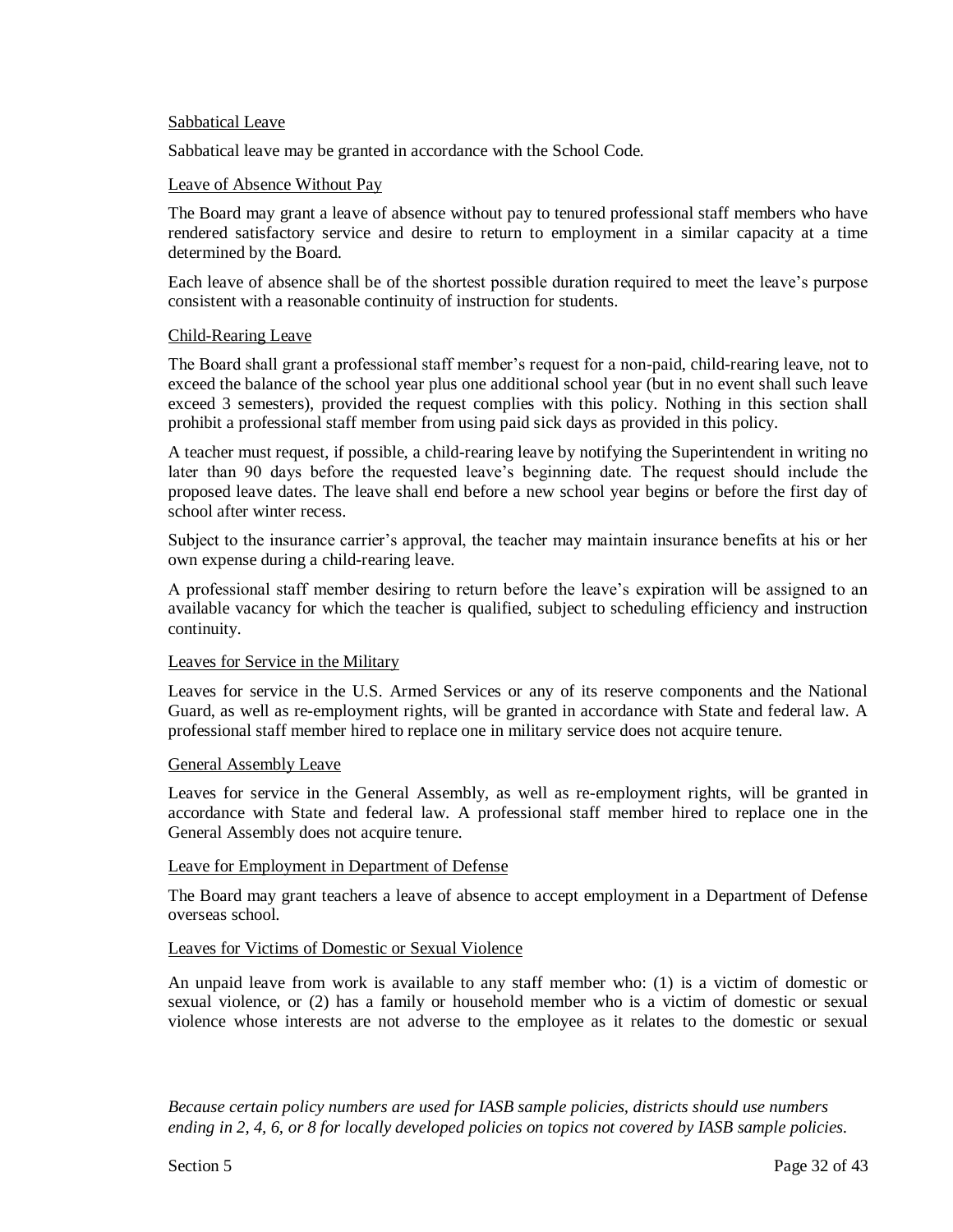Sabbatical Leave

Sabbatical leave may be granted in accordance with the School Code.

Leave of Absence Without Pay

The Board may grant a leave of absence without pay to tenured professional staff members who have rendered satisfactory service and desire to return to employment in a similar capacity at a time determined by the Board.

Each leave of absence shall be of the shortest possible duration required to meet the leave's purpose consistent with a reasonable continuity of instruction for students.

Child-Rearing Leave

The Board shall grant a professional staff member's request for a non-paid, child-rearing leave, not to exceed the balance of the school year plus one additional school year (but in no event shall such leave exceed 3 semesters), provided the request complies with this policy. Nothing in this section shall prohibit a professional staff member from using paid sick days as provided in this policy.

A teacher must request, if possible, a child-rearing leave by notifying the Superintendent in writing no later than 90 days before the requested leave's beginning date. The request should include the proposed leave dates. The leave shall end before a new school year begins or before the first day of school after winter recess.

Subject to the insurance carrier's approval, the teacher may maintain insurance benefits at his or her own expense during a child-rearing leave.

A professional staff member desiring to return before the leave's expiration will be assigned to an available vacancy for which the teacher is qualified, subject to scheduling efficiency and instruction continuity.

Leaves for Service in the Military

Leaves for service in the U.S. Armed Services or any of its reserve components and the National Guard, as well as re-employment rights, will be granted in accordance with State and federal law. A professional staff member hired to replace one in military service does not acquire tenure.

General Assembly Leave

Leaves for service in the General Assembly, as well as re-employment rights, will be granted in accordance with State and federal law. A professional staff member hired to replace one in the General Assembly does not acquire tenure.

Leave for Employment in Department of Defense

The Board may grant teachers a leave of absence to accept employment in a Department of Defense overseas school.

Leaves for Victims of Domestic or Sexual Violence

An unpaid leave from work is available to any staff member who: (1) is a victim of domestic or sexual violence, or (2) has a family or household member who is a victim of domestic or sexual violence whose interests are not adverse to the employee as it relates to the domestic or sexual

*Because certain policy numbers are used for IASB sample policies, districts should use numbers ending in 2, 4, 6, or 8 for locally developed policies on topics not covered by IASB sample policies.*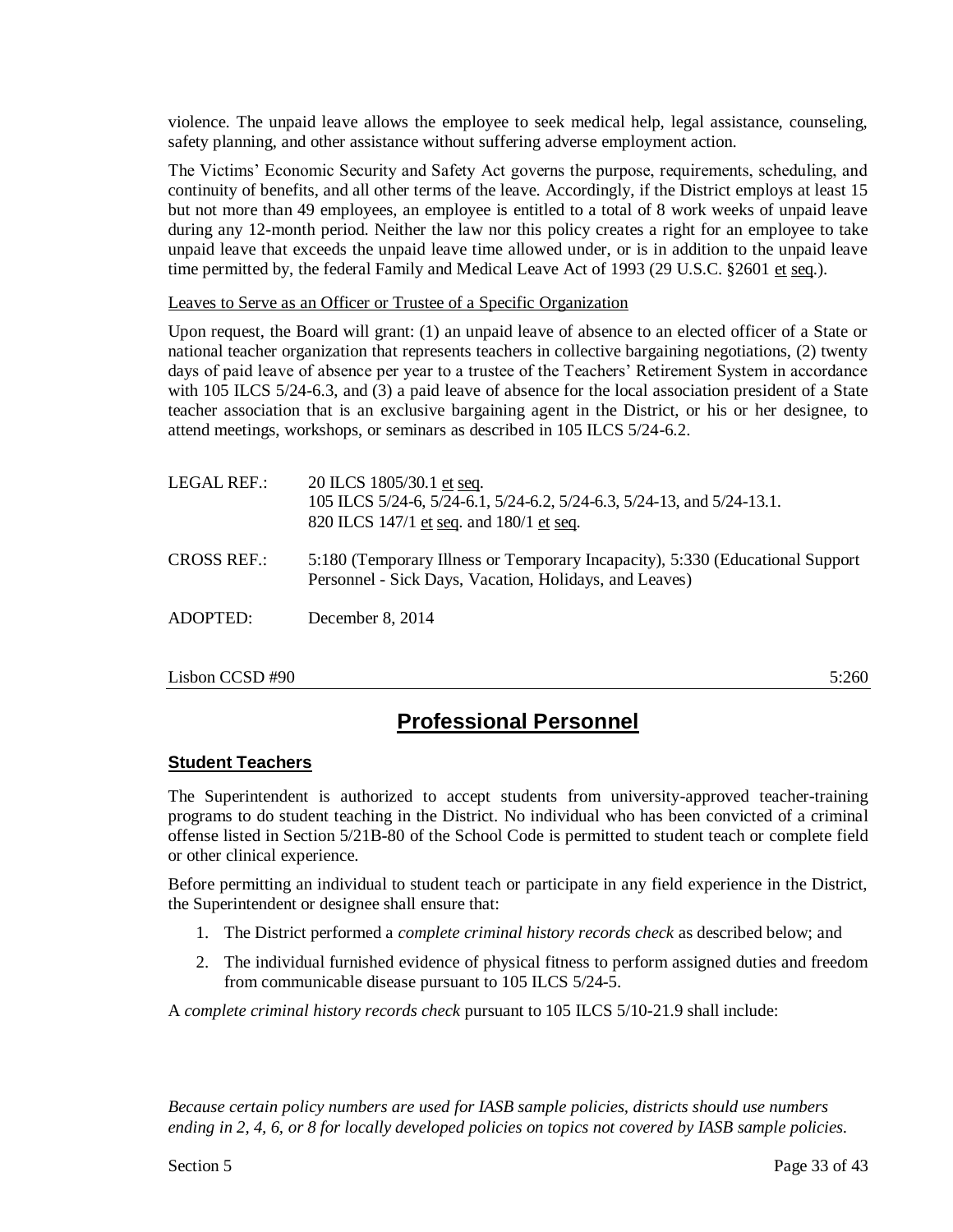violence. The unpaid leave allows the employee to seek medical help, legal assistance, counseling, safety planning, and other assistance without suffering adverse employment action.

The Victims' Economic Security and Safety Act governs the purpose, requirements, scheduling, and continuity of benefits, and all other terms of the leave. Accordingly, if the District employs at least 15 but not more than 49 employees, an employee is entitled to a total of 8 work weeks of unpaid leave during any 12-month period. Neither the law nor this policy creates a right for an employee to take unpaid leave that exceeds the unpaid leave time allowed under, or is in addition to the unpaid leave time permitted by, the federal Family and Medical Leave Act of 1993 (29 U.S.C. §2601 et seq.).

Leaves to Serve as an Officer or Trustee of a Specific Organization

Upon request, the Board will grant: (1) an unpaid leave of absence to an elected officer of a State or national teacher organization that represents teachers in collective bargaining negotiations, (2) twenty days of paid leave of absence per year to a trustee of the Teachers' Retirement System in accordance with 105 ILCS 5/24-6.3, and (3) a paid leave of absence for the local association president of a State teacher association that is an exclusive bargaining agent in the District, or his or her designee, to attend meetings, workshops, or seminars as described in 105 ILCS 5/24-6.2.

LEGAL REF.: 20 ILCS 1805/30.1 et seq.
105 ILCS 5/24-6, 5/24-6.1, 5/24-6.2, 5/24-6.3, 5/24-13, and 5/24-13.1.
820 ILCS 147/1 et seq. and 180/1 et seq.

CROSS REF.: 5:180 (Temporary Illness or Temporary Incapacity), 5:330 (Educational Support Personnel - Sick Days, Vacation, Holidays, and Leaves)

ADOPTED: December 8, 2014

Lisbon CCSD #90 5:260

# Professional Personnel

## Student Teachers

The Superintendent is authorized to accept students from university-approved teacher-training programs to do student teaching in the District. No individual who has been convicted of a criminal offense listed in Section 5/21B-80 of the School Code is permitted to student teach or complete field or other clinical experience.

Before permitting an individual to student teach or participate in any field experience in the District, the Superintendent or designee shall ensure that:

1. The District performed a *complete criminal history records check* as described below; and
2. The individual furnished evidence of physical fitness to perform assigned duties and freedom from communicable disease pursuant to 105 ILCS 5/24-5.

A *complete criminal history records check* pursuant to 105 ILCS 5/10-21.9 shall include:

*Because certain policy numbers are used for IASB sample policies, districts should use numbers ending in 2, 4, 6, or 8 for locally developed policies on topics not covered by IASB sample policies.*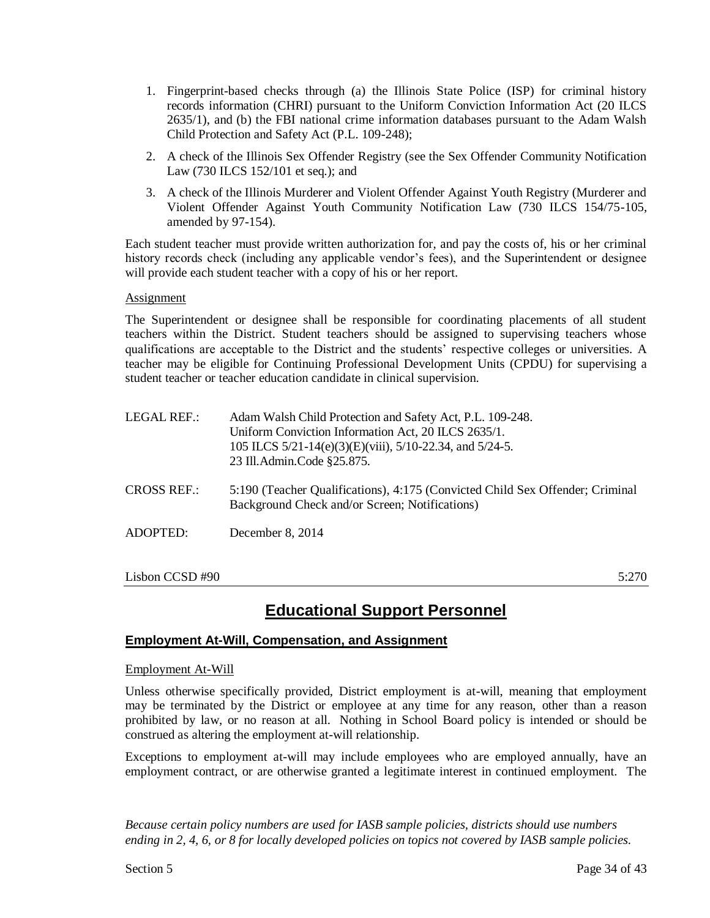1. Fingerprint-based checks through (a) the Illinois State Police (ISP) for criminal history records information (CHRI) pursuant to the Uniform Conviction Information Act (20 ILCS 2635/1), and (b) the FBI national crime information databases pursuant to the Adam Walsh Child Protection and Safety Act (P.L. 109-248);
2. A check of the Illinois Sex Offender Registry (see the Sex Offender Community Notification Law (730 ILCS 152/101 et seq.); and
3. A check of the Illinois Murderer and Violent Offender Against Youth Registry (Murderer and Violent Offender Against Youth Community Notification Law (730 ILCS 154/75-105, amended by 97-154).

Each student teacher must provide written authorization for, and pay the costs of, his or her criminal history records check (including any applicable vendor's fees), and the Superintendent or designee will provide each student teacher with a copy of his or her report.

Assignment

The Superintendent or designee shall be responsible for coordinating placements of all student teachers within the District. Student teachers should be assigned to supervising teachers whose qualifications are acceptable to the District and the students' respective colleges or universities. A teacher may be eligible for Continuing Professional Development Units (CPDU) for supervising a student teacher or teacher education candidate in clinical supervision.

LEGAL REF.: Adam Walsh Child Protection and Safety Act, P.L. 109-248.
Uniform Conviction Information Act, 20 ILCS 2635/1.
105 ILCS 5/21-14(e)(3)(E)(viii), 5/10-22.34, and 5/24-5.
23 Ill.Admin.Code §25.875.

CROSS REF.: 5:190 (Teacher Qualifications), 4:175 (Convicted Child Sex Offender; Criminal Background Check and/or Screen; Notifications)

ADOPTED: December 8, 2014

Lisbon CCSD #90 5:270

# Educational Support Personnel

## Employment At-Will, Compensation, and Assignment

Employment At-Will

Unless otherwise specifically provided, District employment is at-will, meaning that employment may be terminated by the District or employee at any time for any reason, other than a reason prohibited by law, or no reason at all. Nothing in School Board policy is intended or should be construed as altering the employment at-will relationship.

Exceptions to employment at-will may include employees who are employed annually, have an employment contract, or are otherwise granted a legitimate interest in continued employment. The

*Because certain policy numbers are used for IASB sample policies, districts should use numbers ending in 2, 4, 6, or 8 for locally developed policies on topics not covered by IASB sample policies.*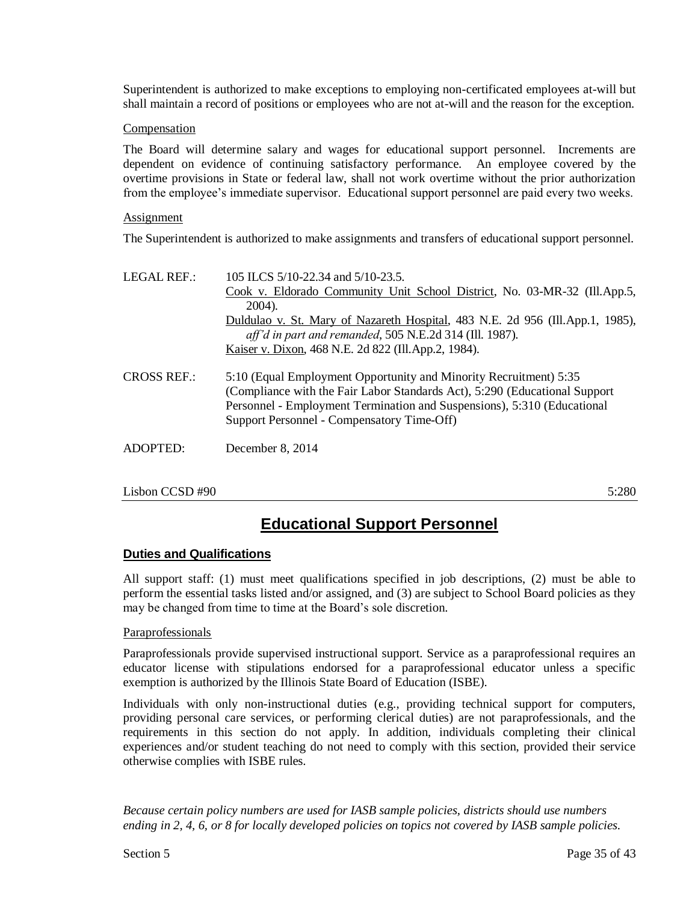Superintendent is authorized to make exceptions to employing non-certificated employees at-will but shall maintain a record of positions or employees who are not at-will and the reason for the exception.

Compensation

The Board will determine salary and wages for educational support personnel. Increments are dependent on evidence of continuing satisfactory performance. An employee covered by the overtime provisions in State or federal law, shall not work overtime without the prior authorization from the employee's immediate supervisor. Educational support personnel are paid every two weeks.

Assignment

The Superintendent is authorized to make assignments and transfers of educational support personnel.

LEGAL REF.: 105 ILCS 5/10-22.34 and 5/10-23.5.
Cook v. Eldorado Community Unit School District, No. 03-MR-32 (Ill.App.5, 2004).
Duldulao v. St. Mary of Nazareth Hospital, 483 N.E. 2d 956 (Ill.App.1, 1985), *aff'd in part and remanded*, 505 N.E.2d 314 (Ill. 1987).
Kaiser v. Dixon, 468 N.E. 2d 822 (Ill.App.2, 1984).

CROSS REF.: 5:10 (Equal Employment Opportunity and Minority Recruitment) 5:35 (Compliance with the Fair Labor Standards Act), 5:290 (Educational Support Personnel - Employment Termination and Suspensions), 5:310 (Educational Support Personnel - Compensatory Time-Off)

ADOPTED: December 8, 2014

Lisbon CCSD #90 5:280

# Educational Support Personnel

## Duties and Qualifications

All support staff: (1) must meet qualifications specified in job descriptions, (2) must be able to perform the essential tasks listed and/or assigned, and (3) are subject to School Board policies as they may be changed from time to time at the Board's sole discretion.

Paraprofessionals

Paraprofessionals provide supervised instructional support. Service as a paraprofessional requires an educator license with stipulations endorsed for a paraprofessional educator unless a specific exemption is authorized by the Illinois State Board of Education (ISBE).

Individuals with only non-instructional duties (e.g., providing technical support for computers, providing personal care services, or performing clerical duties) are not paraprofessionals, and the requirements in this section do not apply. In addition, individuals completing their clinical experiences and/or student teaching do not need to comply with this section, provided their service otherwise complies with ISBE rules.

*Because certain policy numbers are used for IASB sample policies, districts should use numbers ending in 2, 4, 6, or 8 for locally developed policies on topics not covered by IASB sample policies.*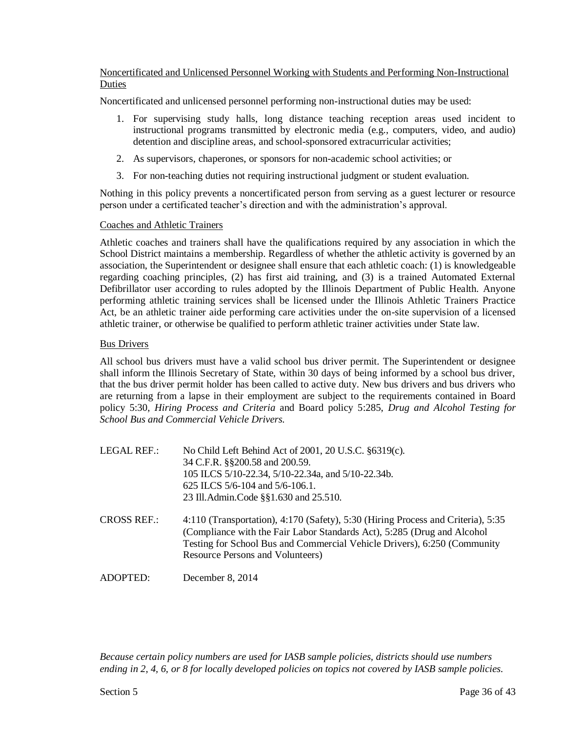<u>Noncertificated and Unlicensed Personnel Working with Students and Performing Non-Instructional Duties</u>

Noncertificated and unlicensed personnel performing non-instructional duties may be used:

1. For supervising study halls, long distance teaching reception areas used incident to instructional programs transmitted by electronic media (e.g., computers, video, and audio) detention and discipline areas, and school-sponsored extracurricular activities;
2. As supervisors, chaperones, or sponsors for non-academic school activities; or
3. For non-teaching duties not requiring instructional judgment or student evaluation.

Nothing in this policy prevents a noncertificated person from serving as a guest lecturer or resource person under a certificated teacher's direction and with the administration's approval.

<u>Coaches and Athletic Trainers</u>

Athletic coaches and trainers shall have the qualifications required by any association in which the School District maintains a membership. Regardless of whether the athletic activity is governed by an association, the Superintendent or designee shall ensure that each athletic coach: (1) is knowledgeable regarding coaching principles, (2) has first aid training, and (3) is a trained Automated External Defibrillator user according to rules adopted by the Illinois Department of Public Health. Anyone performing athletic training services shall be licensed under the Illinois Athletic Trainers Practice Act, be an athletic trainer aide performing care activities under the on-site supervision of a licensed athletic trainer, or otherwise be qualified to perform athletic trainer activities under State law.

<u>Bus Drivers</u>

All school bus drivers must have a valid school bus driver permit. The Superintendent or designee shall inform the Illinois Secretary of State, within 30 days of being informed by a school bus driver, that the bus driver permit holder has been called to active duty. New bus drivers and bus drivers who are returning from a lapse in their employment are subject to the requirements contained in Board policy 5:30, *Hiring Process and Criteria* and Board policy 5:285, *Drug and Alcohol Testing for School Bus and Commercial Vehicle Drivers.*

LEGAL REF.: No Child Left Behind Act of 2001, 20 U.S.C. §6319(c).
34 C.F.R. §§200.58 and 200.59.
105 ILCS 5/10-22.34, 5/10-22.34a, and 5/10-22.34b.
625 ILCS 5/6-104 and 5/6-106.1.
23 Ill.Admin.Code §§1.630 and 25.510.

CROSS REF.: 4:110 (Transportation), 4:170 (Safety), 5:30 (Hiring Process and Criteria), 5:35 (Compliance with the Fair Labor Standards Act), 5:285 (Drug and Alcohol Testing for School Bus and Commercial Vehicle Drivers), 6:250 (Community Resource Persons and Volunteers)

ADOPTED: December 8, 2014

*Because certain policy numbers are used for IASB sample policies, districts should use numbers ending in 2, 4, 6, or 8 for locally developed policies on topics not covered by IASB sample policies.*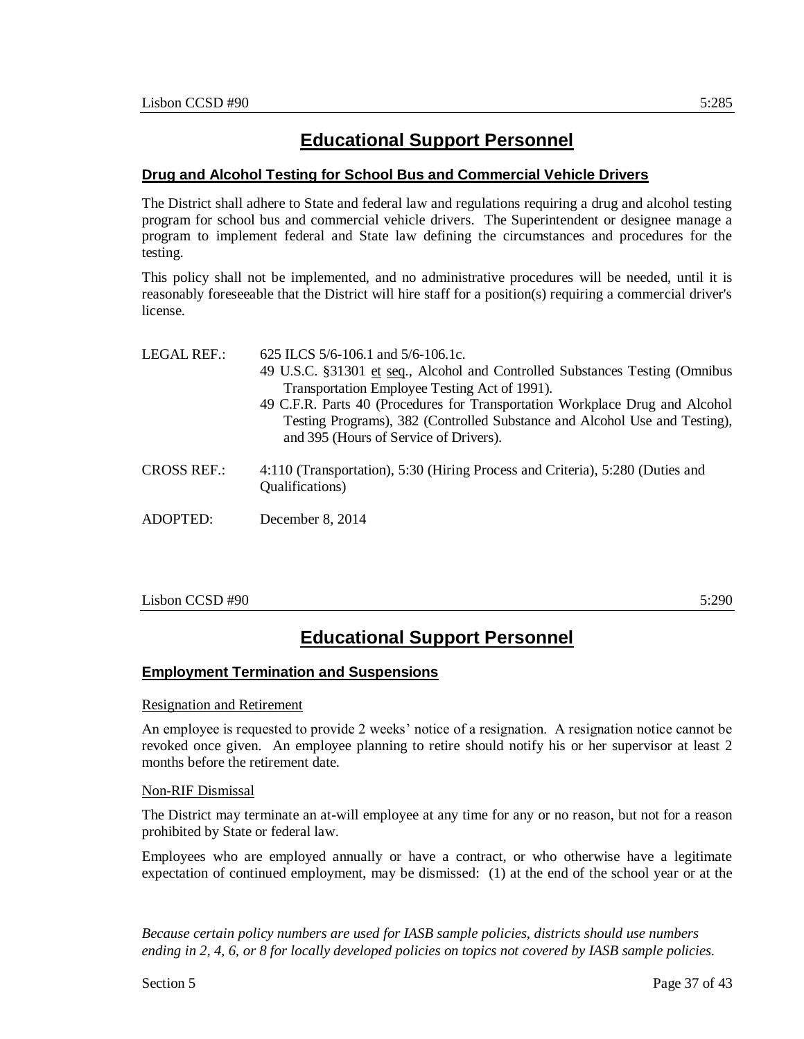# Educational Support Personnel

## Drug and Alcohol Testing for School Bus and Commercial Vehicle Drivers

The District shall adhere to State and federal law and regulations requiring a drug and alcohol testing program for school bus and commercial vehicle drivers. The Superintendent or designee manage a program to implement federal and State law defining the circumstances and procedures for the testing.

This policy shall not be implemented, and no administrative procedures will be needed, until it is reasonably foreseeable that the District will hire staff for a position(s) requiring a commercial driver's license.

LEGAL REF.: 625 ILCS 5/6-106.1 and 5/6-106.1c.
49 U.S.C. §31301 et seq., Alcohol and Controlled Substances Testing (Omnibus Transportation Employee Testing Act of 1991).
49 C.F.R. Parts 40 (Procedures for Transportation Workplace Drug and Alcohol Testing Programs), 382 (Controlled Substance and Alcohol Use and Testing), and 395 (Hours of Service of Drivers).

CROSS REF.: 4:110 (Transportation), 5:30 (Hiring Process and Criteria), 5:280 (Duties and Qualifications)

ADOPTED: December 8, 2014

# Educational Support Personnel

## Employment Termination and Suspensions

Resignation and Retirement

An employee is requested to provide 2 weeks' notice of a resignation. A resignation notice cannot be revoked once given. An employee planning to retire should notify his or her supervisor at least 2 months before the retirement date.

Non-RIF Dismissal

The District may terminate an at-will employee at any time for any or no reason, but not for a reason prohibited by State or federal law.

Employees who are employed annually or have a contract, or who otherwise have a legitimate expectation of continued employment, may be dismissed: (1) at the end of the school year or at the

*Because certain policy numbers are used for IASB sample policies, districts should use numbers ending in 2, 4, 6, or 8 for locally developed policies on topics not covered by IASB sample policies.*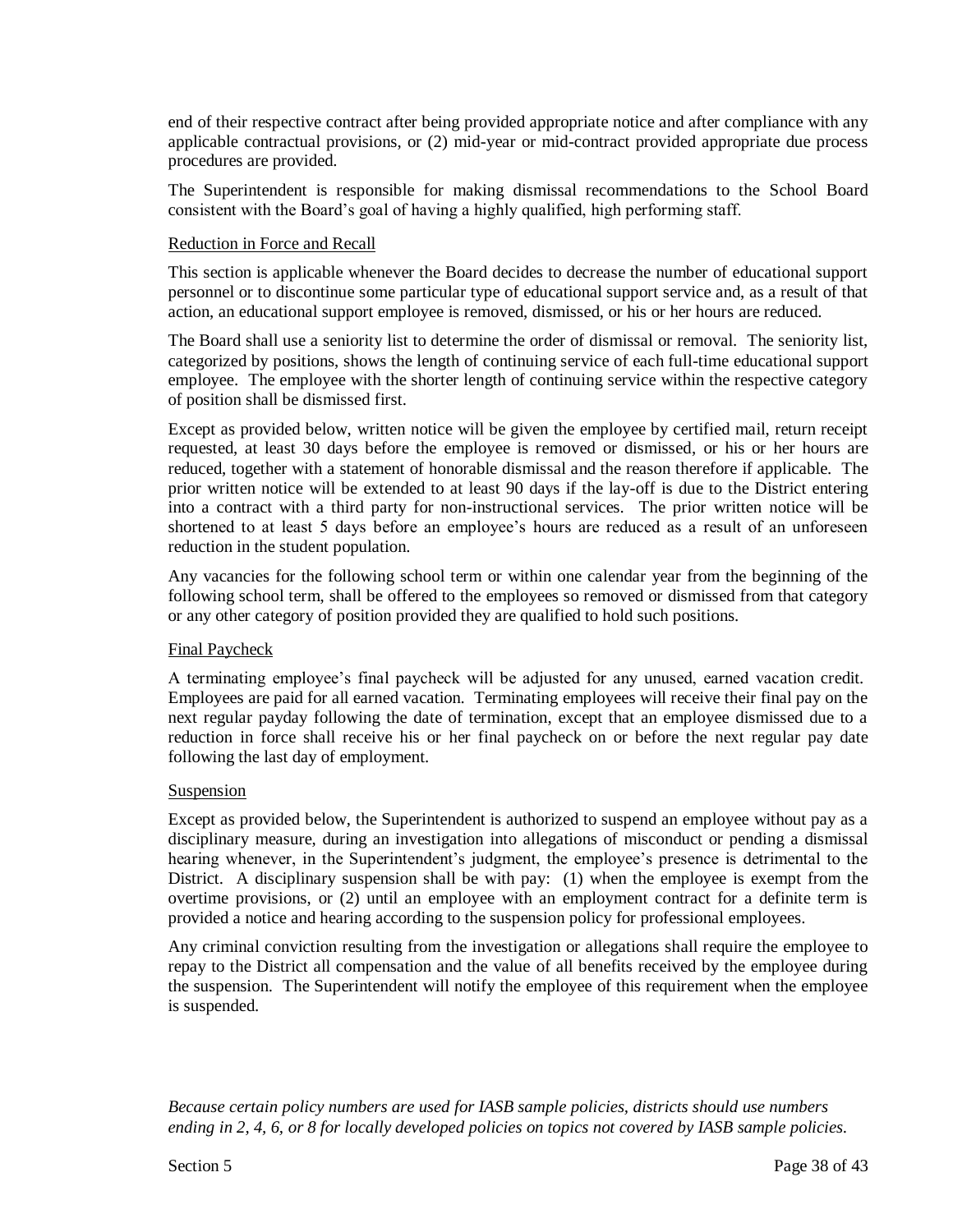end of their respective contract after being provided appropriate notice and after compliance with any applicable contractual provisions, or (2) mid-year or mid-contract provided appropriate due process procedures are provided.

The Superintendent is responsible for making dismissal recommendations to the School Board consistent with the Board's goal of having a highly qualified, high performing staff.

### Reduction in Force and Recall

This section is applicable whenever the Board decides to decrease the number of educational support personnel or to discontinue some particular type of educational support service and, as a result of that action, an educational support employee is removed, dismissed, or his or her hours are reduced.

The Board shall use a seniority list to determine the order of dismissal or removal. The seniority list, categorized by positions, shows the length of continuing service of each full-time educational support employee. The employee with the shorter length of continuing service within the respective category of position shall be dismissed first.

Except as provided below, written notice will be given the employee by certified mail, return receipt requested, at least 30 days before the employee is removed or dismissed, or his or her hours are reduced, together with a statement of honorable dismissal and the reason therefore if applicable. The prior written notice will be extended to at least 90 days if the lay-off is due to the District entering into a contract with a third party for non-instructional services. The prior written notice will be shortened to at least 5 days before an employee's hours are reduced as a result of an unforeseen reduction in the student population.

Any vacancies for the following school term or within one calendar year from the beginning of the following school term, shall be offered to the employees so removed or dismissed from that category or any other category of position provided they are qualified to hold such positions.

### Final Paycheck

A terminating employee's final paycheck will be adjusted for any unused, earned vacation credit. Employees are paid for all earned vacation. Terminating employees will receive their final pay on the next regular payday following the date of termination, except that an employee dismissed due to a reduction in force shall receive his or her final paycheck on or before the next regular pay date following the last day of employment.

### Suspension

Except as provided below, the Superintendent is authorized to suspend an employee without pay as a disciplinary measure, during an investigation into allegations of misconduct or pending a dismissal hearing whenever, in the Superintendent's judgment, the employee's presence is detrimental to the District. A disciplinary suspension shall be with pay: (1) when the employee is exempt from the overtime provisions, or (2) until an employee with an employment contract for a definite term is provided a notice and hearing according to the suspension policy for professional employees.

Any criminal conviction resulting from the investigation or allegations shall require the employee to repay to the District all compensation and the value of all benefits received by the employee during the suspension. The Superintendent will notify the employee of this requirement when the employee is suspended.

*Because certain policy numbers are used for IASB sample policies, districts should use numbers ending in 2, 4, 6, or 8 for locally developed policies on topics not covered by IASB sample policies.*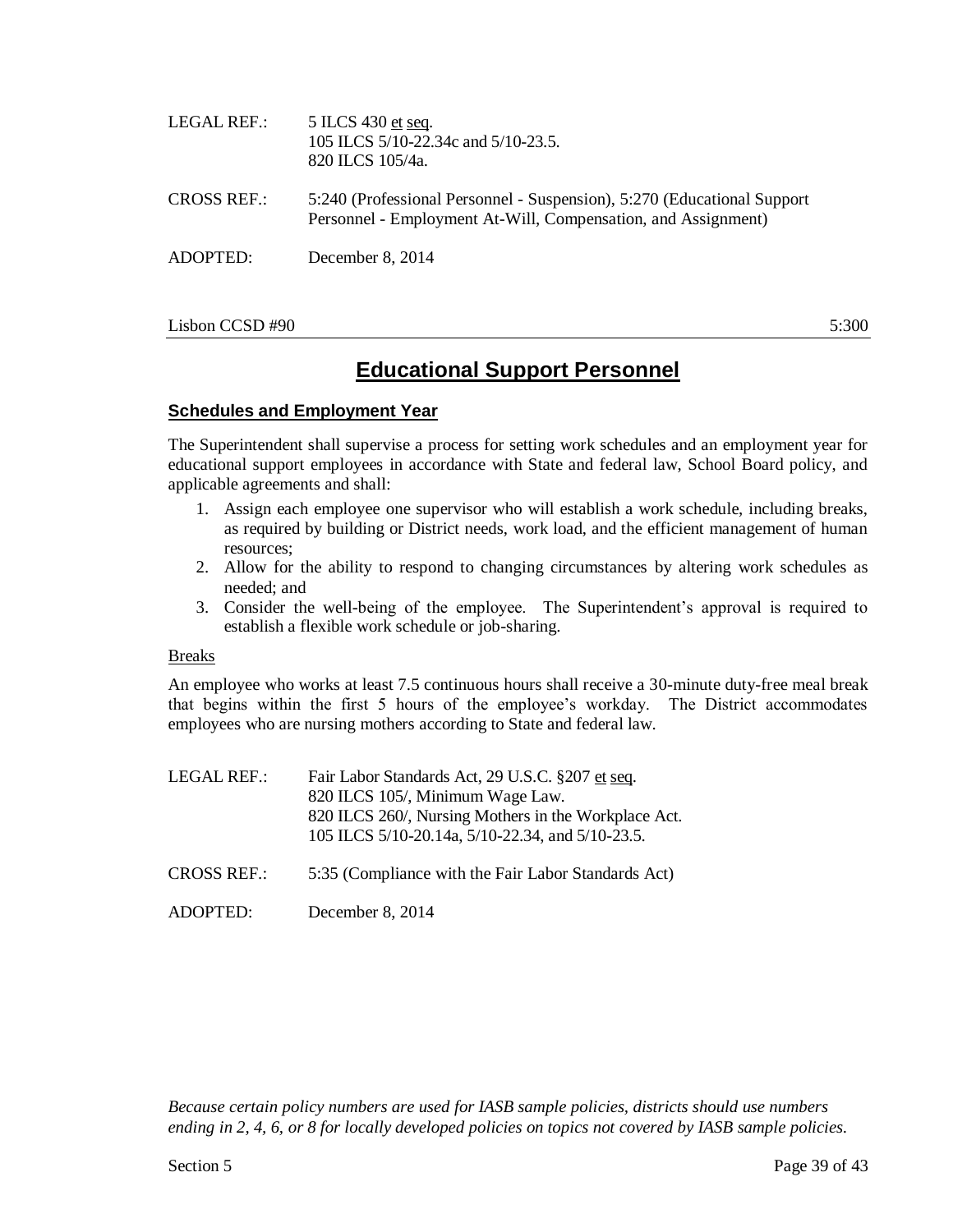LEGAL REF.: 5 ILCS 430 et seq.
105 ILCS 5/10-22.34c and 5/10-23.5.
820 ILCS 105/4a.

CROSS REF.: 5:240 (Professional Personnel - Suspension), 5:270 (Educational Support Personnel - Employment At-Will, Compensation, and Assignment)

ADOPTED: December 8, 2014

Lisbon CCSD #90 5:300

# Educational Support Personnel

## Schedules and Employment Year

The Superintendent shall supervise a process for setting work schedules and an employment year for educational support employees in accordance with State and federal law, School Board policy, and applicable agreements and shall:

1. Assign each employee one supervisor who will establish a work schedule, including breaks, as required by building or District needs, work load, and the efficient management of human resources;
2. Allow for the ability to respond to changing circumstances by altering work schedules as needed; and
3. Consider the well-being of the employee. The Superintendent's approval is required to establish a flexible work schedule or job-sharing.

### Breaks

An employee who works at least 7.5 continuous hours shall receive a 30-minute duty-free meal break that begins within the first 5 hours of the employee's workday. The District accommodates employees who are nursing mothers according to State and federal law.

LEGAL REF.: Fair Labor Standards Act, 29 U.S.C. §207 et seq.
820 ILCS 105/, Minimum Wage Law.
820 ILCS 260/, Nursing Mothers in the Workplace Act.
105 ILCS 5/10-20.14a, 5/10-22.34, and 5/10-23.5.

CROSS REF.: 5:35 (Compliance with the Fair Labor Standards Act)

ADOPTED: December 8, 2014

*Because certain policy numbers are used for IASB sample policies, districts should use numbers ending in 2, 4, 6, or 8 for locally developed policies on topics not covered by IASB sample policies.*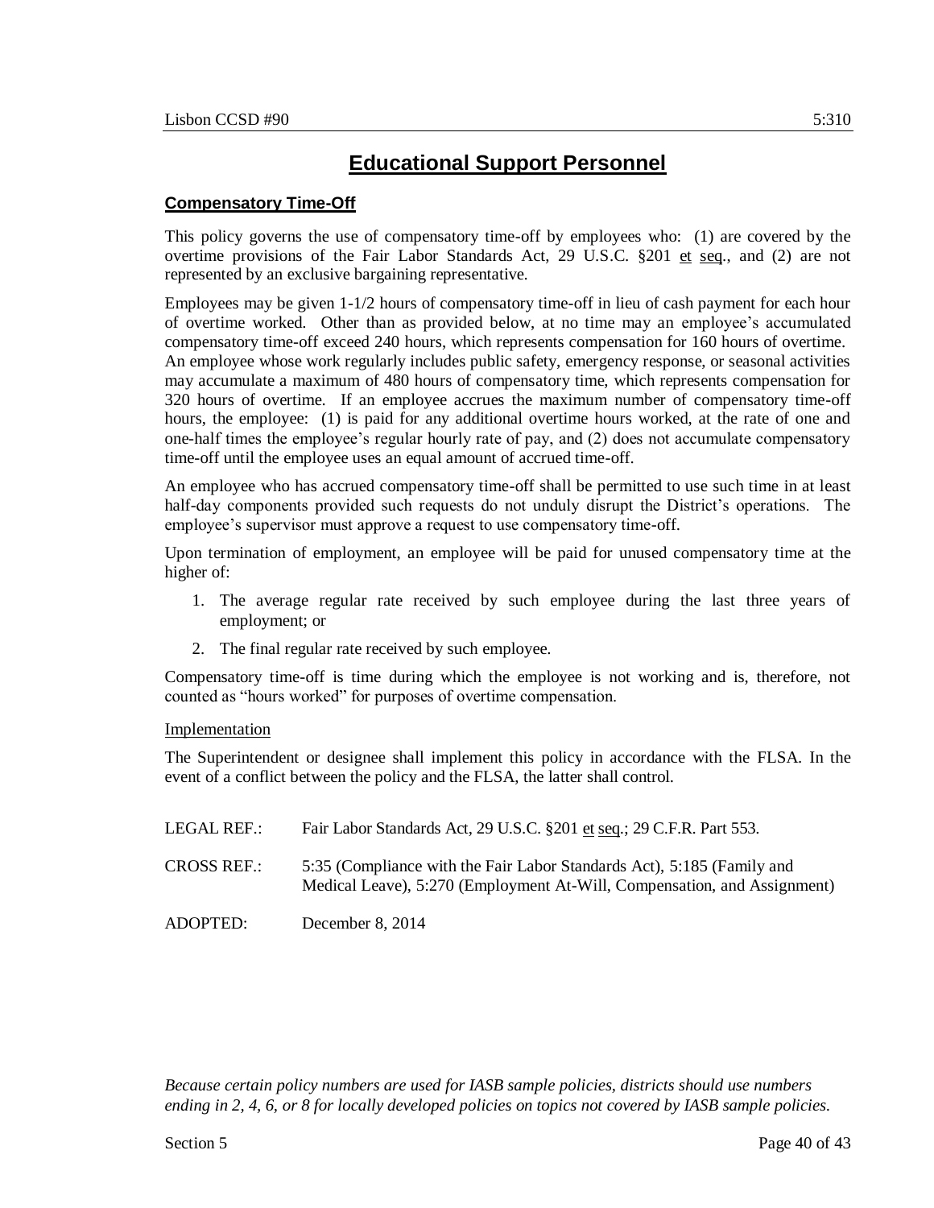# Educational Support Personnel

## Compensatory Time-Off

This policy governs the use of compensatory time-off by employees who: (1) are covered by the overtime provisions of the Fair Labor Standards Act, 29 U.S.C. §201 et seq., and (2) are not represented by an exclusive bargaining representative.

Employees may be given 1-1/2 hours of compensatory time-off in lieu of cash payment for each hour of overtime worked. Other than as provided below, at no time may an employee's accumulated compensatory time-off exceed 240 hours, which represents compensation for 160 hours of overtime. An employee whose work regularly includes public safety, emergency response, or seasonal activities may accumulate a maximum of 480 hours of compensatory time, which represents compensation for 320 hours of overtime. If an employee accrues the maximum number of compensatory time-off hours, the employee: (1) is paid for any additional overtime hours worked, at the rate of one and one-half times the employee's regular hourly rate of pay, and (2) does not accumulate compensatory time-off until the employee uses an equal amount of accrued time-off.

An employee who has accrued compensatory time-off shall be permitted to use such time in at least half-day components provided such requests do not unduly disrupt the District's operations. The employee's supervisor must approve a request to use compensatory time-off.

Upon termination of employment, an employee will be paid for unused compensatory time at the higher of:

1. The average regular rate received by such employee during the last three years of employment; or
2. The final regular rate received by such employee.

Compensatory time-off is time during which the employee is not working and is, therefore, not counted as "hours worked" for purposes of overtime compensation.

### Implementation

The Superintendent or designee shall implement this policy in accordance with the FLSA. In the event of a conflict between the policy and the FLSA, the latter shall control.

LEGAL REF.: Fair Labor Standards Act, 29 U.S.C. §201 et seq.; 29 C.F.R. Part 553.

CROSS REF.: 5:35 (Compliance with the Fair Labor Standards Act), 5:185 (Family and Medical Leave), 5:270 (Employment At-Will, Compensation, and Assignment)

ADOPTED: December 8, 2014

*Because certain policy numbers are used for IASB sample policies, districts should use numbers ending in 2, 4, 6, or 8 for locally developed policies on topics not covered by IASB sample policies.*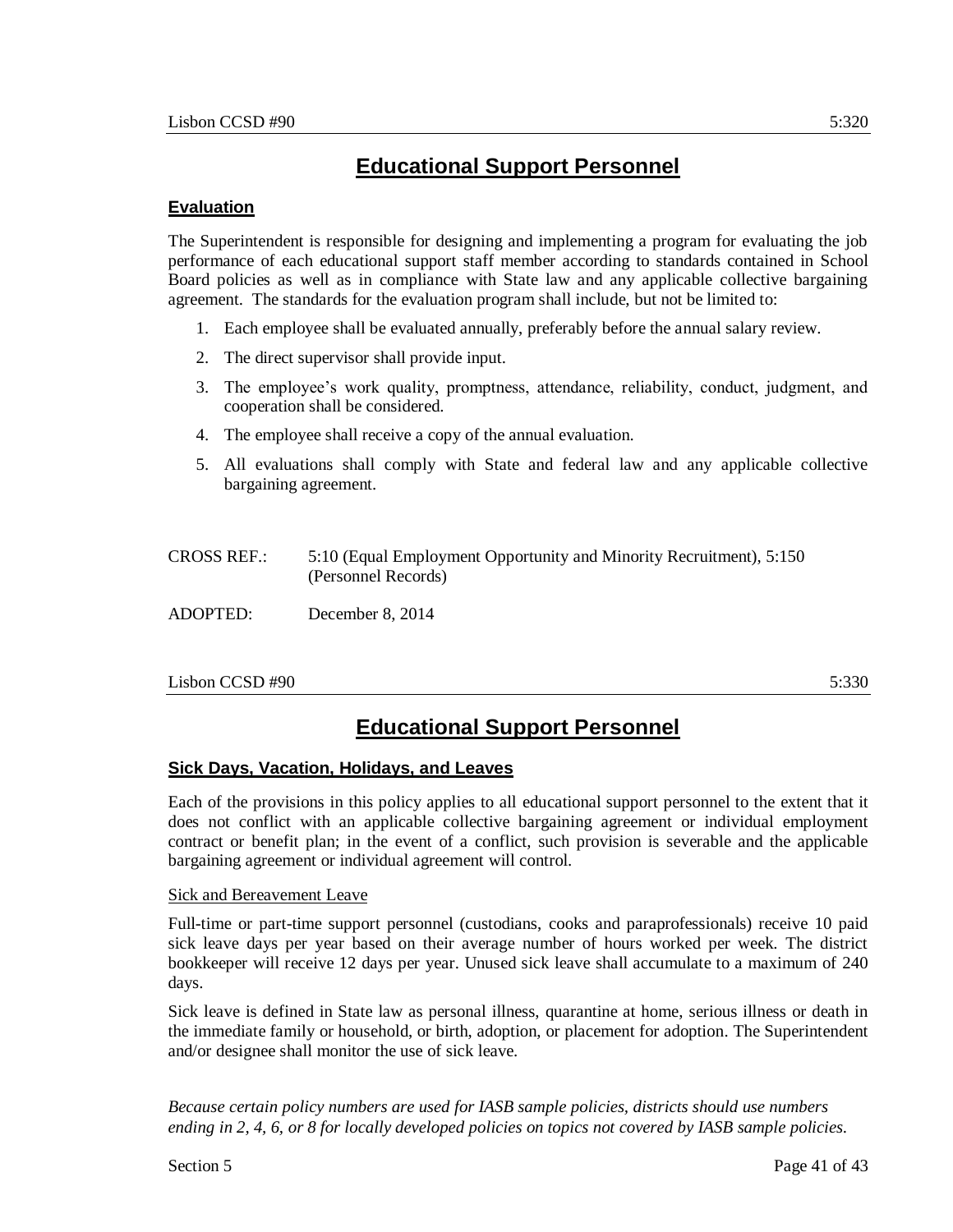# Educational Support Personnel

## Evaluation

The Superintendent is responsible for designing and implementing a program for evaluating the job performance of each educational support staff member according to standards contained in School Board policies as well as in compliance with State law and any applicable collective bargaining agreement. The standards for the evaluation program shall include, but not be limited to:

1. Each employee shall be evaluated annually, preferably before the annual salary review.
2. The direct supervisor shall provide input.
3. The employee's work quality, promptness, attendance, reliability, conduct, judgment, and cooperation shall be considered.
4. The employee shall receive a copy of the annual evaluation.
5. All evaluations shall comply with State and federal law and any applicable collective bargaining agreement.

CROSS REF.: 5:10 (Equal Employment Opportunity and Minority Recruitment), 5:150 (Personnel Records)

ADOPTED: December 8, 2014

Lisbon CCSD #90 5:330

# Educational Support Personnel

## Sick Days, Vacation, Holidays, and Leaves

Each of the provisions in this policy applies to all educational support personnel to the extent that it does not conflict with an applicable collective bargaining agreement or individual employment contract or benefit plan; in the event of a conflict, such provision is severable and the applicable bargaining agreement or individual agreement will control.

### Sick and Bereavement Leave

Full-time or part-time support personnel (custodians, cooks and paraprofessionals) receive 10 paid sick leave days per year based on their average number of hours worked per week. The district bookkeeper will receive 12 days per year. Unused sick leave shall accumulate to a maximum of 240 days.

Sick leave is defined in State law as personal illness, quarantine at home, serious illness or death in the immediate family or household, or birth, adoption, or placement for adoption. The Superintendent and/or designee shall monitor the use of sick leave.

*Because certain policy numbers are used for IASB sample policies, districts should use numbers ending in 2, 4, 6, or 8 for locally developed policies on topics not covered by IASB sample policies.*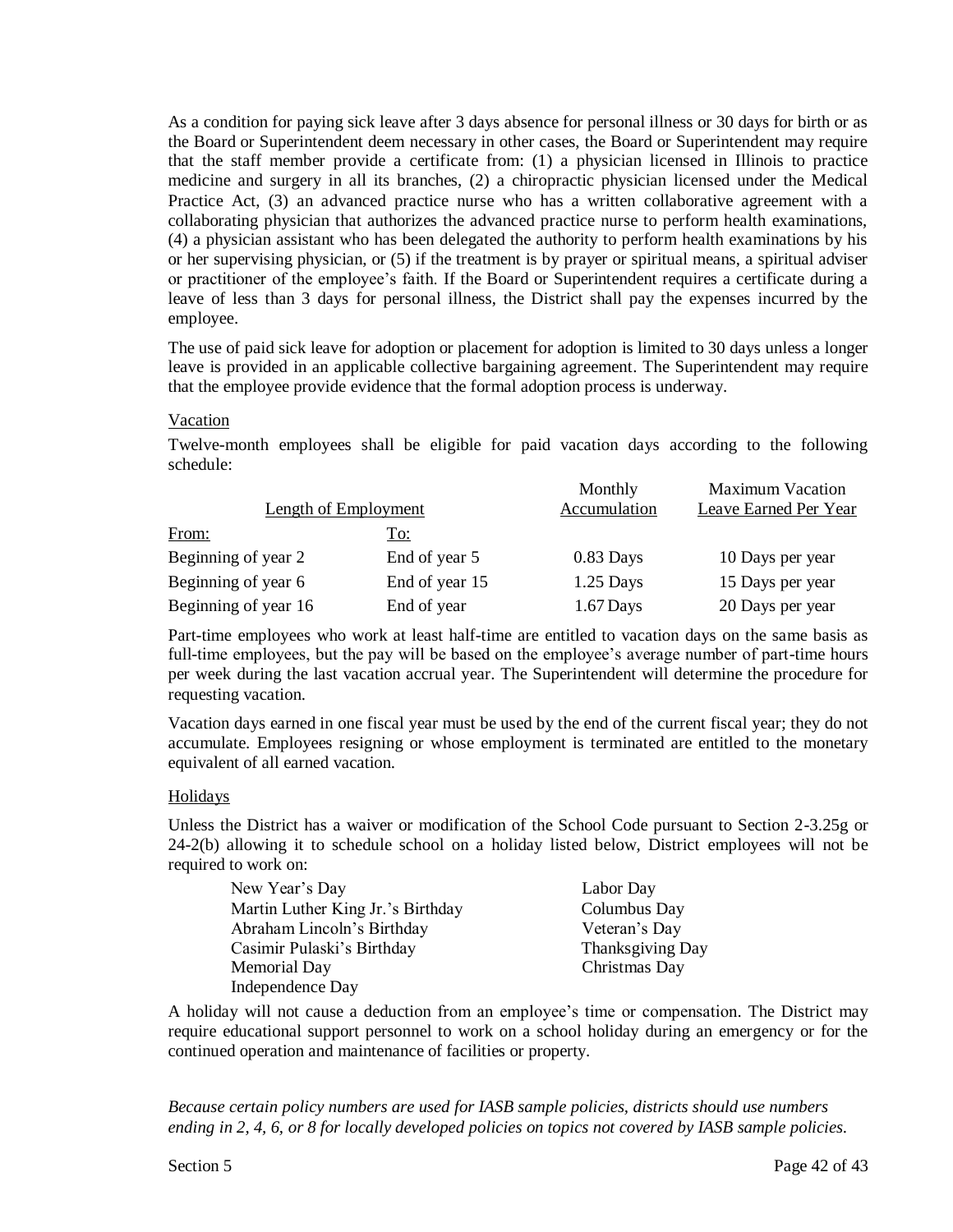As a condition for paying sick leave after 3 days absence for personal illness or 30 days for birth or as the Board or Superintendent deem necessary in other cases, the Board or Superintendent may require that the staff member provide a certificate from: (1) a physician licensed in Illinois to practice medicine and surgery in all its branches, (2) a chiropractic physician licensed under the Medical Practice Act, (3) an advanced practice nurse who has a written collaborative agreement with a collaborating physician that authorizes the advanced practice nurse to perform health examinations, (4) a physician assistant who has been delegated the authority to perform health examinations by his or her supervising physician, or (5) if the treatment is by prayer or spiritual means, a spiritual adviser or practitioner of the employee's faith. If the Board or Superintendent requires a certificate during a leave of less than 3 days for personal illness, the District shall pay the expenses incurred by the employee.

The use of paid sick leave for adoption or placement for adoption is limited to 30 days unless a longer leave is provided in an applicable collective bargaining agreement. The Superintendent may require that the employee provide evidence that the formal adoption process is underway.

Vacation

Twelve-month employees shall be eligible for paid vacation days according to the following schedule:

| Length of Employment | | Monthly Accumulation | Maximum Vacation Leave Earned Per Year |
|---|---|---|---|
| From: | To: | | |
| Beginning of year 2 | End of year 5 | 0.83 Days | 10 Days per year |
| Beginning of year 6 | End of year 15 | 1.25 Days | 15 Days per year |
| Beginning of year 16 | End of year | 1.67 Days | 20 Days per year |

Part-time employees who work at least half-time are entitled to vacation days on the same basis as full-time employees, but the pay will be based on the employee's average number of part-time hours per week during the last vacation accrual year. The Superintendent will determine the procedure for requesting vacation.

Vacation days earned in one fiscal year must be used by the end of the current fiscal year; they do not accumulate. Employees resigning or whose employment is terminated are entitled to the monetary equivalent of all earned vacation.

Holidays

Unless the District has a waiver or modification of the School Code pursuant to Section 2-3.25g or 24-2(b) allowing it to schedule school on a holiday listed below, District employees will not be required to work on:

- New Year's Day
- Martin Luther King Jr.'s Birthday
- Abraham Lincoln's Birthday
- Casimir Pulaski's Birthday
- Memorial Day
- Independence Day
- Labor Day
- Columbus Day
- Veteran's Day
- Thanksgiving Day
- Christmas Day

A holiday will not cause a deduction from an employee's time or compensation. The District may require educational support personnel to work on a school holiday during an emergency or for the continued operation and maintenance of facilities or property.

*Because certain policy numbers are used for IASB sample policies, districts should use numbers ending in 2, 4, 6, or 8 for locally developed policies on topics not covered by IASB sample policies.*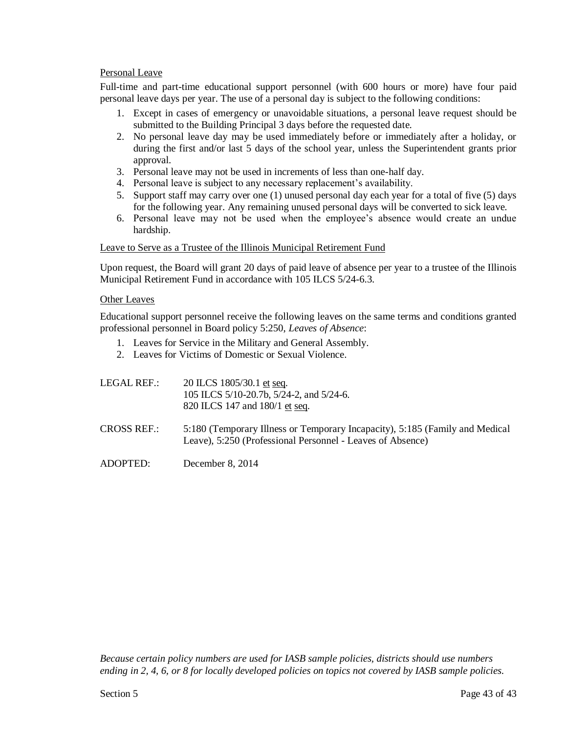Personal Leave

Full-time and part-time educational support personnel (with 600 hours or more) have four paid personal leave days per year. The use of a personal day is subject to the following conditions:

1. Except in cases of emergency or unavoidable situations, a personal leave request should be submitted to the Building Principal 3 days before the requested date.
2. No personal leave day may be used immediately before or immediately after a holiday, or during the first and/or last 5 days of the school year, unless the Superintendent grants prior approval.
3. Personal leave may not be used in increments of less than one-half day.
4. Personal leave is subject to any necessary replacement's availability.
5. Support staff may carry over one (1) unused personal day each year for a total of five (5) days for the following year. Any remaining unused personal days will be converted to sick leave.
6. Personal leave may not be used when the employee's absence would create an undue hardship.

Leave to Serve as a Trustee of the Illinois Municipal Retirement Fund

Upon request, the Board will grant 20 days of paid leave of absence per year to a trustee of the Illinois Municipal Retirement Fund in accordance with 105 ILCS 5/24-6.3.

Other Leaves

Educational support personnel receive the following leaves on the same terms and conditions granted professional personnel in Board policy 5:250, *Leaves of Absence*:

1. Leaves for Service in the Military and General Assembly.
2. Leaves for Victims of Domestic or Sexual Violence.

LEGAL REF.: 20 ILCS 1805/30.1 et seq.
105 ILCS 5/10-20.7b, 5/24-2, and 5/24-6.
820 ILCS 147 and 180/1 et seq.

CROSS REF.: 5:180 (Temporary Illness or Temporary Incapacity), 5:185 (Family and Medical Leave), 5:250 (Professional Personnel - Leaves of Absence)

ADOPTED: December 8, 2014

*Because certain policy numbers are used for IASB sample policies, districts should use numbers ending in 2, 4, 6, or 8 for locally developed policies on topics not covered by IASB sample policies.*